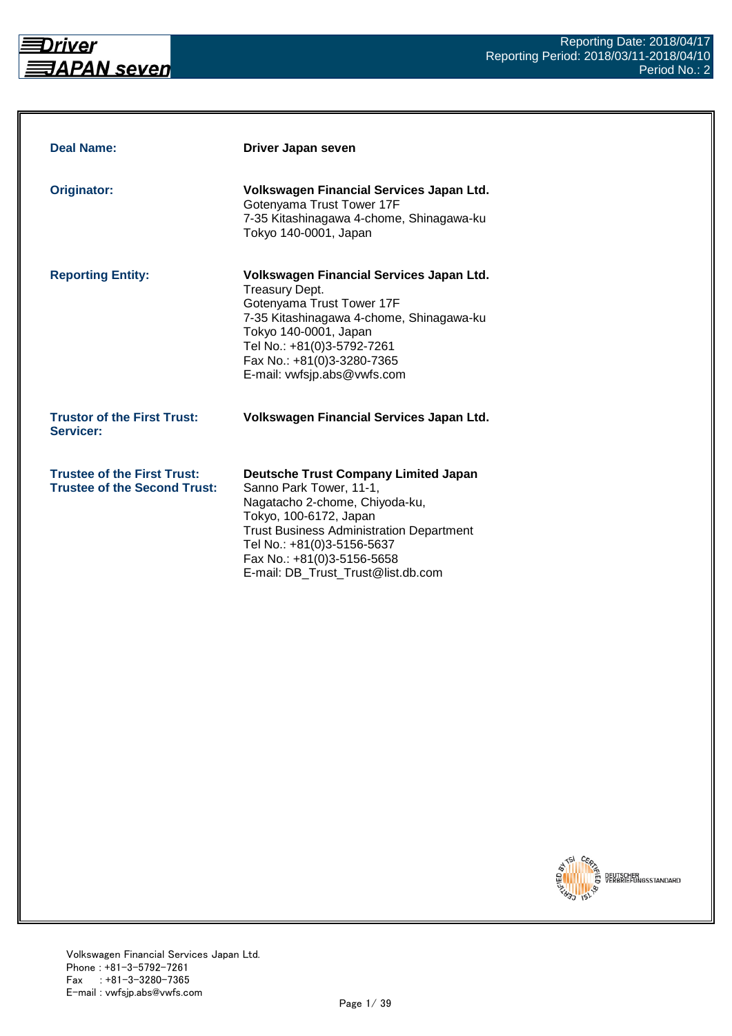Reporting Date: 2018/04/17
Reporting Period: 2018/03/11-2018/04/10
Period No.: 2

| | |
|---|---|
| **Deal Name:** | **Driver Japan seven** |
| **Originator:** | **Volkswagen Financial Services Japan Ltd.**<br>Gotenyama Trust Tower 17F<br>7-35 Kitashinagawa 4-chome, Shinagawa-ku<br>Tokyo 140-0001, Japan |
| **Reporting Entity:** | **Volkswagen Financial Services Japan Ltd.**<br>Treasury Dept.<br>Gotenyama Trust Tower 17F<br>7-35 Kitashinagawa 4-chome, Shinagawa-ku<br>Tokyo 140-0001, Japan<br>Tel No.: +81(0)3-5792-7261<br>Fax No.: +81(0)3-3280-7365<br>E-mail: vwfsjp.abs@vwfs.com |
| **Trustor of the First Trust:**<br>**Servicer:** | **Volkswagen Financial Services Japan Ltd.** |
| **Trustee of the First Trust:**<br>**Trustee of the Second Trust:** | **Deutsche Trust Company Limited Japan**<br>Sanno Park Tower, 11-1,<br>Nagatacho 2-chome, Chiyoda-ku,<br>Tokyo, 100-6172, Japan<br>Trust Business Administration Department<br>Tel No.: +81(0)3-5156-5637<br>Fax No.: +81(0)3-5156-5658<br>E-mail: DB_Trust_Trust@list.db.com |

Volkswagen Financial Services Japan Ltd.
Phone : +81-3-5792-7261
Fax : +81-3-3280-7365
E-mail : vwfsjp.abs@vwfs.com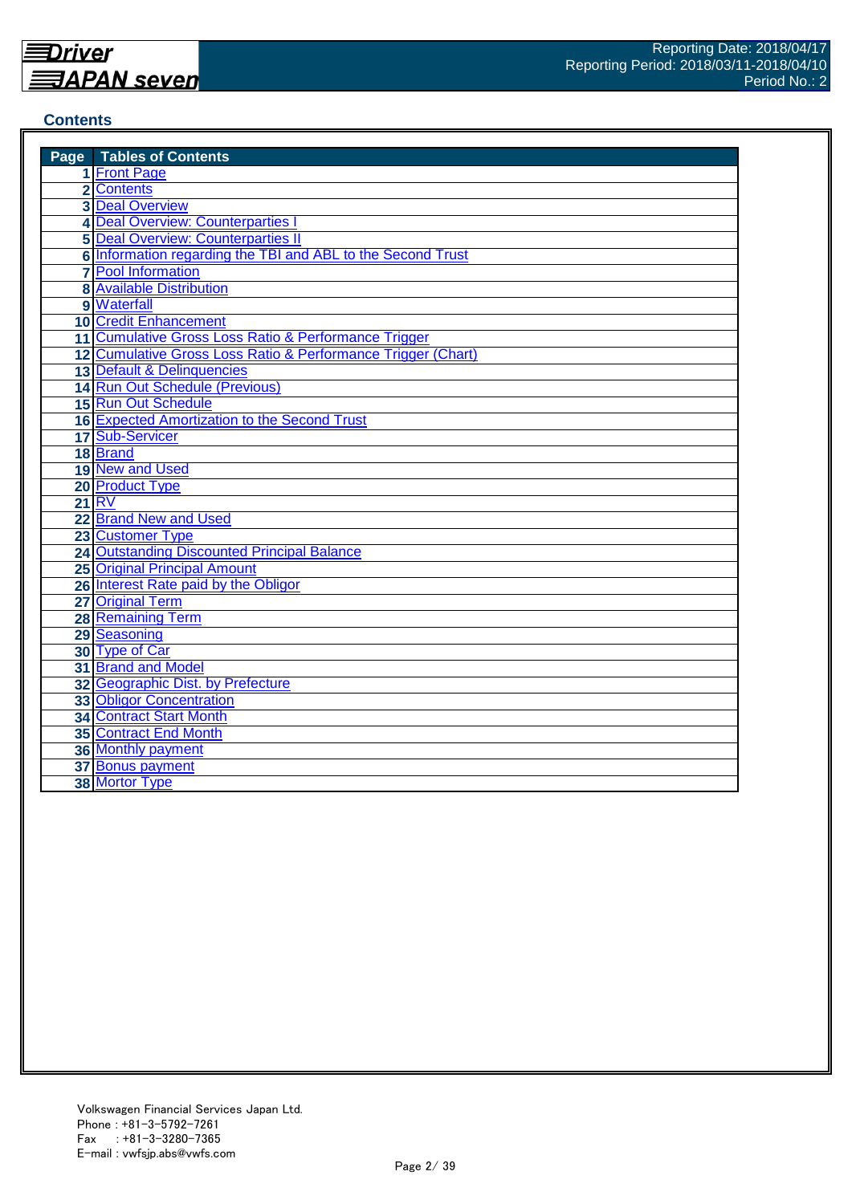## Contents

| Page | Tables of Contents |
|---|---|
| 1 | Front Page |
| 2 | Contents |
| 3 | Deal Overview |
| 4 | Deal Overview: Counterparties I |
| 5 | Deal Overview: Counterparties II |
| 6 | Information regarding the TBI and ABL to the Second Trust |
| 7 | Pool Information |
| 8 | Available Distribution |
| 9 | Waterfall |
| 10 | Credit Enhancement |
| 11 | Cumulative Gross Loss Ratio & Performance Trigger |
| 12 | Cumulative Gross Loss Ratio & Performance Trigger (Chart) |
| 13 | Default & Delinquencies |
| 14 | Run Out Schedule (Previous) |
| 15 | Run Out Schedule |
| 16 | Expected Amortization to the Second Trust |
| 17 | Sub-Servicer |
| 18 | Brand |
| 19 | New and Used |
| 20 | Product Type |
| 21 | RV |
| 22 | Brand New and Used |
| 23 | Customer Type |
| 24 | Outstanding Discounted Principal Balance |
| 25 | Original Principal Amount |
| 26 | Interest Rate paid by the Obligor |
| 27 | Original Term |
| 28 | Remaining Term |
| 29 | Seasoning |
| 30 | Type of Car |
| 31 | Brand and Model |
| 32 | Geographic Dist. by Prefecture |
| 33 | Obligor Concentration |
| 34 | Contract Start Month |
| 35 | Contract End Month |
| 36 | Monthly payment |
| 37 | Bonus payment |
| 38 | Mortor Type |

Volkswagen Financial Services Japan Ltd.
Phone : +81-3-5792-7261
Fax : +81-3-3280-7365
E-mail : vwfsjp.abs@vwfs.com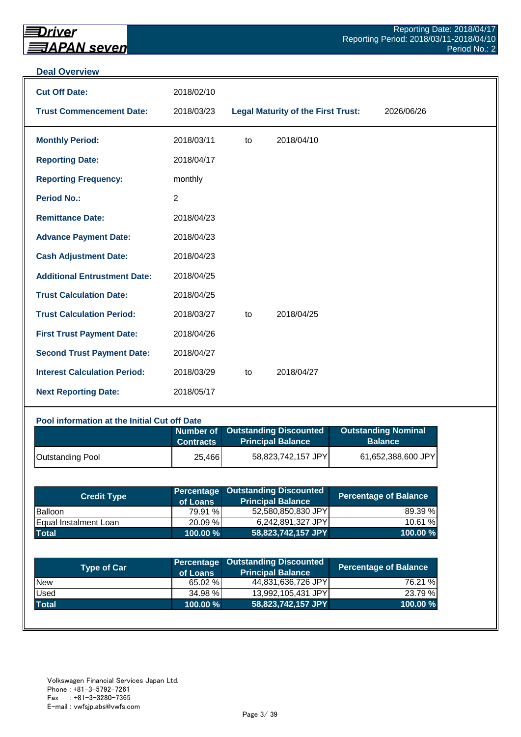Driver JAPAN seven

Reporting Date: 2018/04/17
Reporting Period: 2018/03/11-2018/04/10
Period No.: 2

## Deal Overview

| | | | |
|---|---|---|---|
| **Cut Off Date:** | 2018/02/10 | | |
| **Trust Commencement Date:** | 2018/03/23 | **Legal Maturity of the First Trust:** | 2026/06/26 |

| | | | |
|---|---|---|---|
| **Monthly Period:** | 2018/03/11 | to | 2018/04/10 |
| **Reporting Date:** | 2018/04/17 | | |
| **Reporting Frequency:** | monthly | | |
| **Period No.:** | 2 | | |
| **Remittance Date:** | 2018/04/23 | | |
| **Advance Payment Date:** | 2018/04/23 | | |
| **Cash Adjustment Date:** | 2018/04/23 | | |
| **Additional Entrustment Date:** | 2018/04/25 | | |
| **Trust Calculation Date:** | 2018/04/25 | | |
| **Trust Calculation Period:** | 2018/03/27 | to | 2018/04/25 |
| **First Trust Payment Date:** | 2018/04/26 | | |
| **Second Trust Payment Date:** | 2018/04/27 | | |
| **Interest Calculation Period:** | 2018/03/29 | to | 2018/04/27 |
| **Next Reporting Date:** | 2018/05/17 | | |

### Pool information at the Initial Cut off Date

| | Number of Contracts | Outstanding Discounted Principal Balance | Outstanding Nominal Balance |
|---|---|---|---|
| Outstanding Pool | 25,466 | 58,823,742,157 JPY | 61,652,388,600 JPY |

| Credit Type | Percentage of Loans | Outstanding Discounted Principal Balance | Percentage of Balance |
|---|---|---|---|
| Balloon | 79.91 % | 52,580,850,830 JPY | 89.39 % |
| Equal Instalment Loan | 20.09 % | 6,242,891,327 JPY | 10.61 % |
| **Total** | **100.00 %** | **58,823,742,157 JPY** | **100.00 %** |

| Type of Car | Percentage of Loans | Outstanding Discounted Principal Balance | Percentage of Balance |
|---|---|---|---|
| New | 65.02 % | 44,831,636,726 JPY | 76.21 % |
| Used | 34.98 % | 13,992,105,431 JPY | 23.79 % |
| **Total** | **100.00 %** | **58,823,742,157 JPY** | **100.00 %** |

Volkswagen Financial Services Japan Ltd.
Phone : +81-3-5792-7261
Fax : +81-3-3280-7365
E-mail : vwfsjp.abs@vwfs.com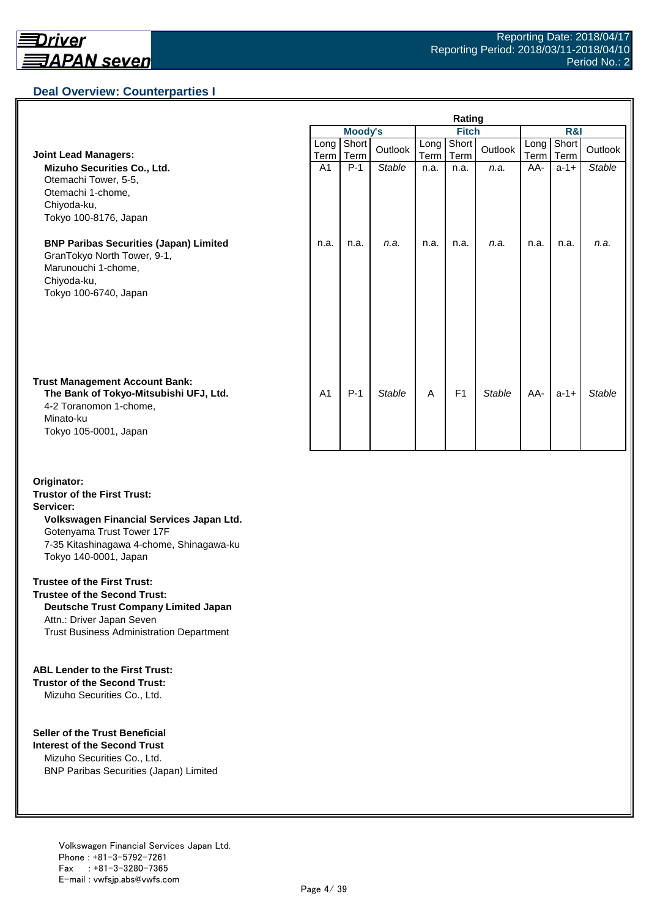## Deal Overview: Counterparties I

| | Moody's | | | Fitch | | | R&I | | |
|---|---|---|---|---|---|---|---|---|---|
| | Long Term | Short Term | Outlook | Long Term | Short Term | Outlook | Long Term | Short Term | Outlook |
| **Joint Lead Managers:** | | | | | | | | | |
| **Mizuho Securities Co., Ltd.** Otemachi Tower, 5-5, Otemachi 1-chome, Chiyoda-ku, Tokyo 100-8176, Japan | A1 | P-1 | *Stable* | n.a. | n.a. | *n.a.* | AA- | a-1+ | *Stable* |
| **BNP Paribas Securities (Japan) Limited** GranTokyo North Tower, 9-1, Marunouchi 1-chome, Chiyoda-ku, Tokyo 100-6740, Japan | n.a. | n.a. | *n.a.* | n.a. | n.a. | *n.a.* | n.a. | n.a. | *n.a.* |
| **Trust Management Account Bank:** | | | | | | | | | |
| **The Bank of Tokyo-Mitsubishi UFJ, Ltd.** 4-2 Toranomon 1-chome, Minato-ku Tokyo 105-0001, Japan | A1 | P-1 | *Stable* | A | F1 | *Stable* | AA- | a-1+ | *Stable* |

**Originator:**
**Trustor of the First Trust:**
**Servicer:**
**Volkswagen Financial Services Japan Ltd.**
Gotenyama Trust Tower 17F
7-35 Kitashinagawa 4-chome, Shinagawa-ku
Tokyo 140-0001, Japan

**Trustee of the First Trust:**
**Trustee of the Second Trust:**
**Deutsche Trust Company Limited Japan**
Attn.: Driver Japan Seven
Trust Business Administration Department

**ABL Lender to the First Trust:**
**Trustor of the Second Trust:**
Mizuho Securities Co., Ltd.

**Seller of the Trust Beneficial Interest of the Second Trust**
Mizuho Securities Co., Ltd.
BNP Paribas Securities (Japan) Limited

Volkswagen Financial Services Japan Ltd.
Phone : +81-3-5792-7261
Fax : +81-3-3280-7365
E-mail : vwfsjp.abs@vwfs.com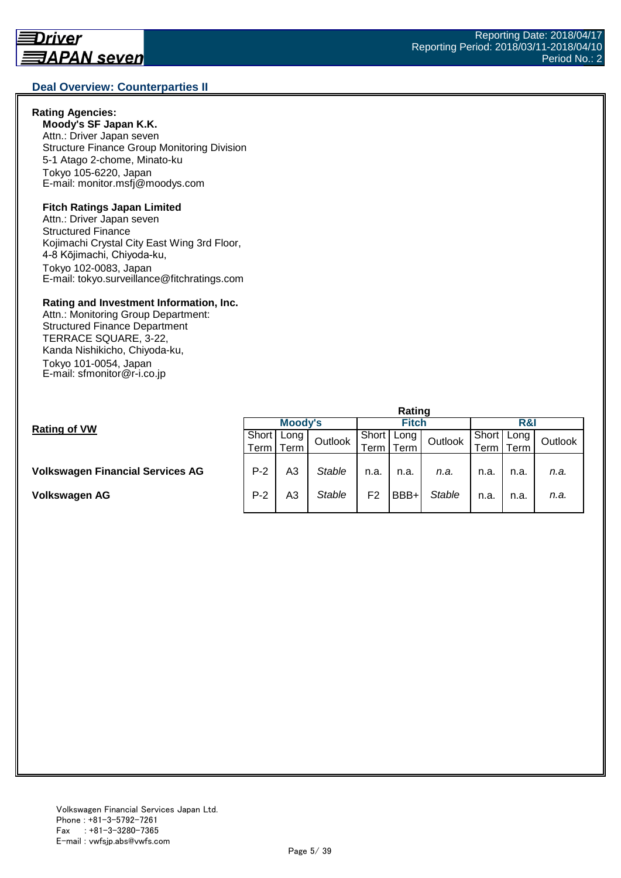## Deal Overview: Counterparties II

**Rating Agencies:**

**Moody's SF Japan K.K.**
Attn.: Driver Japan seven
Structure Finance Group Monitoring Division
5-1 Atago 2-chome, Minato-ku
Tokyo 105-6220, Japan
E-mail: monitor.msfj@moodys.com

**Fitch Ratings Japan Limited**
Attn.: Driver Japan seven
Structured Finance
Kojimachi Crystal City East Wing 3rd Floor,
4-8 Kōjimachi, Chiyoda-ku,
Tokyo 102-0083, Japan
E-mail: tokyo.surveillance@fitchratings.com

**Rating and Investment Information, Inc.**
Attn.: Monitoring Group Department:
Structured Finance Department
TERRACE SQUARE, 3-22,
Kanda Nishikicho, Chiyoda-ku,
Tokyo 101-0054, Japan
E-mail: sfmonitor@r-i.co.jp

**Rating of VW**

| | Rating | | | | | | | | |
|---|---|---|---|---|---|---|---|---|---|
| | Moody's | | | Fitch | | | R&I | | |
| | Short Term | Long Term | Outlook | Short Term | Long Term | Outlook | Short Term | Long Term | Outlook |
| **Volkswagen Financial Services AG** | P-2 | A3 | *Stable* | n.a. | n.a. | *n.a.* | n.a. | n.a. | *n.a.* |
| **Volkswagen AG** | P-2 | A3 | *Stable* | F2 | BBB+ | *Stable* | n.a. | n.a. | *n.a.* |

Volkswagen Financial Services Japan Ltd.
Phone : +81-3-5792-7261
Fax : +81-3-3280-7365
E-mail : vwfsjp.abs@vwfs.com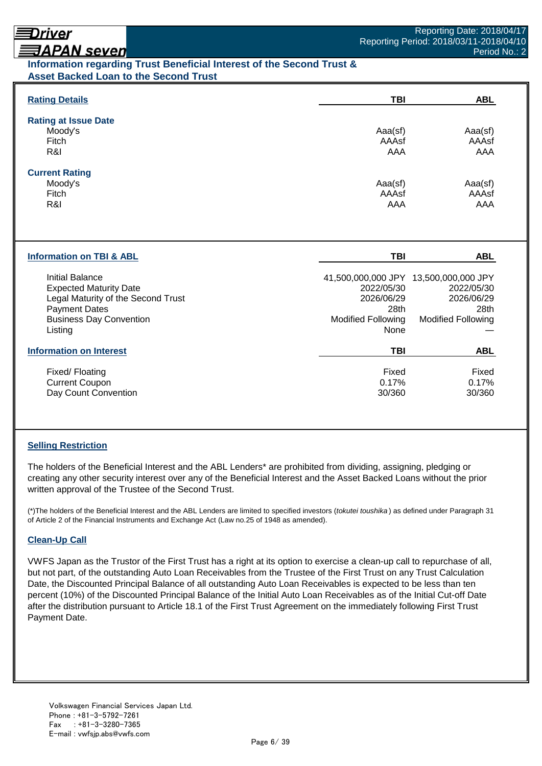## Information regarding Trust Beneficial Interest of the Second Trust & Asset Backed Loan to the Second Trust

### Rating Details

| Rating Details | TBI | ABL |
|---|---|---|
| **Rating at Issue Date** | | |
| Moody's | Aaa(sf) | Aaa(sf) |
| Fitch | AAAsf | AAAsf |
| R&I | AAA | AAA |
| **Current Rating** | | |
| Moody's | Aaa(sf) | Aaa(sf) |
| Fitch | AAAsf | AAAsf |
| R&I | AAA | AAA |

### Information on TBI & ABL

| Information on TBI & ABL | TBI | ABL |
|---|---|---|
| Initial Balance | 41,500,000,000 JPY | 13,500,000,000 JPY |
| Expected Maturity Date | 2022/05/30 | 2022/05/30 |
| Legal Maturity of the Second Trust | 2026/06/29 | 2026/06/29 |
| Payment Dates | 28th | 28th |
| Business Day Convention | Modified Following | Modified Following |
| Listing | None | — |

### Information on Interest

| Information on Interest | TBI | ABL |
|---|---|---|
| Fixed/ Floating | Fixed | Fixed |
| Current Coupon | 0.17% | 0.17% |
| Day Count Convention | 30/360 | 30/360 |

### Selling Restriction

The holders of the Beneficial Interest and the ABL Lenders* are prohibited from dividing, assigning, pledging or creating any other security interest over any of the Beneficial Interest and the Asset Backed Loans without the prior written approval of the Trustee of the Second Trust.

(*)The holders of the Beneficial Interest and the ABL Lenders are limited to specified investors (*tokutei toushika*) as defined under Paragraph 31 of Article 2 of the Financial Instruments and Exchange Act (Law no.25 of 1948 as amended).

### Clean-Up Call

VWFS Japan as the Trustor of the First Trust has a right at its option to exercise a clean-up call to repurchase of all, but not part, of the outstanding Auto Loan Receivables from the Trustee of the First Trust on any Trust Calculation Date, the Discounted Principal Balance of all outstanding Auto Loan Receivables is expected to be less than ten percent (10%) of the Discounted Principal Balance of the Initial Auto Loan Receivables as of the Initial Cut-off Date after the distribution pursuant to Article 18.1 of the First Trust Agreement on the immediately following First Trust Payment Date.

Volkswagen Financial Services Japan Ltd.
Phone : +81-3-5792-7261
Fax : +81-3-3280-7365
E-mail : vwfsjp.abs@vwfs.com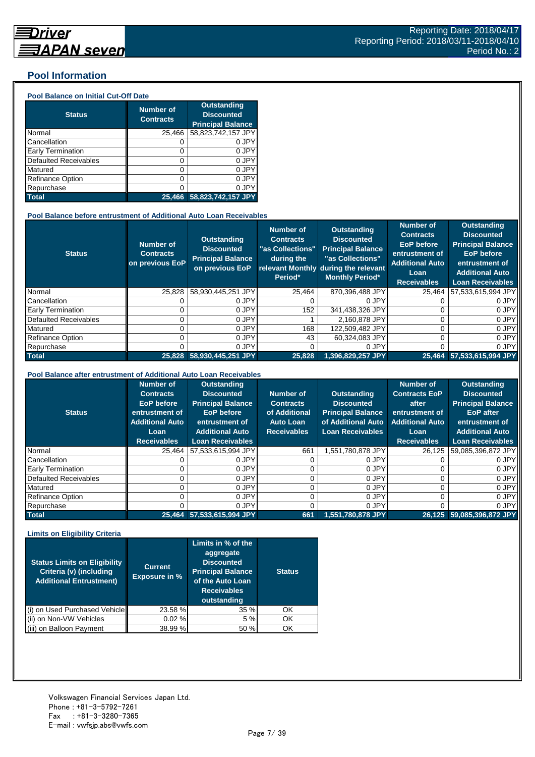## Pool Information

### Pool Balance on Initial Cut-Off Date

| Status | Number of Contracts | Outstanding Discounted Principal Balance |
|---|---|---|
| Normal | 25,466 | 58,823,742,157 JPY |
| Cancellation | 0 | 0 JPY |
| Early Termination | 0 | 0 JPY |
| Defaulted Receivables | 0 | 0 JPY |
| Matured | 0 | 0 JPY |
| Refinance Option | 0 | 0 JPY |
| Repurchase | 0 | 0 JPY |
| **Total** | **25,466** | **58,823,742,157 JPY** |

### Pool Balance before entrustment of Additional Auto Loan Receivables

| Status | Number of Contracts on previous EoP | Outstanding Discounted Principal Balance on previous EoP | Number of Contracts "as Collections" during the relevant Monthly Period* | Outstanding Discounted Principal Balance "as Collections" during the relevant Monthly Period* | Number of Contracts EoP before entrustment of Additional Auto Loan Receivables | Outstanding Discounted Principal Balance EoP before entrustment of Additional Auto Loan Receivables |
|---|---|---|---|---|---|---|
| Normal | 25,828 | 58,930,445,251 JPY | 25,464 | 870,396,488 JPY | 25,464 | 57,533,615,994 JPY |
| Cancellation | 0 | 0 JPY | 0 | 0 JPY | 0 | 0 JPY |
| Early Termination | 0 | 0 JPY | 152 | 341,438,326 JPY | 0 | 0 JPY |
| Defaulted Receivables | 0 | 0 JPY | 1 | 2,160,878 JPY | 0 | 0 JPY |
| Matured | 0 | 0 JPY | 168 | 122,509,482 JPY | 0 | 0 JPY |
| Refinance Option | 0 | 0 JPY | 43 | 60,324,083 JPY | 0 | 0 JPY |
| Repurchase | 0 | 0 JPY | 0 | 0 JPY | 0 | 0 JPY |
| **Total** | **25,828** | **58,930,445,251 JPY** | **25,828** | **1,396,829,257 JPY** | **25,464** | **57,533,615,994 JPY** |

### Pool Balance after entrustment of Additional Auto Loan Receivables

| Status | Number of Contracts EoP before entrustment of Additional Auto Loan Receivables | Outstanding Discounted Principal Balance EoP before entrustment of Additional Auto Loan Receivables | Number of Contracts of Additional Auto Loan Receivables | Outstanding Discounted Principal Balance of Additional Auto Loan Receivables | Number of Contracts EoP after entrustment of Additional Auto Loan Receivables | Outstanding Discounted Principal Balance EoP after entrustment of Additional Auto Loan Receivables |
|---|---|---|---|---|---|---|
| Normal | 25,464 | 57,533,615,994 JPY | 661 | 1,551,780,878 JPY | 26,125 | 59,085,396,872 JPY |
| Cancellation | 0 | 0 JPY | 0 | 0 JPY | 0 | 0 JPY |
| Early Termination | 0 | 0 JPY | 0 | 0 JPY | 0 | 0 JPY |
| Defaulted Receivables | 0 | 0 JPY | 0 | 0 JPY | 0 | 0 JPY |
| Matured | 0 | 0 JPY | 0 | 0 JPY | 0 | 0 JPY |
| Refinance Option | 0 | 0 JPY | 0 | 0 JPY | 0 | 0 JPY |
| Repurchase | 0 | 0 JPY | 0 | 0 JPY | 0 | 0 JPY |
| **Total** | **25,464** | **57,533,615,994 JPY** | **661** | **1,551,780,878 JPY** | **26,125** | **59,085,396,872 JPY** |

### Limits on Eligibility Criteria

| Status Limits on Eligibility Criteria (v) (including Additional Entrustment) | Current Exposure in % | Limits in % of the aggregate Discounted Principal Balance of the Auto Loan Receivables outstanding | Status |
|---|---|---|---|
| (i) on Used Purchased Vehicle | 23.58 % | 35 % | OK |
| (ii) on Non-VW Vehicles | 0.02 % | 5 % | OK |
| (iii) on Balloon Payment | 38.99 % | 50 % | OK |

Volkswagen Financial Services Japan Ltd.
Phone : +81-3-5792-7261
Fax : +81-3-3280-7365
E-mail : vwfsjp.abs@vwfs.com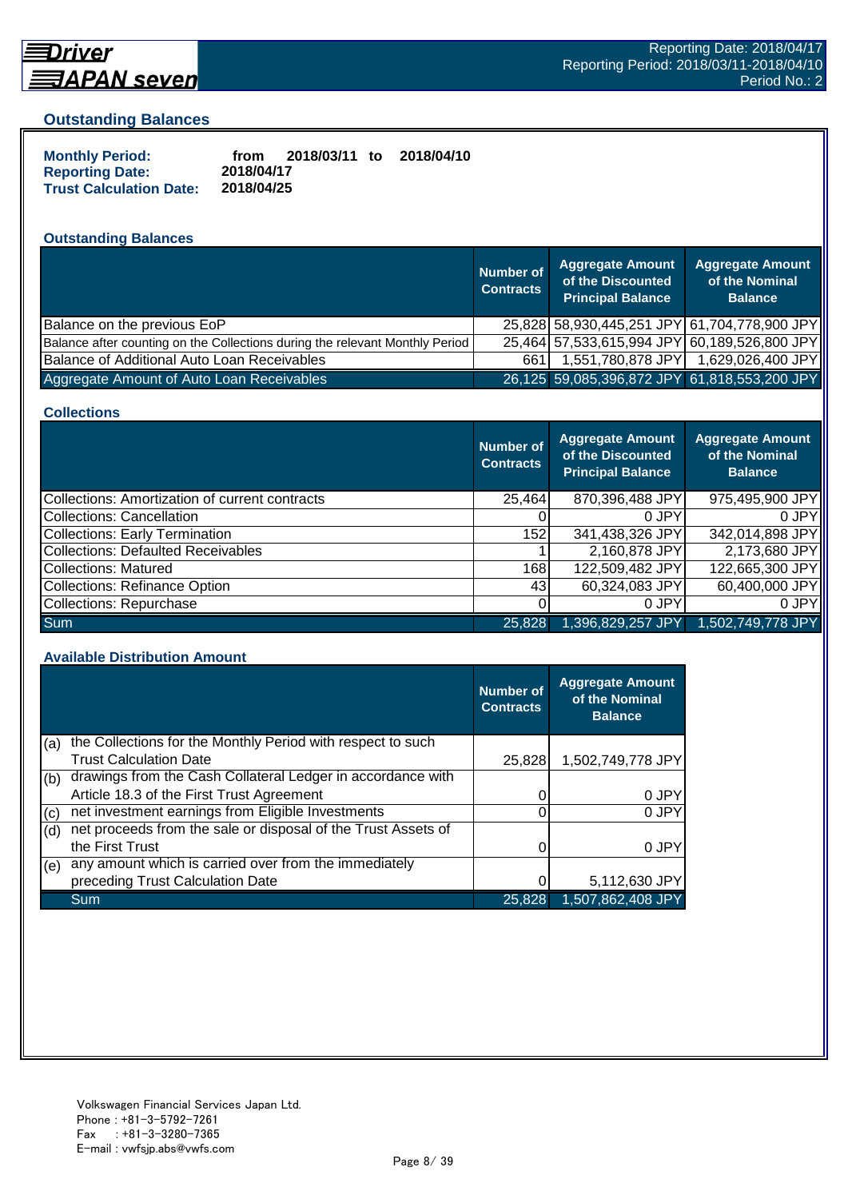## Outstanding Balances

**Monthly Period:** from 2018/03/11 to 2018/04/10
**Reporting Date:** 2018/04/17
**Trust Calculation Date:** 2018/04/25

### Outstanding Balances

| | Number of Contracts | Aggregate Amount of the Discounted Principal Balance | Aggregate Amount of the Nominal Balance |
|---|---|---|---|
| Balance on the previous EoP | 25,828 | 58,930,445,251 JPY | 61,704,778,900 JPY |
| Balance after counting on the Collections during the relevant Monthly Period | 25,464 | 57,533,615,994 JPY | 60,189,526,800 JPY |
| Balance of Additional Auto Loan Receivables | 661 | 1,551,780,878 JPY | 1,629,026,400 JPY |
| Aggregate Amount of Auto Loan Receivables | 26,125 | 59,085,396,872 JPY | 61,818,553,200 JPY |

### Collections

| | Number of Contracts | Aggregate Amount of the Discounted Principal Balance | Aggregate Amount of the Nominal Balance |
|---|---|---|---|
| Collections: Amortization of current contracts | 25,464 | 870,396,488 JPY | 975,495,900 JPY |
| Collections: Cancellation | 0 | 0 JPY | 0 JPY |
| Collections: Early Termination | 152 | 341,438,326 JPY | 342,014,898 JPY |
| Collections: Defaulted Receivables | 1 | 2,160,878 JPY | 2,173,680 JPY |
| Collections: Matured | 168 | 122,509,482 JPY | 122,665,300 JPY |
| Collections: Refinance Option | 43 | 60,324,083 JPY | 60,400,000 JPY |
| Collections: Repurchase | 0 | 0 JPY | 0 JPY |
| Sum | 25,828 | 1,396,829,257 JPY | 1,502,749,778 JPY |

### Available Distribution Amount

| | | Number of Contracts | Aggregate Amount of the Nominal Balance |
|---|---|---|---|
| (a) | the Collections for the Monthly Period with respect to such Trust Calculation Date | 25,828 | 1,502,749,778 JPY |
| (b) | drawings from the Cash Collateral Ledger in accordance with Article 18.3 of the First Trust Agreement | 0 | 0 JPY |
| (c) | net investment earnings from Eligible Investments | 0 | 0 JPY |
| (d) | net proceeds from the sale or disposal of the Trust Assets of the First Trust | 0 | 0 JPY |
| (e) | any amount which is carried over from the immediately preceding Trust Calculation Date | 0 | 5,112,630 JPY |
| | Sum | 25,828 | 1,507,862,408 JPY |

Volkswagen Financial Services Japan Ltd.
Phone : +81-3-5792-7261
Fax : +81-3-3280-7365
E-mail : vwfsjp.abs@vwfs.com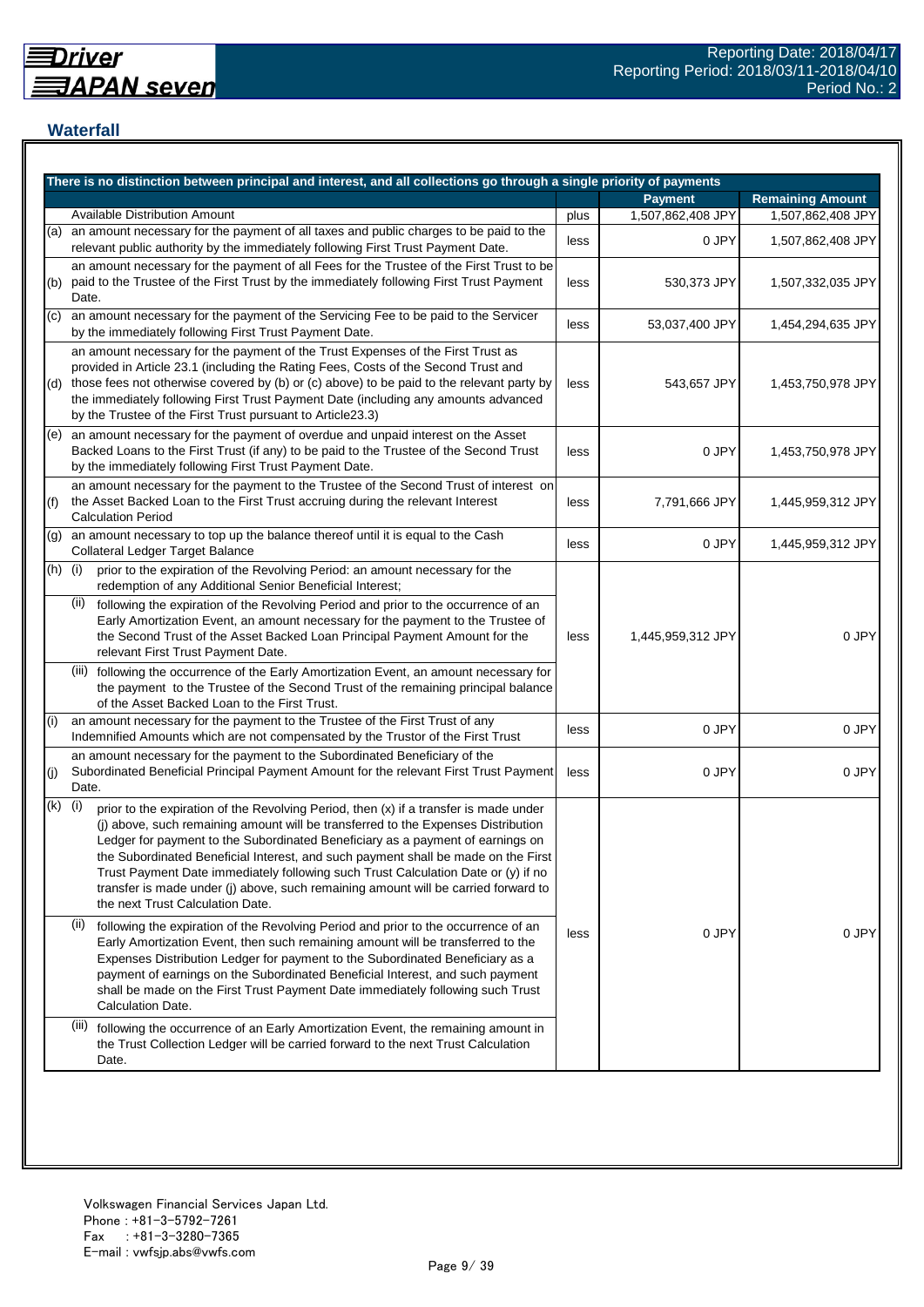## Waterfall

| There is no distinction between principal and interest, and all collections go through a single priority of payments | | | Payment | Remaining Amount |
|---|---|---|---|---|
| | Available Distribution Amount | plus | 1,507,862,408 JPY | 1,507,862,408 JPY |
| (a) | an amount necessary for the payment of all taxes and public charges to be paid to the relevant public authority by the immediately following First Trust Payment Date. | less | 0 JPY | 1,507,862,408 JPY |
| (b) | an amount necessary for the payment of all Fees for the Trustee of the First Trust to be paid to the Trustee of the First Trust by the immediately following First Trust Payment Date. | less | 530,373 JPY | 1,507,332,035 JPY |
| (c) | an amount necessary for the payment of the Servicing Fee to be paid to the Servicer by the immediately following First Trust Payment Date. | less | 53,037,400 JPY | 1,454,294,635 JPY |
| (d) | an amount necessary for the payment of the Trust Expenses of the First Trust as provided in Article 23.1 (including the Rating Fees, Costs of the Second Trust and those fees not otherwise covered by (b) or (c) above) to be paid to the relevant party by the immediately following First Trust Payment Date (including any amounts advanced by the Trustee of the First Trust pursuant to Article23.3) | less | 543,657 JPY | 1,453,750,978 JPY |
| (e) | an amount necessary for the payment of overdue and unpaid interest on the Asset Backed Loans to the First Trust (if any) to be paid to the Trustee of the Second Trust by the immediately following First Trust Payment Date. | less | 0 JPY | 1,453,750,978 JPY |
| (f) | an amount necessary for the payment to the Trustee of the Second Trust of interest on the Asset Backed Loan to the First Trust accruing during the relevant Interest Calculation Period | less | 7,791,666 JPY | 1,445,959,312 JPY |
| (g) | an amount necessary to top up the balance thereof until it is equal to the Cash Collateral Ledger Target Balance | less | 0 JPY | 1,445,959,312 JPY |
| (h) | (i) prior to the expiration of the Revolving Period: an amount necessary for the redemption of any Additional Senior Beneficial Interest;<br>(ii) following the expiration of the Revolving Period and prior to the occurrence of an Early Amortization Event, an amount necessary for the payment to the Trustee of the Second Trust of the Asset Backed Loan Principal Payment Amount for the relevant First Trust Payment Date.<br>(iii) following the occurrence of the Early Amortization Event, an amount necessary for the payment to the Trustee of the Second Trust of the remaining principal balance of the Asset Backed Loan to the First Trust. | less | 1,445,959,312 JPY | 0 JPY |
| (i) | an amount necessary for the payment to the Trustee of the First Trust of any Indemnified Amounts which are not compensated by the Trustor of the First Trust | less | 0 JPY | 0 JPY |
| (j) | an amount necessary for the payment to the Subordinated Beneficiary of the Subordinated Beneficial Principal Payment Amount for the relevant First Trust Payment Date. | less | 0 JPY | 0 JPY |
| (k) | (i) prior to the expiration of the Revolving Period, then (x) if a transfer is made under (j) above, such remaining amount will be transferred to the Expenses Distribution Ledger for payment to the Subordinated Beneficiary as a payment of earnings on the Subordinated Beneficial Interest, and such payment shall be made on the First Trust Payment Date immediately following such Trust Calculation Date or (y) if no transfer is made under (j) above, such remaining amount will be carried forward to the next Trust Calculation Date.<br>(ii) following the expiration of the Revolving Period and prior to the occurrence of an Early Amortization Event, then such remaining amount will be transferred to the Expenses Distribution Ledger for payment to the Subordinated Beneficiary as a payment of earnings on the Subordinated Beneficial Interest, and such payment shall be made on the First Trust Payment Date immediately following such Trust Calculation Date.<br>(iii) following the occurrence of an Early Amortization Event, the remaining amount in the Trust Collection Ledger will be carried forward to the next Trust Calculation Date. | less | 0 JPY | 0 JPY |

Volkswagen Financial Services Japan Ltd.
Phone : +81-3-5792-7261
Fax : +81-3-3280-7365
E-mail : vwfsjp.abs@vwfs.com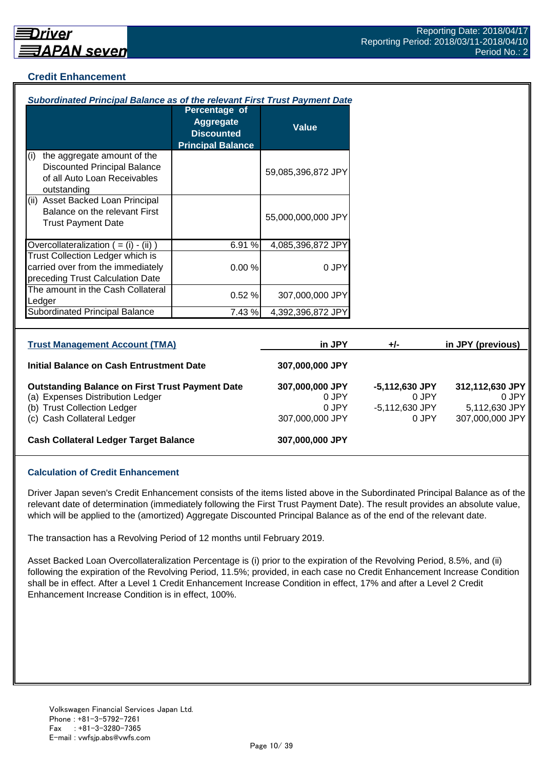## Credit Enhancement

***Subordinated Principal Balance as of the relevant First Trust Payment Date***

| | Percentage of Aggregate Discounted Principal Balance | Value |
|---|---|---|
| (i) the aggregate amount of the Discounted Principal Balance of all Auto Loan Receivables outstanding | | 59,085,396,872 JPY |
| (ii) Asset Backed Loan Principal Balance on the relevant First Trust Payment Date | | 55,000,000,000 JPY |
| Overcollateralization ( = (i) - (ii) ) | 6.91 % | 4,085,396,872 JPY |
| Trust Collection Ledger which is carried over from the immediately preceding Trust Calculation Date | 0.00 % | 0 JPY |
| The amount in the Cash Collateral Ledger | 0.52 % | 307,000,000 JPY |
| Subordinated Principal Balance | 7.43 % | 4,392,396,872 JPY |

| Trust Management Account (TMA) | in JPY | +/- | in JPY (previous) |
|---|---|---|---|
| **Initial Balance on Cash Entrustment Date** | **307,000,000 JPY** | | |
| **Outstanding Balance on First Trust Payment Date** | **307,000,000 JPY** | **-5,112,630 JPY** | **312,112,630 JPY** |
| (a) Expenses Distribution Ledger | 0 JPY | 0 JPY | 0 JPY |
| (b) Trust Collection Ledger | 0 JPY | -5,112,630 JPY | 5,112,630 JPY |
| (c) Cash Collateral Ledger | 307,000,000 JPY | 0 JPY | 307,000,000 JPY |
| **Cash Collateral Ledger Target Balance** | **307,000,000 JPY** | | |

### Calculation of Credit Enhancement

Driver Japan seven's Credit Enhancement consists of the items listed above in the Subordinated Principal Balance as of the relevant date of determination (immediately following the First Trust Payment Date). The result provides an absolute value, which will be applied to the (amortized) Aggregate Discounted Principal Balance as of the end of the relevant date.

The transaction has a Revolving Period of 12 months until February 2019.

Asset Backed Loan Overcollateralization Percentage is (i) prior to the expiration of the Revolving Period, 8.5%, and (ii) following the expiration of the Revolving Period, 11.5%; provided, in each case no Credit Enhancement Increase Condition shall be in effect. After a Level 1 Credit Enhancement Increase Condition in effect, 17% and after a Level 2 Credit Enhancement Increase Condition is in effect, 100%.

Volkswagen Financial Services Japan Ltd.
Phone : +81-3-5792-7261
Fax : +81-3-3280-7365
E-mail : vwfsjp.abs@vwfs.com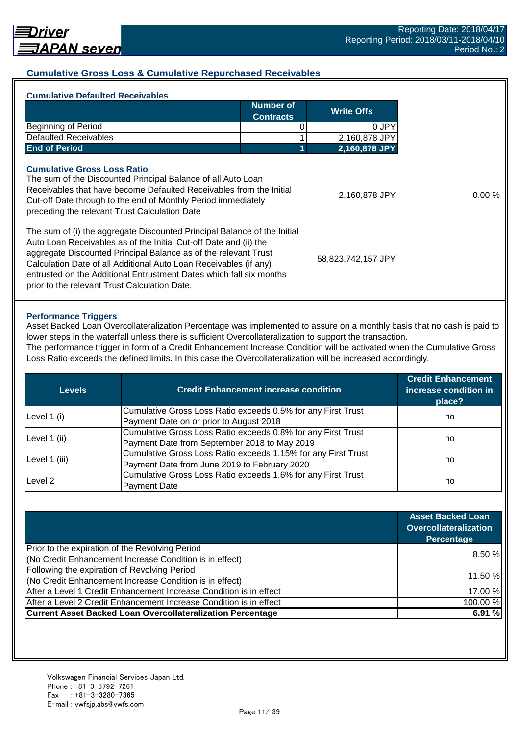## Cumulative Gross Loss & Cumulative Repurchased Receivables

### Cumulative Defaulted Receivables

| | Number of Contracts | Write Offs |
|---|---|---|
| Beginning of Period | 0 | 0 JPY |
| Defaulted Receivables | 1 | 2,160,878 JPY |
| **End of Period** | **1** | **2,160,878 JPY** |

### Cumulative Gross Loss Ratio

| | | |
|---|---|---|
| The sum of the Discounted Principal Balance of all Auto Loan Receivables that have become Defaulted Receivables from the Initial Cut-off Date through to the end of Monthly Period immediately preceding the relevant Trust Calculation Date | 2,160,878 JPY | 0.00 % |
| The sum of (i) the aggregate Discounted Principal Balance of the Initial Auto Loan Receivables as of the Initial Cut-off Date and (ii) the aggregate Discounted Principal Balance as of the relevant Trust Calculation Date of all Additional Auto Loan Receivables (if any) entrusted on the Additional Entrustment Dates which fall six months prior to the relevant Trust Calculation Date. | 58,823,742,157 JPY | |

### Performance Triggers

Asset Backed Loan Overcollateralization Percentage was implemented to assure on a monthly basis that no cash is paid to lower steps in the waterfall unless there is sufficient Overcollateralization to support the transaction.
The performance trigger in form of a Credit Enhancement Increase Condition will be activated when the Cumulative Gross Loss Ratio exceeds the defined limits. In this case the Overcollateralization will be increased accordingly.

| Levels | Credit Enhancement increase condition | Credit Enhancement increase condition in place? |
|---|---|---|
| Level 1 (i) | Cumulative Gross Loss Ratio exceeds 0.5% for any First Trust Payment Date on or prior to August 2018 | no |
| Level 1 (ii) | Cumulative Gross Loss Ratio exceeds 0.8% for any First Trust Payment Date from September 2018 to May 2019 | no |
| Level 1 (iii) | Cumulative Gross Loss Ratio exceeds 1.15% for any First Trust Payment Date from June 2019 to February 2020 | no |
| Level 2 | Cumulative Gross Loss Ratio exceeds 1.6% for any First Trust Payment Date | no |

| | Asset Backed Loan Overcollateralization Percentage |
|---|---|
| Prior to the expiration of the Revolving Period (No Credit Enhancement Increase Condition is in effect) | 8.50 % |
| Following the expiration of Revolving Period (No Credit Enhancement Increase Condition is in effect) | 11.50 % |
| After a Level 1 Credit Enhancement Increase Condition is in effect | 17.00 % |
| After a Level 2 Credit Enhancement Increase Condition is in effect | 100.00 % |
| **Current Asset Backed Loan Overcollateralization Percentage** | **6.91 %** |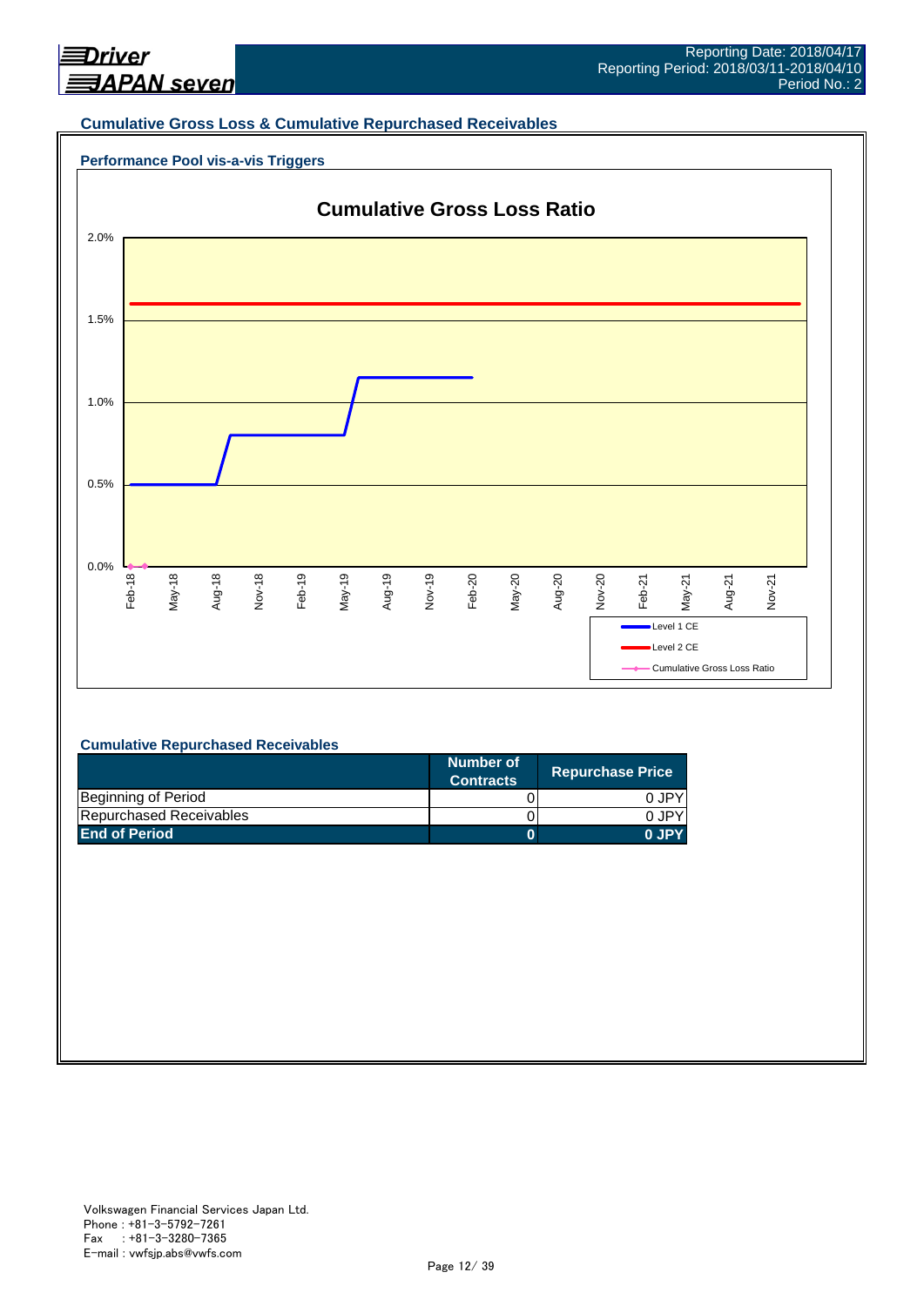Reporting Date: 2018/04/17
Reporting Period: 2018/03/11-2018/04/10
Period No.: 2

## Cumulative Gross Loss & Cumulative Repurchased Receivables

### Performance Pool vis-a-vis Triggers

**Cumulative Gross Loss Ratio**

2.0%
1.5%
1.0%
0.5%
0.0%

Feb-18 May-18 Aug-18 Nov-18 Feb-19 May-19 Aug-19 Nov-19 Feb-20 May-20 Aug-20 Nov-20 Feb-21 May-21 Aug-21 Nov-21

Level 1 CE
Level 2 CE
Cumulative Gross Loss Ratio

### Cumulative Repurchased Receivables

| | Number of Contracts | Repurchase Price |
|---|---|---|
| Beginning of Period | 0 | 0 JPY |
| Repurchased Receivables | 0 | 0 JPY |
| **End of Period** | **0** | **0 JPY** |

Volkswagen Financial Services Japan Ltd.
Phone : +81-3-5792-7261
Fax : +81-3-3280-7365
E-mail : vwfsjp.abs@vwfs.com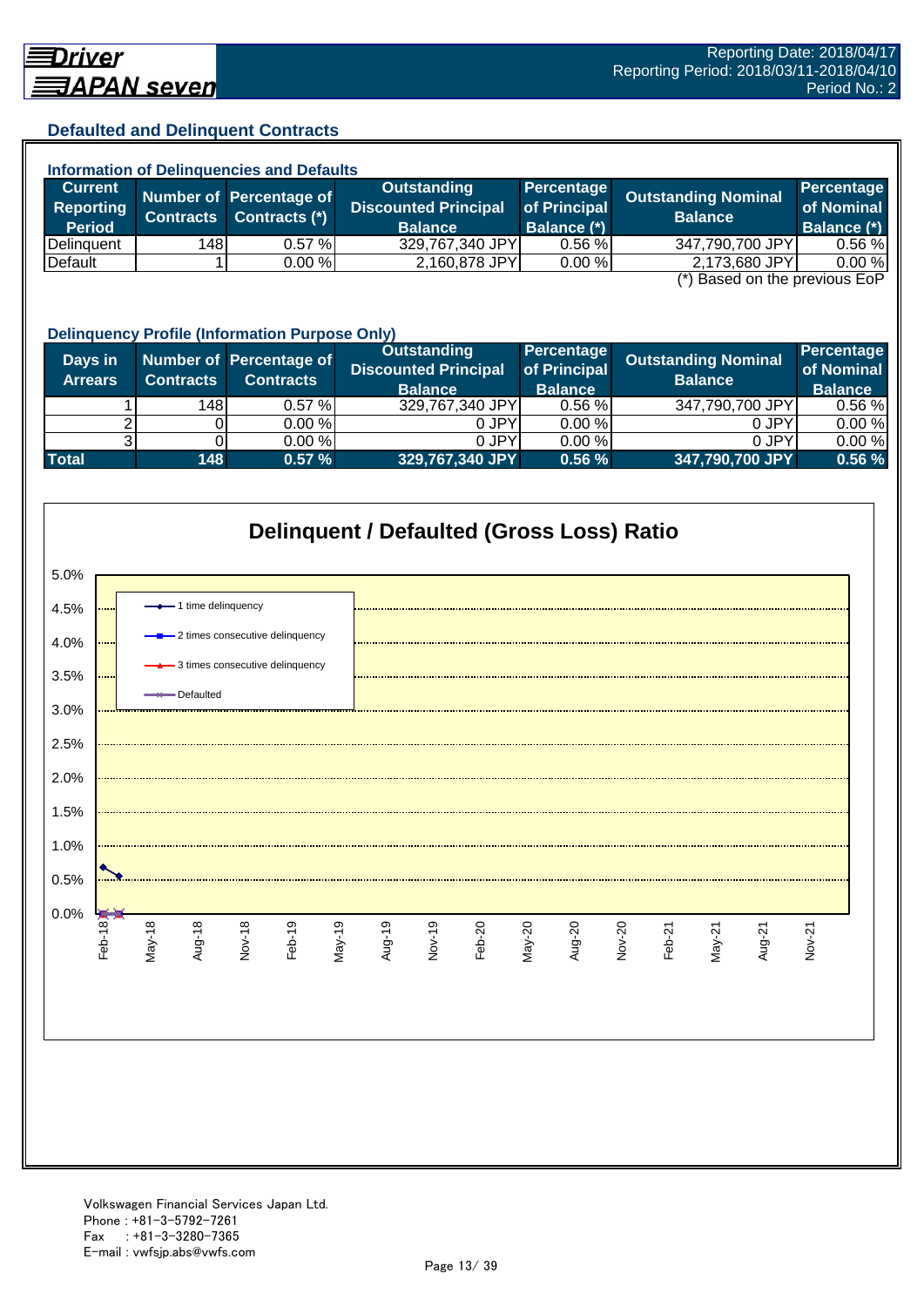Reporting Date: 2018/04/17
Reporting Period: 2018/03/11-2018/04/10
Period No.: 2

## Defaulted and Delinquent Contracts

### Information of Delinquencies and Defaults

| Current Reporting Period | Number of Contracts | Percentage of Contracts (*) | Outstanding Discounted Principal Balance | Percentage of Principal Balance (*) | Outstanding Nominal Balance | Percentage of Nominal Balance (*) |
|---|---|---|---|---|---|---|
| Delinquent | 148 | 0.57 % | 329,767,340 JPY | 0.56 % | 347,790,700 JPY | 0.56 % |
| Default | 1 | 0.00 % | 2,160,878 JPY | 0.00 % | 2,173,680 JPY | 0.00 % |

(*) Based on the previous EoP

### Delinquency Profile (Information Purpose Only)

| Days in Arrears | Number of Contracts | Percentage of Contracts | Outstanding Discounted Principal Balance | Percentage of Principal Balance | Outstanding Nominal Balance | Percentage of Nominal Balance |
|---|---|---|---|---|---|---|
| 1 | 148 | 0.57 % | 329,767,340 JPY | 0.56 % | 347,790,700 JPY | 0.56 % |
| 2 | 0 | 0.00 % | 0 JPY | 0.00 % | 0 JPY | 0.00 % |
| 3 | 0 | 0.00 % | 0 JPY | 0.00 % | 0 JPY | 0.00 % |
| **Total** | **148** | **0.57 %** | **329,767,340 JPY** | **0.56 %** | **347,790,700 JPY** | **0.56 %** |

**Delinquent / Defaulted (Gross Loss) Ratio**

Legend: 1 time delinquency; 2 times consecutive delinquency; 3 times consecutive delinquency; Defaulted

Volkswagen Financial Services Japan Ltd.
Phone : +81-3-5792-7261
Fax　 : +81-3-3280-7365
E-mail : vwfsjp.abs@vwfs.com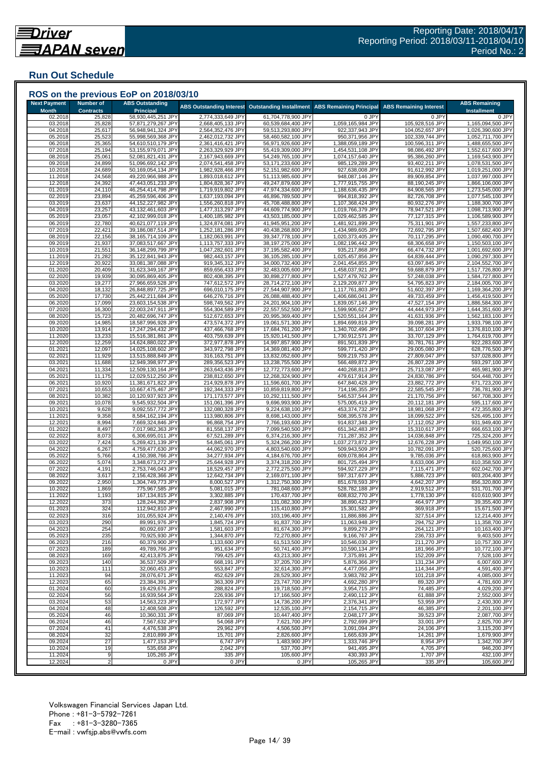Reporting Date: 2018/04/17
Reporting Period: 2018/03/11-2018/04/10
Period No.: 2

## Run Out Schedule

### ROS on the previous EoP on 2018/03/10

| Next Payment Month | Number of Contracts | ABS Outstanding Principal | ABS Outstanding Interest | Outstanding Installment | ABS Remaining Principal | ABS Remaining Interest | ABS Remaining Installment |
|---|---|---|---|---|---|---|---|
| 02.2018 | 25,828 | 58,930,445,251 JPY | 2,774,333,649 JPY | 61,704,778,900 JPY | 0 JPY | 0 JPY | 0 JPY |
| 03.2018 | 25,828 | 57,871,279,267 JPY | 2,668,405,133 JPY | 60,539,684,400 JPY | 1,059,165,984 JPY | 105,928,516 JPY | 1,165,094,500 JPY |
| 04.2018 | 25,617 | 56,948,941,324 JPY | 2,564,352,476 JPY | 59,513,293,800 JPY | 922,337,943 JPY | 104,052,657 JPY | 1,026,390,600 JPY |
| 05.2018 | 25,523 | 55,998,569,368 JPY | 2,462,012,732 JPY | 58,460,582,100 JPY | 950,371,956 JPY | 102,339,744 JPY | 1,052,711,700 JPY |
| 06.2018 | 25,365 | 54,610,510,179 JPY | 2,361,416,421 JPY | 56,971,926,600 JPY | 1,388,059,189 JPY | 100,596,311 JPY | 1,488,655,500 JPY |
| 07.2018 | 25,194 | 53,155,979,071 JPY | 2,263,329,929 JPY | 55,419,309,000 JPY | 1,454,531,108 JPY | 98,086,492 JPY | 1,552,617,600 JPY |
| 08.2018 | 25,061 | 52,081,821,431 JPY | 2,167,943,669 JPY | 54,249,765,100 JPY | 1,074,157,640 JPY | 95,386,260 JPY | 1,169,543,900 JPY |
| 09.2018 | 24,899 | 51,096,692,142 JPY | 2,074,541,458 JPY | 53,171,233,600 JPY | 985,129,289 JPY | 93,402,211 JPY | 1,078,531,500 JPY |
| 10.2018 | 24,689 | 50,169,054,134 JPY | 1,982,928,466 JPY | 52,151,982,600 JPY | 927,638,008 JPY | 91,612,992 JPY | 1,019,251,000 JPY |
| 11.2018 | 24,568 | 49,220,966,988 JPY | 1,893,018,612 JPY | 51,113,985,600 JPY | 948,087,146 JPY | 89,909,854 JPY | 1,037,997,000 JPY |
| 12.2018 | 24,392 | 47,443,051,233 JPY | 1,804,828,367 JPY | 49,247,879,600 JPY | 1,777,915,755 JPY | 88,190,245 JPY | 1,866,106,000 JPY |
| 01.2019 | 24,110 | 46,254,414,798 JPY | 1,719,919,802 JPY | 47,974,334,600 JPY | 1,188,636,435 JPY | 84,908,565 JPY | 1,273,545,000 JPY |
| 02.2019 | 23,894 | 45,259,596,406 JPY | 1,637,193,094 JPY | 46,896,789,500 JPY | 994,818,392 JPY | 82,726,708 JPY | 1,077,545,100 JPY |
| 03.2019 | 23,637 | 44,152,227,982 JPY | 1,556,260,818 JPY | 45,708,488,800 JPY | 1,107,368,424 JPY | 80,932,276 JPY | 1,188,300,700 JPY |
| 04.2019 | 23,257 | 43,132,461,603 JPY | 1,477,313,297 JPY | 44,609,774,900 JPY | 1,019,766,379 JPY | 78,947,521 JPY | 1,098,713,900 JPY |
| 05.2019 | 23,057 | 42,102,999,018 JPY | 1,400,185,982 JPY | 43,503,185,000 JPY | 1,029,462,585 JPY | 77,127,315 JPY | 1,106,589,900 JPY |
| 06.2019 | 22,780 | 40,621,077,119 JPY | 1,324,874,081 JPY | 41,945,951,200 JPY | 1,481,921,899 JPY | 75,311,901 JPY | 1,557,233,800 JPY |
| 07.2019 | 22,421 | 39,186,087,514 JPY | 1,252,181,286 JPY | 40,438,268,800 JPY | 1,434,989,605 JPY | 72,692,795 JPY | 1,507,682,400 JPY |
| 08.2019 | 22,156 | 38,165,714,109 JPY | 1,182,063,991 JPY | 39,347,778,100 JPY | 1,020,373,405 JPY | 70,117,295 JPY | 1,090,490,700 JPY |
| 09.2019 | 21,937 | 37,083,517,667 JPY | 1,113,757,333 JPY | 38,197,275,000 JPY | 1,082,196,442 JPY | 68,306,658 JPY | 1,150,503,100 JPY |
| 10.2019 | 21,551 | 36,148,299,799 JPY | 1,047,282,601 JPY | 37,195,582,400 JPY | 935,217,868 JPY | 66,474,732 JPY | 1,001,692,600 JPY |
| 11.2019 | 21,282 | 35,122,841,943 JPY | 982,443,157 JPY | 36,105,285,100 JPY | 1,025,457,856 JPY | 64,839,444 JPY | 1,090,297,300 JPY |
| 12.2019 | 20,922 | 33,081,387,088 JPY | 919,345,312 JPY | 34,000,732,400 JPY | 2,041,454,855 JPY | 63,097,845 JPY | 2,104,552,700 JPY |
| 01.2020 | 20,409 | 31,623,349,167 JPY | 859,656,433 JPY | 32,483,005,600 JPY | 1,458,037,921 JPY | 59,688,879 JPY | 1,517,726,800 JPY |
| 02.2020 | 19,939 | 30,095,869,405 JPY | 802,408,395 JPY | 30,898,277,800 JPY | 1,527,479,762 JPY | 57,248,038 JPY | 1,584,727,800 JPY |
| 03.2020 | 19,277 | 27,966,659,528 JPY | 747,612,572 JPY | 28,714,272,100 JPY | 2,129,209,877 JPY | 54,795,823 JPY | 2,184,005,700 JPY |
| 04.2020 | 18,132 | 26,848,897,725 JPY | 696,010,175 JPY | 27,544,907,900 JPY | 1,117,761,803 JPY | 51,602,397 JPY | 1,169,364,200 JPY |
| 05.2020 | 17,730 | 25,442,211,684 JPY | 646,276,716 JPY | 26,088,488,400 JPY | 1,406,686,041 JPY | 49,733,459 JPY | 1,456,419,500 JPY |
| 06.2020 | 17,099 | 23,603,154,538 JPY | 598,749,562 JPY | 24,201,904,100 JPY | 1,839,057,146 JPY | 47,527,154 JPY | 1,886,584,300 JPY |
| 07.2020 | 16,300 | 22,003,247,911 JPY | 554,304,589 JPY | 22,557,552,500 JPY | 1,599,906,627 JPY | 44,444,973 JPY | 1,644,351,600 JPY |
| 08.2020 | 15,723 | 20,482,696,747 JPY | 512,672,653 JPY | 20,995,369,400 JPY | 1,520,551,164 JPY | 41,631,936 JPY | 1,562,183,100 JPY |
| 09.2020 | 14,985 | 18,587,996,928 JPY | 473,574,372 JPY | 19,061,571,300 JPY | 1,894,699,819 JPY | 39,098,281 JPY | 1,933,798,100 JPY |
| 10.2020 | 13,914 | 17,247,294,432 JPY | 437,466,768 JPY | 17,684,761,200 JPY | 1,340,702,496 JPY | 36,107,604 JPY | 1,376,810,100 JPY |
| 11.2020 | 13,233 | 15,516,381,861 JPY | 403,759,639 JPY | 15,920,141,500 JPY | 1,730,912,571 JPY | 33,707,129 JPY | 1,764,619,700 JPY |
| 12.2020 | 12,259 | 14,624,880,022 JPY | 372,977,878 JPY | 14,997,857,900 JPY | 891,501,839 JPY | 30,781,761 JPY | 922,283,600 JPY |
| 01.2021 | 12,097 | 14,025,108,602 JPY | 343,972,798 JPY | 14,369,081,400 JPY | 599,771,420 JPY | 29,005,080 JPY | 628,776,500 JPY |
| 02.2021 | 11,929 | 13,515,888,849 JPY | 316,163,751 JPY | 13,832,052,600 JPY | 509,219,753 JPY | 27,809,047 JPY | 537,028,800 JPY |
| 03.2021 | 11,688 | 12,949,398,977 JPY | 289,356,523 JPY | 13,238,755,500 JPY | 566,489,872 JPY | 26,807,228 JPY | 593,297,100 JPY |
| 04.2021 | 11,334 | 12,509,130,164 JPY | 263,643,436 JPY | 12,772,773,600 JPY | 440,268,813 JPY | 25,713,087 JPY | 465,981,900 JPY |
| 05.2021 | 11,175 | 12,029,512,250 JPY | 238,812,650 JPY | 12,268,324,900 JPY | 479,617,914 JPY | 24,830,786 JPY | 504,448,700 JPY |
| 06.2021 | 10,920 | 11,381,671,822 JPY | 214,929,878 JPY | 11,596,601,700 JPY | 647,840,428 JPY | 23,882,772 JPY | 671,723,200 JPY |
| 07.2021 | 10,653 | 10,667,475,467 JPY | 192,344,333 JPY | 10,859,819,800 JPY | 714,196,355 JPY | 22,585,545 JPY | 736,781,900 JPY |
| 08.2021 | 10,382 | 10,120,937,923 JPY | 171,173,577 JPY | 10,292,111,500 JPY | 546,537,544 JPY | 21,170,756 JPY | 567,708,300 JPY |
| 09.2021 | 10,078 | 9,545,932,504 JPY | 151,061,396 JPY | 9,696,993,900 JPY | 575,005,419 JPY | 20,112,181 JPY | 595,117,600 JPY |
| 10.2021 | 9,628 | 9,092,557,772 JPY | 132,080,328 JPY | 9,224,638,100 JPY | 453,374,732 JPY | 18,981,068 JPY | 472,355,800 JPY |
| 11.2021 | 9,358 | 8,584,162,194 JPY | 113,980,806 JPY | 8,698,143,000 JPY | 508,395,578 JPY | 18,099,522 JPY | 526,495,100 JPY |
| 12.2021 | 8,994 | 7,669,324,846 JPY | 96,868,754 JPY | 7,766,193,600 JPY | 914,837,348 JPY | 17,112,052 JPY | 931,949,400 JPY |
| 01.2022 | 8,497 | 7,017,982,363 JPY | 81,558,137 JPY | 7,099,540,500 JPY | 651,342,483 JPY | 15,310,617 JPY | 666,653,100 JPY |
| 02.2022 | 8,073 | 6,306,695,011 JPY | 67,521,289 JPY | 6,374,216,300 JPY | 711,287,352 JPY | 14,036,848 JPY | 725,324,200 JPY |
| 03.2022 | 7,424 | 5,269,421,139 JPY | 54,845,061 JPY | 5,324,266,200 JPY | 1,037,273,872 JPY | 12,676,228 JPY | 1,049,950,100 JPY |
| 04.2022 | 6,267 | 4,759,477,630 JPY | 44,062,970 JPY | 4,803,540,600 JPY | 509,943,509 JPY | 10,782,091 JPY | 520,725,600 JPY |
| 05.2022 | 5,766 | 4,150,398,766 JPY | 34,277,934 JPY | 4,184,676,700 JPY | 609,078,864 JPY | 9,785,036 JPY | 618,863,900 JPY |
| 06.2022 | 5,074 | 3,348,673,272 JPY | 25,644,928 JPY | 3,374,318,200 JPY | 801,725,494 JPY | 8,633,006 JPY | 810,358,500 JPY |
| 07.2022 | 4,191 | 2,753,746,043 JPY | 18,529,457 JPY | 2,772,275,500 JPY | 594,927,229 JPY | 7,115,471 JPY | 602,042,700 JPY |
| 08.2022 | 3,617 | 2,156,428,366 JPY | 12,642,734 JPY | 2,169,071,100 JPY | 597,317,677 JPY | 5,886,723 JPY | 603,204,400 JPY |
| 09.2022 | 2,950 | 1,304,749,773 JPY | 8,000,527 JPY | 1,312,750,300 JPY | 851,678,593 JPY | 4,642,207 JPY | 856,320,800 JPY |
| 10.2022 | 1,869 | 775,967,585 JPY | 5,081,015 JPY | 781,048,600 JPY | 528,782,188 JPY | 2,919,512 JPY | 531,701,700 JPY |
| 11.2022 | 1,193 | 167,134,815 JPY | 3,302,885 JPY | 170,437,700 JPY | 608,832,770 JPY | 1,778,130 JPY | 610,610,900 JPY |
| 12.2022 | 373 | 128,244,392 JPY | 2,837,908 JPY | 131,082,300 JPY | 38,890,423 JPY | 464,977 JPY | 39,355,400 JPY |
| 01.2023 | 324 | 112,942,810 JPY | 2,467,990 JPY | 115,410,800 JPY | 15,301,582 JPY | 369,918 JPY | 15,671,500 JPY |
| 02.2023 | 316 | 101,055,924 JPY | 2,140,476 JPY | 103,196,400 JPY | 11,886,886 JPY | 327,514 JPY | 12,214,400 JPY |
| 03.2023 | 290 | 89,991,976 JPY | 1,845,724 JPY | 91,837,700 JPY | 11,063,948 JPY | 294,752 JPY | 11,358,700 JPY |
| 04.2023 | 254 | 80,092,697 JPY | 1,581,603 JPY | 81,674,300 JPY | 9,899,279 JPY | 264,121 JPY | 10,163,400 JPY |
| 05.2023 | 235 | 70,925,930 JPY | 1,344,870 JPY | 72,270,800 JPY | 9,166,767 JPY | 236,733 JPY | 9,403,500 JPY |
| 06.2023 | 216 | 60,379,900 JPY | 1,133,600 JPY | 61,513,500 JPY | 10,546,030 JPY | 211,270 JPY | 10,757,300 JPY |
| 07.2023 | 189 | 49,789,766 JPY | 951,634 JPY | 50,741,400 JPY | 10,590,134 JPY | 181,966 JPY | 10,772,100 JPY |
| 08.2023 | 169 | 42,413,875 JPY | 799,425 JPY | 43,213,300 JPY | 7,375,891 JPY | 152,209 JPY | 7,528,100 JPY |
| 09.2023 | 140 | 36,537,509 JPY | 668,191 JPY | 37,205,700 JPY | 5,876,366 JPY | 131,234 JPY | 6,007,600 JPY |
| 10.2023 | 111 | 32,060,453 JPY | 553,847 JPY | 32,614,300 JPY | 4,477,056 JPY | 114,344 JPY | 4,591,400 JPY |
| 11.2023 | 94 | 28,076,671 JPY | 452,629 JPY | 28,529,300 JPY | 3,983,782 JPY | 101,218 JPY | 4,085,000 JPY |
| 12.2023 | 65 | 23,384,391 JPY | 363,309 JPY | 23,747,700 JPY | 4,692,280 JPY | 89,320 JPY | 4,781,600 JPY |
| 01.2024 | 60 | 19,429,676 JPY | 288,824 JPY | 19,718,500 JPY | 3,954,715 JPY | 74,485 JPY | 4,029,200 JPY |
| 02.2024 | 56 | 16,939,564 JPY | 226,936 JPY | 17,166,500 JPY | 2,490,112 JPY | 61,888 JPY | 2,552,000 JPY |
| 03.2024 | 53 | 14,563,223 JPY | 172,977 JPY | 14,736,200 JPY | 2,376,341 JPY | 53,959 JPY | 2,430,300 JPY |
| 04.2024 | 48 | 12,408,508 JPY | 126,592 JPY | 12,535,100 JPY | 2,154,715 JPY | 46,385 JPY | 2,201,100 JPY |
| 05.2024 | 46 | 10,360,331 JPY | 87,069 JPY | 10,447,400 JPY | 2,048,177 JPY | 39,523 JPY | 2,087,700 JPY |
| 06.2024 | 46 | 7,567,632 JPY | 54,068 JPY | 7,621,700 JPY | 2,792,699 JPY | 33,001 JPY | 2,825,700 JPY |
| 07.2024 | 41 | 4,476,538 JPY | 29,962 JPY | 4,506,500 JPY | 3,091,094 JPY | 24,106 JPY | 3,115,200 JPY |
| 08.2024 | 32 | 2,810,899 JPY | 15,701 JPY | 2,826,600 JPY | 1,665,639 JPY | 14,261 JPY | 1,679,900 JPY |
| 09.2024 | 27 | 1,477,153 JPY | 6,747 JPY | 1,483,900 JPY | 1,333,746 JPY | 8,954 JPY | 1,342,700 JPY |
| 10.2024 | 19 | 535,658 JPY | 2,042 JPY | 537,700 JPY | 941,495 JPY | 4,705 JPY | 946,200 JPY |
| 11.2024 | 9 | 105,265 JPY | 335 JPY | 105,600 JPY | 430,393 JPY | 1,707 JPY | 432,100 JPY |
| 12.2024 | 2 | 0 JPY | 0 JPY | 0 JPY | 105,265 JPY | 335 JPY | 105,600 JPY |

Volkswagen Financial Services Japan Ltd.
Phone : +81-3-5792-7261
Fax : +81-3-3280-7365
E-mail : vwfsjp.abs@vwfs.com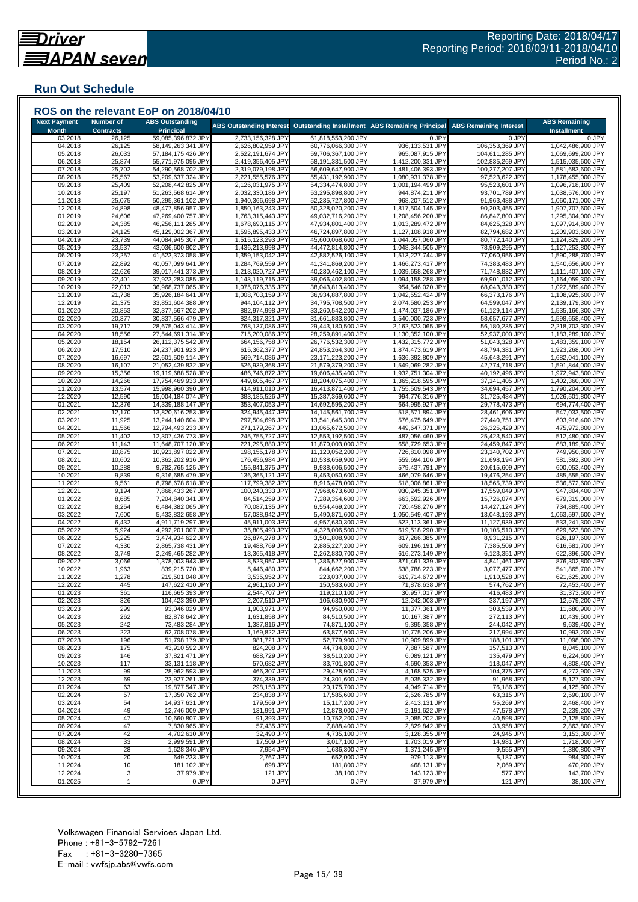# Run Out Schedule

## ROS on the relevant EoP on 2018/04/10

| Next Payment Month | Number of Contracts | ABS Outstanding Principal | ABS Outstanding Interest | Outstanding Installment | ABS Remaining Principal | ABS Remaining Interest | ABS Remaining Installment |
|---|---|---|---|---|---|---|---|
| 03.2018 | 26,125 | 59,085,396,872 JPY | 2,733,156,328 JPY | 61,818,553,200 JPY | 0 JPY | 0 JPY | 0 JPY |
| 04.2018 | 26,125 | 58,149,263,341 JPY | 2,626,802,959 JPY | 60,776,066,300 JPY | 936,133,531 JPY | 106,353,369 JPY | 1,042,486,900 JPY |
| 05.2018 | 26,033 | 57,184,175,426 JPY | 2,522,191,674 JPY | 59,706,367,100 JPY | 965,087,915 JPY | 104,611,285 JPY | 1,069,699,200 JPY |
| 06.2018 | 25,874 | 55,771,975,095 JPY | 2,419,356,405 JPY | 58,191,331,500 JPY | 1,412,200,331 JPY | 102,835,269 JPY | 1,515,035,600 JPY |
| 07.2018 | 25,702 | 54,290,568,702 JPY | 2,319,079,198 JPY | 56,609,647,900 JPY | 1,481,406,393 JPY | 100,277,207 JPY | 1,581,683,600 JPY |
| 08.2018 | 25,567 | 53,209,637,324 JPY | 2,221,555,576 JPY | 55,431,192,900 JPY | 1,080,931,378 JPY | 97,523,622 JPY | 1,178,455,000 JPY |
| 09.2018 | 25,409 | 52,208,442,825 JPY | 2,126,031,975 JPY | 54,334,474,800 JPY | 1,001,194,499 JPY | 95,523,601 JPY | 1,096,718,100 JPY |
| 10.2018 | 25,197 | 51,263,568,614 JPY | 2,032,330,186 JPY | 53,295,898,800 JPY | 944,874,211 JPY | 93,701,789 JPY | 1,038,576,000 JPY |
| 11.2018 | 25,075 | 50,295,361,102 JPY | 1,940,366,698 JPY | 52,235,727,800 JPY | 968,207,512 JPY | 91,963,488 JPY | 1,060,171,000 JPY |
| 12.2018 | 24,898 | 48,477,856,957 JPY | 1,850,163,243 JPY | 50,328,020,200 JPY | 1,817,504,145 JPY | 90,203,455 JPY | 1,907,707,600 JPY |
| 01.2019 | 24,606 | 47,269,400,757 JPY | 1,763,315,443 JPY | 49,032,716,200 JPY | 1,208,456,200 JPY | 86,847,800 JPY | 1,295,304,000 JPY |
| 02.2019 | 24,385 | 46,256,111,285 JPY | 1,678,690,115 JPY | 47,934,801,400 JPY | 1,013,289,472 JPY | 84,625,328 JPY | 1,097,914,800 JPY |
| 03.2019 | 24,125 | 45,129,002,367 JPY | 1,595,895,433 JPY | 46,724,897,800 JPY | 1,127,108,918 JPY | 82,794,682 JPY | 1,209,903,600 JPY |
| 04.2019 | 23,739 | 44,084,945,307 JPY | 1,515,123,293 JPY | 45,600,068,600 JPY | 1,044,057,060 JPY | 80,772,140 JPY | 1,124,829,200 JPY |
| 05.2019 | 23,537 | 43,036,600,802 JPY | 1,436,213,998 JPY | 44,472,814,800 JPY | 1,048,344,505 JPY | 78,909,295 JPY | 1,127,253,800 JPY |
| 06.2019 | 23,257 | 41,523,373,058 JPY | 1,359,153,042 JPY | 42,882,526,100 JPY | 1,513,227,744 JPY | 77,060,956 JPY | 1,590,288,700 JPY |
| 07.2019 | 22,892 | 40,057,099,641 JPY | 1,284,769,559 JPY | 41,341,869,200 JPY | 1,466,273,417 JPY | 74,383,483 JPY | 1,540,656,900 JPY |
| 08.2019 | 22,626 | 39,017,441,373 JPY | 1,213,020,727 JPY | 40,230,462,100 JPY | 1,039,658,268 JPY | 71,748,832 JPY | 1,111,407,100 JPY |
| 09.2019 | 22,401 | 37,923,283,085 JPY | 1,143,119,715 JPY | 39,066,402,800 JPY | 1,094,158,288 JPY | 69,901,012 JPY | 1,164,059,300 JPY |
| 10.2019 | 22,013 | 36,968,737,065 JPY | 1,075,076,335 JPY | 38,043,813,400 JPY | 954,546,020 JPY | 68,043,380 JPY | 1,022,589,400 JPY |
| 11.2019 | 21,738 | 35,926,184,641 JPY | 1,008,703,159 JPY | 36,934,887,800 JPY | 1,042,552,424 JPY | 66,373,176 JPY | 1,108,925,600 JPY |
| 12.2019 | 21,375 | 33,851,604,388 JPY | 944,104,112 JPY | 34,795,708,500 JPY | 2,074,580,253 JPY | 64,599,047 JPY | 2,139,179,300 JPY |
| 01.2020 | 20,853 | 32,377,567,202 JPY | 882,974,998 JPY | 33,260,542,200 JPY | 1,474,037,186 JPY | 61,129,114 JPY | 1,535,166,300 JPY |
| 02.2020 | 20,377 | 30,837,566,479 JPY | 824,317,321 JPY | 31,661,883,800 JPY | 1,540,000,723 JPY | 58,657,677 JPY | 1,598,658,400 JPY |
| 03.2020 | 19,717 | 28,675,043,414 JPY | 768,137,086 JPY | 29,443,180,500 JPY | 2,162,523,065 JPY | 56,180,235 JPY | 2,218,703,300 JPY |
| 04.2020 | 18,556 | 27,544,691,314 JPY | 715,200,086 JPY | 28,259,891,400 JPY | 1,130,352,100 JPY | 52,937,000 JPY | 1,183,289,100 JPY |
| 05.2020 | 18,154 | 26,112,375,542 JPY | 664,156,758 JPY | 26,776,532,300 JPY | 1,432,315,772 JPY | 51,043,328 JPY | 1,483,359,100 JPY |
| 06.2020 | 17,510 | 24,237,901,923 JPY | 615,362,377 JPY | 24,853,264,300 JPY | 1,874,473,619 JPY | 48,794,381 JPY | 1,923,268,000 JPY |
| 07.2020 | 16,697 | 22,601,509,114 JPY | 569,714,086 JPY | 23,171,223,200 JPY | 1,636,392,809 JPY | 45,648,291 JPY | 1,682,041,100 JPY |
| 08.2020 | 16,107 | 21,052,439,832 JPY | 526,939,368 JPY | 21,579,379,200 JPY | 1,549,069,282 JPY | 42,774,718 JPY | 1,591,844,000 JPY |
| 09.2020 | 15,356 | 19,119,688,528 JPY | 486,746,872 JPY | 19,606,435,400 JPY | 1,932,751,304 JPY | 40,192,496 JPY | 1,972,943,800 JPY |
| 10.2020 | 14,266 | 17,754,469,933 JPY | 449,605,467 JPY | 18,204,075,400 JPY | 1,365,218,595 JPY | 37,141,405 JPY | 1,402,360,000 JPY |
| 11.2020 | 13,574 | 15,998,960,390 JPY | 414,911,010 JPY | 16,413,871,400 JPY | 1,755,509,543 JPY | 34,694,457 JPY | 1,790,204,000 JPY |
| 12.2020 | 12,590 | 15,004,184,074 JPY | 383,185,526 JPY | 15,387,369,600 JPY | 994,776,316 JPY | 31,725,484 JPY | 1,026,501,800 JPY |
| 01.2021 | 12,376 | 14,339,188,147 JPY | 353,407,053 JPY | 14,692,595,200 JPY | 664,995,927 JPY | 29,778,473 JPY | 694,774,400 JPY |
| 02.2021 | 12,170 | 13,820,616,253 JPY | 324,945,447 JPY | 14,145,561,700 JPY | 518,571,894 JPY | 28,461,606 JPY | 547,033,500 JPY |
| 03.2021 | 11,925 | 13,244,140,604 JPY | 297,504,696 JPY | 13,541,645,300 JPY | 576,475,649 JPY | 27,440,751 JPY | 603,916,400 JPY |
| 04.2021 | 11,566 | 12,794,493,233 JPY | 271,179,267 JPY | 13,065,672,500 JPY | 449,647,371 JPY | 26,325,429 JPY | 475,972,800 JPY |
| 05.2021 | 11,402 | 12,307,436,773 JPY | 245,755,727 JPY | 12,553,192,500 JPY | 487,056,460 JPY | 25,423,540 JPY | 512,480,000 JPY |
| 06.2021 | 11,143 | 11,648,707,120 JPY | 221,295,880 JPY | 11,870,003,000 JPY | 658,729,653 JPY | 24,459,847 JPY | 683,189,500 JPY |
| 07.2021 | 10,875 | 10,921,897,022 JPY | 198,155,178 JPY | 11,120,052,200 JPY | 726,810,098 JPY | 23,140,702 JPY | 749,950,800 JPY |
| 08.2021 | 10,602 | 10,362,202,916 JPY | 176,456,984 JPY | 10,538,659,900 JPY | 559,694,106 JPY | 21,698,194 JPY | 581,392,300 JPY |
| 09.2021 | 10,288 | 9,782,765,125 JPY | 155,841,375 JPY | 9,938,606,500 JPY | 579,437,791 JPY | 20,615,609 JPY | 600,053,400 JPY |
| 10.2021 | 9,839 | 9,316,685,479 JPY | 136,365,121 JPY | 9,453,050,600 JPY | 466,079,646 JPY | 19,476,254 JPY | 485,555,900 JPY |
| 11.2021 | 9,561 | 8,798,678,618 JPY | 117,799,382 JPY | 8,916,478,000 JPY | 518,006,861 JPY | 18,565,739 JPY | 536,572,600 JPY |
| 12.2021 | 9,194 | 7,868,433,267 JPY | 100,240,333 JPY | 7,968,673,600 JPY | 930,245,351 JPY | 17,559,049 JPY | 947,804,400 JPY |
| 01.2022 | 8,685 | 7,204,840,341 JPY | 84,514,259 JPY | 7,289,354,600 JPY | 663,592,926 JPY | 15,726,074 JPY | 679,319,000 JPY |
| 02.2022 | 8,254 | 6,484,382,065 JPY | 70,087,135 JPY | 6,554,469,200 JPY | 720,458,276 JPY | 14,427,124 JPY | 734,885,400 JPY |
| 03.2022 | 7,600 | 5,433,832,658 JPY | 57,038,942 JPY | 5,490,871,600 JPY | 1,050,549,407 JPY | 13,048,193 JPY | 1,063,597,600 JPY |
| 04.2022 | 6,432 | 4,911,719,297 JPY | 45,911,003 JPY | 4,957,630,300 JPY | 522,113,361 JPY | 11,127,939 JPY | 533,241,300 JPY |
| 05.2022 | 5,924 | 4,292,201,007 JPY | 35,805,493 JPY | 4,328,006,500 JPY | 619,518,290 JPY | 10,105,510 JPY | 629,623,800 JPY |
| 06.2022 | 5,225 | 3,474,934,622 JPY | 26,874,278 JPY | 3,501,808,900 JPY | 817,266,385 JPY | 8,931,215 JPY | 826,197,600 JPY |
| 07.2022 | 4,330 | 2,865,738,431 JPY | 19,488,769 JPY | 2,885,227,200 JPY | 609,196,191 JPY | 7,385,509 JPY | 616,581,700 JPY |
| 08.2022 | 3,749 | 2,249,465,282 JPY | 13,365,418 JPY | 2,262,830,700 JPY | 616,273,149 JPY | 6,123,351 JPY | 622,396,500 JPY |
| 09.2022 | 3,066 | 1,378,003,943 JPY | 8,523,957 JPY | 1,386,527,900 JPY | 871,461,339 JPY | 4,841,461 JPY | 876,302,800 JPY |
| 10.2022 | 1,963 | 839,215,720 JPY | 5,446,480 JPY | 844,662,200 JPY | 538,788,223 JPY | 3,077,477 JPY | 541,865,700 JPY |
| 11.2022 | 1,278 | 219,501,048 JPY | 3,535,952 JPY | 223,037,000 JPY | 619,714,672 JPY | 1,910,528 JPY | 621,625,200 JPY |
| 12.2022 | 445 | 147,622,410 JPY | 2,961,190 JPY | 150,583,600 JPY | 71,878,638 JPY | 574,762 JPY | 72,453,400 JPY |
| 01.2023 | 361 | 116,665,393 JPY | 2,544,707 JPY | 119,210,100 JPY | 30,957,017 JPY | 416,483 JPY | 31,373,500 JPY |
| 02.2023 | 326 | 104,423,390 JPY | 2,207,510 JPY | 106,630,900 JPY | 12,242,003 JPY | 337,197 JPY | 12,579,200 JPY |
| 03.2023 | 299 | 93,046,029 JPY | 1,903,971 JPY | 94,950,000 JPY | 11,377,361 JPY | 303,539 JPY | 11,680,900 JPY |
| 04.2023 | 262 | 82,878,642 JPY | 1,631,858 JPY | 84,510,500 JPY | 10,167,387 JPY | 272,113 JPY | 10,439,500 JPY |
| 05.2023 | 242 | 73,483,284 JPY | 1,387,816 JPY | 74,871,100 JPY | 9,395,358 JPY | 244,042 JPY | 9,639,400 JPY |
| 06.2023 | 223 | 62,708,078 JPY | 1,169,822 JPY | 63,877,900 JPY | 10,775,206 JPY | 217,994 JPY | 10,993,200 JPY |
| 07.2023 | 196 | 51,798,179 JPY | 981,721 JPY | 52,779,900 JPY | 10,909,899 JPY | 188,101 JPY | 11,098,000 JPY |
| 08.2023 | 175 | 43,910,592 JPY | 824,208 JPY | 44,734,800 JPY | 7,887,587 JPY | 157,513 JPY | 8,045,100 JPY |
| 09.2023 | 146 | 37,821,471 JPY | 688,729 JPY | 38,510,200 JPY | 6,089,121 JPY | 135,479 JPY | 6,224,600 JPY |
| 10.2023 | 117 | 33,131,118 JPY | 570,682 JPY | 33,701,800 JPY | 4,690,353 JPY | 118,047 JPY | 4,808,400 JPY |
| 11.2023 | 99 | 28,962,593 JPY | 466,307 JPY | 29,428,900 JPY | 4,168,525 JPY | 104,375 JPY | 4,272,900 JPY |
| 12.2023 | 69 | 23,927,261 JPY | 374,339 JPY | 24,301,600 JPY | 5,035,332 JPY | 91,968 JPY | 5,127,300 JPY |
| 01.2024 | 63 | 19,877,547 JPY | 298,153 JPY | 20,175,700 JPY | 4,049,714 JPY | 76,186 JPY | 4,125,900 JPY |
| 02.2024 | 57 | 17,350,762 JPY | 234,838 JPY | 17,585,600 JPY | 2,526,785 JPY | 63,315 JPY | 2,590,100 JPY |
| 03.2024 | 54 | 14,937,631 JPY | 179,569 JPY | 15,117,200 JPY | 2,413,131 JPY | 55,269 JPY | 2,468,400 JPY |
| 04.2024 | 49 | 12,746,009 JPY | 131,991 JPY | 12,878,000 JPY | 2,191,622 JPY | 47,578 JPY | 2,239,200 JPY |
| 05.2024 | 47 | 10,660,807 JPY | 91,393 JPY | 10,752,200 JPY | 2,085,202 JPY | 40,598 JPY | 2,125,800 JPY |
| 06.2024 | 47 | 7,830,965 JPY | 57,435 JPY | 7,888,400 JPY | 2,829,842 JPY | 33,958 JPY | 2,863,800 JPY |
| 07.2024 | 42 | 4,702,610 JPY | 32,490 JPY | 4,735,100 JPY | 3,128,355 JPY | 24,945 JPY | 3,153,300 JPY |
| 08.2024 | 33 | 2,999,591 JPY | 17,509 JPY | 3,017,100 JPY | 1,703,019 JPY | 14,981 JPY | 1,718,000 JPY |
| 09.2024 | 28 | 1,628,346 JPY | 7,954 JPY | 1,636,300 JPY | 1,371,245 JPY | 9,555 JPY | 1,380,800 JPY |
| 10.2024 | 20 | 649,233 JPY | 2,767 JPY | 652,000 JPY | 979,113 JPY | 5,187 JPY | 984,300 JPY |
| 11.2024 | 10 | 181,102 JPY | 698 JPY | 181,800 JPY | 468,131 JPY | 2,069 JPY | 470,200 JPY |
| 12.2024 | 3 | 37,979 JPY | 121 JPY | 38,100 JPY | 143,123 JPY | 577 JPY | 143,700 JPY |
| 01.2025 | 1 | 0 JPY | 0 JPY | 0 JPY | 37,979 JPY | 121 JPY | 38,100 JPY |

Volkswagen Financial Services Japan Ltd.
Phone : +81-3-5792-7261
Fax : +81-3-3280-7365
E-mail : vwfsjp.abs@vwfs.com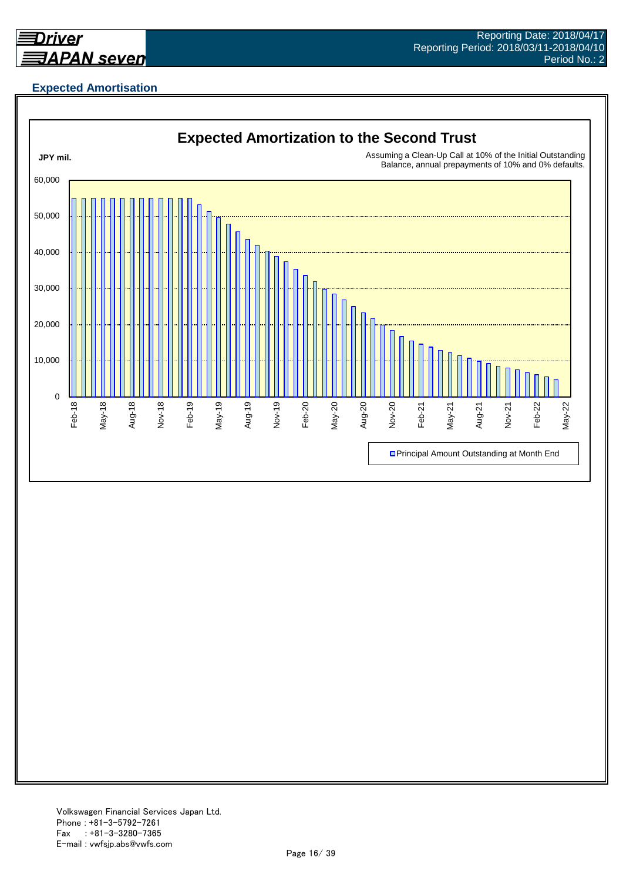Reporting Date: 2018/04/17
Reporting Period: 2018/03/11-2018/04/10
Period No.: 2

## Expected Amortisation

### Expected Amortization to the Second Trust

JPY mil.

Assuming a Clean-Up Call at 10% of the Initial Outstanding Balance, annual prepayments of 10% and 0% defaults.

60,000
50,000
40,000
30,000
20,000
10,000
0

Feb-18 May-18 Aug-18 Nov-18 Feb-19 May-19 Aug-19 Nov-19 Feb-20 May-20 Aug-20 Nov-20 Feb-21 May-21 Aug-21 Nov-21 Feb-22 May-22

Principal Amount Outstanding at Month End

Volkswagen Financial Services Japan Ltd.
Phone : +81-3-5792-7261
Fax : +81-3-3280-7365
E-mail : vwfsjp.abs@vwfs.com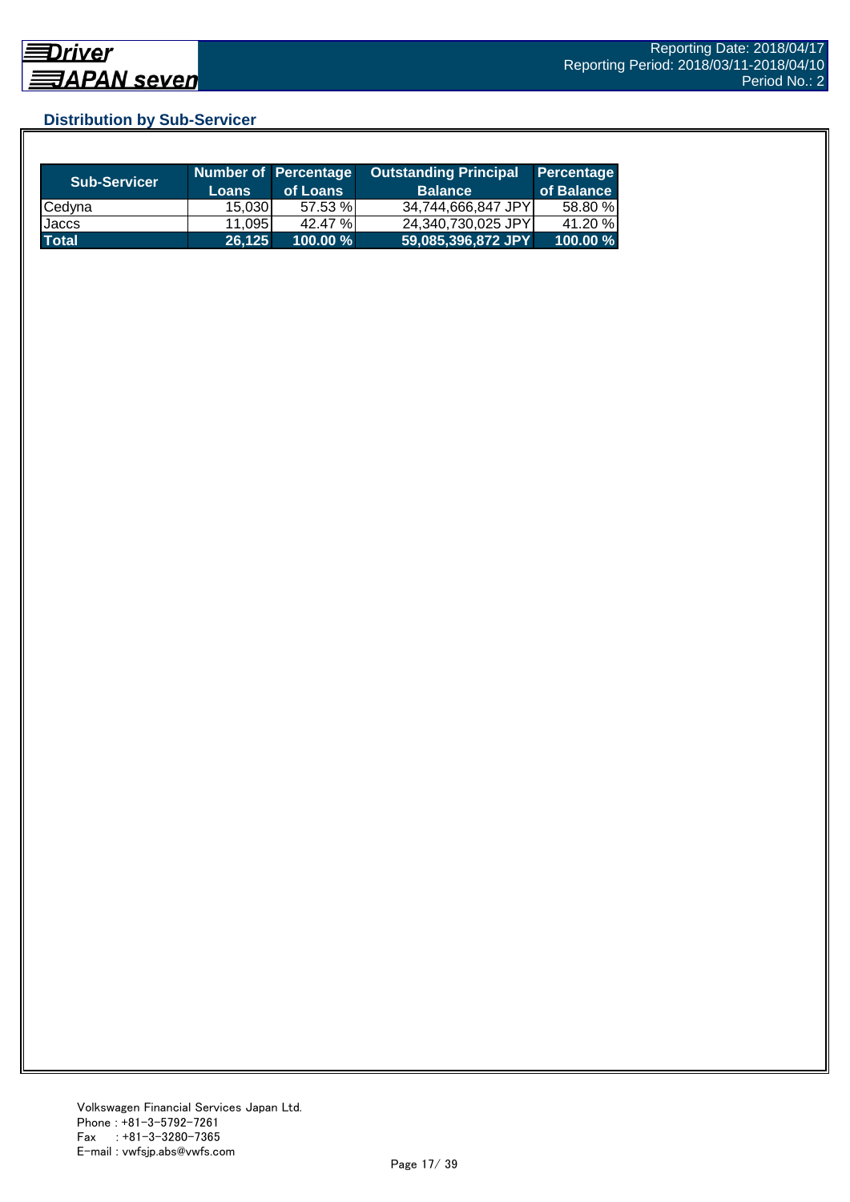## Distribution by Sub-Servicer

| Sub-Servicer | Number of Loans | Percentage of Loans | Outstanding Principal Balance | Percentage of Balance |
|---|---|---|---|---|
| Cedyna | 15,030 | 57.53 % | 34,744,666,847 JPY | 58.80 % |
| Jaccs | 11,095 | 42.47 % | 24,340,730,025 JPY | 41.20 % |
| **Total** | **26,125** | **100.00 %** | **59,085,396,872 JPY** | **100.00 %** |

Volkswagen Financial Services Japan Ltd.
Phone : +81-3-5792-7261
Fax : +81-3-3280-7365
E-mail : vwfsjp.abs@vwfs.com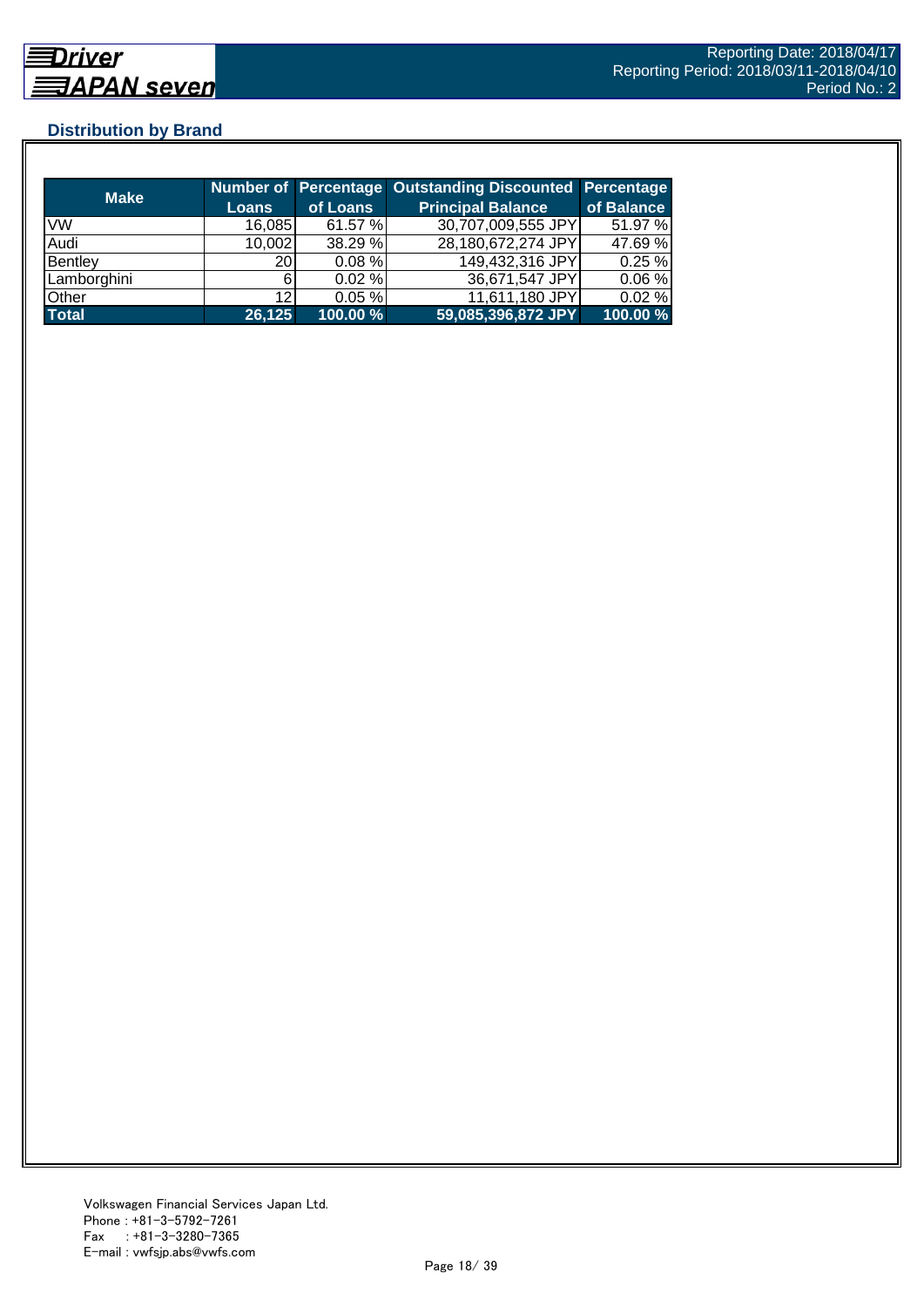## Distribution by Brand

| Make | Number of Loans | Percentage of Loans | Outstanding Discounted Principal Balance | Percentage of Balance |
|---|---|---|---|---|
| VW | 16,085 | 61.57 % | 30,707,009,555 JPY | 51.97 % |
| Audi | 10,002 | 38.29 % | 28,180,672,274 JPY | 47.69 % |
| Bentley | 20 | 0.08 % | 149,432,316 JPY | 0.25 % |
| Lamborghini | 6 | 0.02 % | 36,671,547 JPY | 0.06 % |
| Other | 12 | 0.05 % | 11,611,180 JPY | 0.02 % |
| **Total** | **26,125** | **100.00 %** | **59,085,396,872 JPY** | **100.00 %** |

Volkswagen Financial Services Japan Ltd.
Phone : +81-3-5792-7261
Fax : +81-3-3280-7365
E-mail : vwfsjp.abs@vwfs.com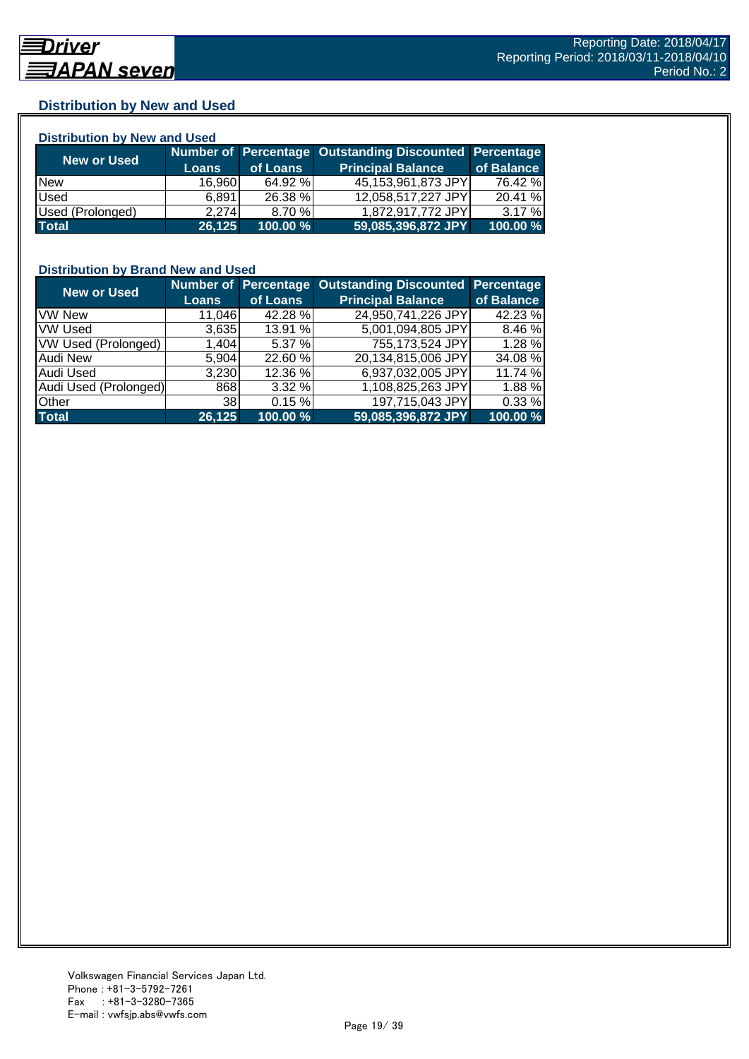## Distribution by New and Used

### Distribution by New and Used

| New or Used | Number of Loans | Percentage of Loans | Outstanding Discounted Principal Balance | Percentage of Balance |
|---|---|---|---|---|
| New | 16,960 | 64.92 % | 45,153,961,873 JPY | 76.42 % |
| Used | 6,891 | 26.38 % | 12,058,517,227 JPY | 20.41 % |
| Used (Prolonged) | 2,274 | 8.70 % | 1,872,917,772 JPY | 3.17 % |
| **Total** | **26,125** | **100.00 %** | **59,085,396,872 JPY** | **100.00 %** |

### Distribution by Brand New and Used

| New or Used | Number of Loans | Percentage of Loans | Outstanding Discounted Principal Balance | Percentage of Balance |
|---|---|---|---|---|
| VW New | 11,046 | 42.28 % | 24,950,741,226 JPY | 42.23 % |
| VW Used | 3,635 | 13.91 % | 5,001,094,805 JPY | 8.46 % |
| VW Used (Prolonged) | 1,404 | 5.37 % | 755,173,524 JPY | 1.28 % |
| Audi New | 5,904 | 22.60 % | 20,134,815,006 JPY | 34.08 % |
| Audi Used | 3,230 | 12.36 % | 6,937,032,005 JPY | 11.74 % |
| Audi Used (Prolonged) | 868 | 3.32 % | 1,108,825,263 JPY | 1.88 % |
| Other | 38 | 0.15 % | 197,715,043 JPY | 0.33 % |
| **Total** | **26,125** | **100.00 %** | **59,085,396,872 JPY** | **100.00 %** |

Volkswagen Financial Services Japan Ltd.
Phone : +81-3-5792-7261
Fax : +81-3-3280-7365
E-mail : vwfsjp.abs@vwfs.com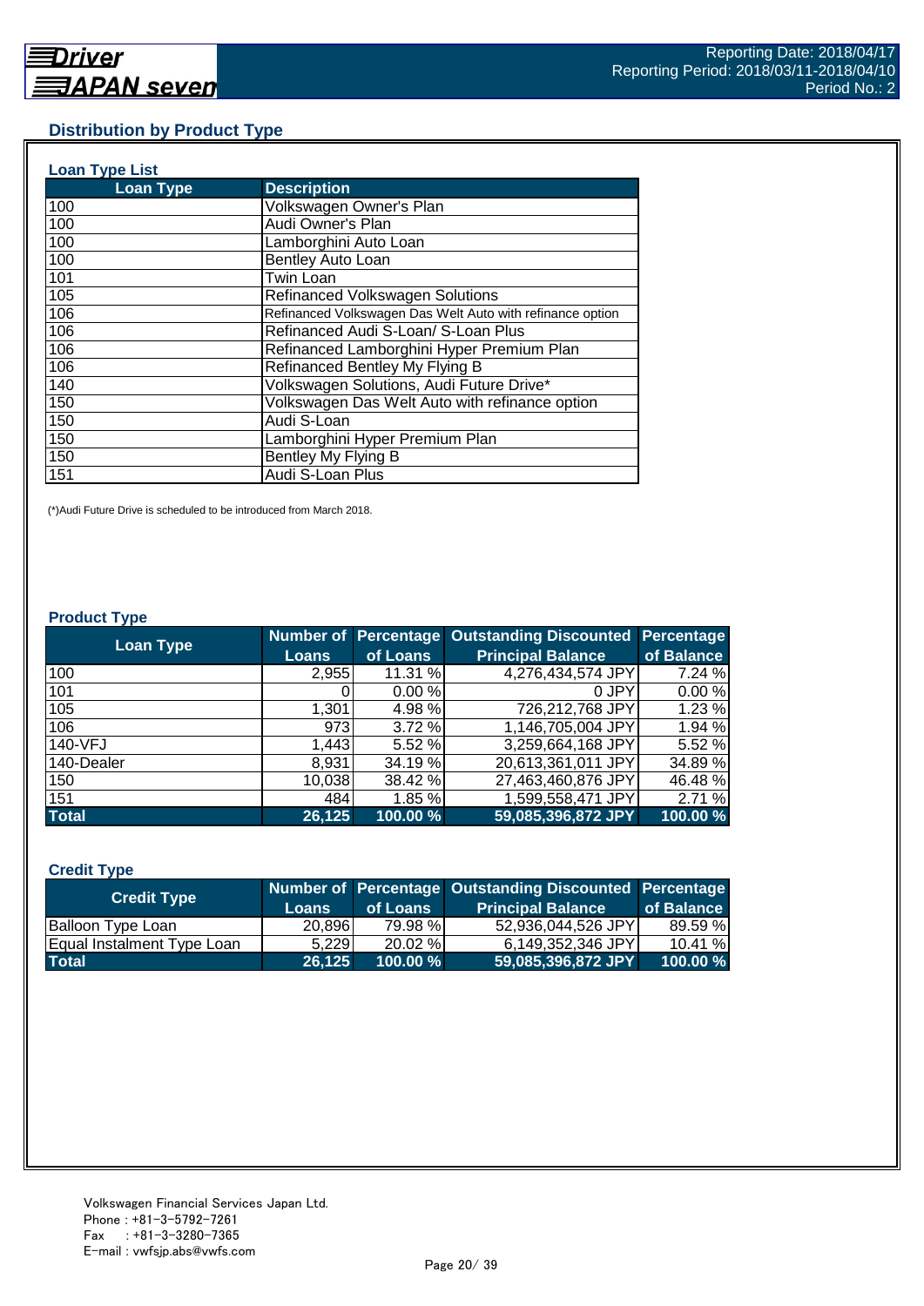## Distribution by Product Type

### Loan Type List

| Loan Type | Description |
|---|---|
| 100 | Volkswagen Owner's Plan |
| 100 | Audi Owner's Plan |
| 100 | Lamborghini Auto Loan |
| 100 | Bentley Auto Loan |
| 101 | Twin Loan |
| 105 | Refinanced Volkswagen Solutions |
| 106 | Refinanced Volkswagen Das Welt Auto with refinance option |
| 106 | Refinanced Audi S-Loan/ S-Loan Plus |
| 106 | Refinanced Lamborghini Hyper Premium Plan |
| 106 | Refinanced Bentley My Flying B |
| 140 | Volkswagen Solutions, Audi Future Drive* |
| 150 | Volkswagen Das Welt Auto with refinance option |
| 150 | Audi S-Loan |
| 150 | Lamborghini Hyper Premium Plan |
| 150 | Bentley My Flying B |
| 151 | Audi S-Loan Plus |

(*)Audi Future Drive is scheduled to be introduced from March 2018.

### Product Type

| Loan Type | Number of Loans | Percentage of Loans | Outstanding Discounted Principal Balance | Percentage of Balance |
|---|---|---|---|---|
| 100 | 2,955 | 11.31 % | 4,276,434,574 JPY | 7.24 % |
| 101 | 0 | 0.00 % | 0 JPY | 0.00 % |
| 105 | 1,301 | 4.98 % | 726,212,768 JPY | 1.23 % |
| 106 | 973 | 3.72 % | 1,146,705,004 JPY | 1.94 % |
| 140-VFJ | 1,443 | 5.52 % | 3,259,664,168 JPY | 5.52 % |
| 140-Dealer | 8,931 | 34.19 % | 20,613,361,011 JPY | 34.89 % |
| 150 | 10,038 | 38.42 % | 27,463,460,876 JPY | 46.48 % |
| 151 | 484 | 1.85 % | 1,599,558,471 JPY | 2.71 % |
| **Total** | **26,125** | **100.00 %** | **59,085,396,872 JPY** | **100.00 %** |

### Credit Type

| Credit Type | Number of Loans | Percentage of Loans | Outstanding Discounted Principal Balance | Percentage of Balance |
|---|---|---|---|---|
| Balloon Type Loan | 20,896 | 79.98 % | 52,936,044,526 JPY | 89.59 % |
| Equal Instalment Type Loan | 5,229 | 20.02 % | 6,149,352,346 JPY | 10.41 % |
| **Total** | **26,125** | **100.00 %** | **59,085,396,872 JPY** | **100.00 %** |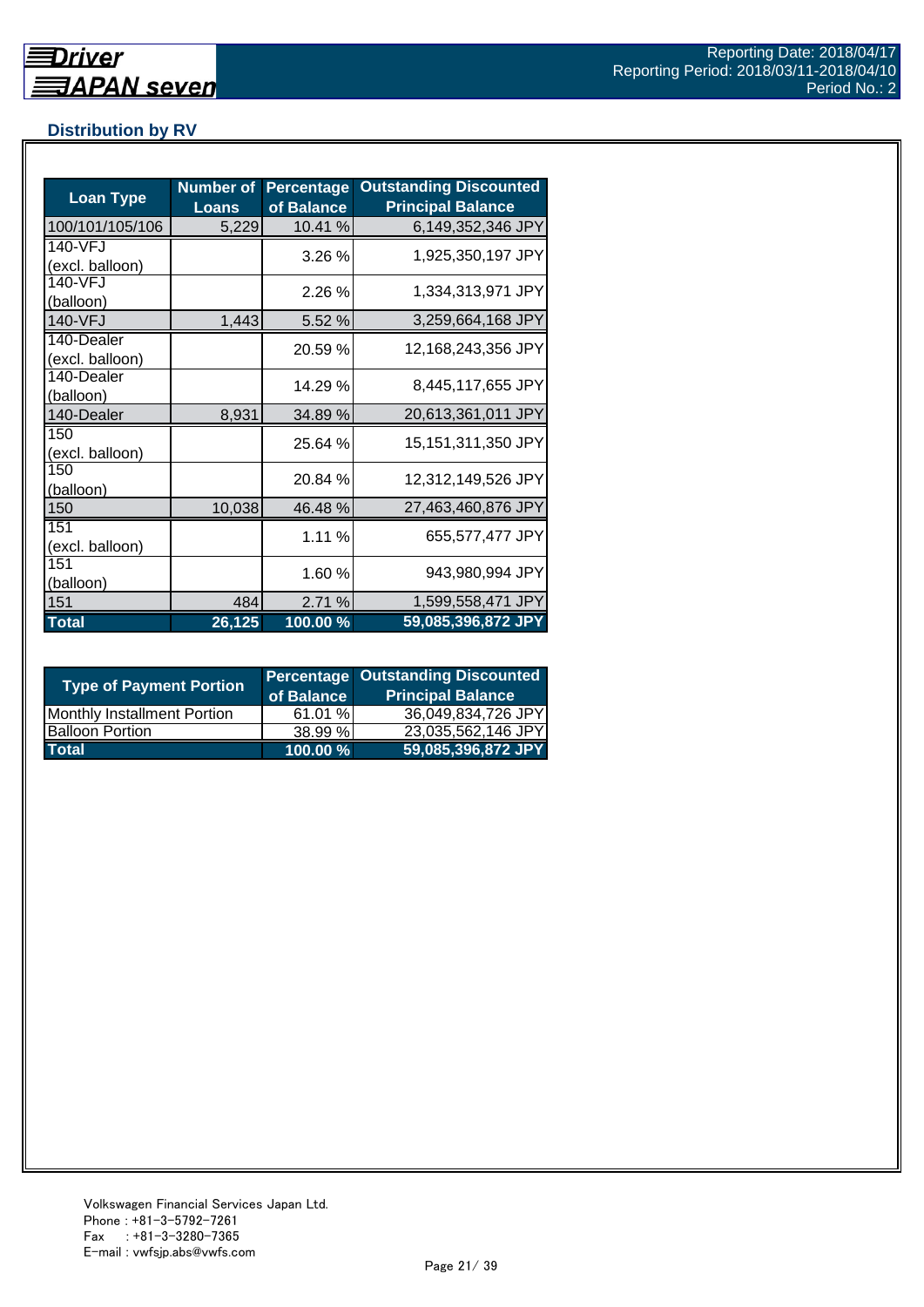## Distribution by RV

| Loan Type | Number of Loans | Percentage of Balance | Outstanding Discounted Principal Balance |
|---|---|---|---|
| 100/101/105/106 | 5,229 | 10.41 % | 6,149,352,346 JPY |
| 140-VFJ (excl. balloon) | | 3.26 % | 1,925,350,197 JPY |
| 140-VFJ (balloon) | | 2.26 % | 1,334,313,971 JPY |
| 140-VFJ | 1,443 | 5.52 % | 3,259,664,168 JPY |
| 140-Dealer (excl. balloon) | | 20.59 % | 12,168,243,356 JPY |
| 140-Dealer (balloon) | | 14.29 % | 8,445,117,655 JPY |
| 140-Dealer | 8,931 | 34.89 % | 20,613,361,011 JPY |
| 150 (excl. balloon) | | 25.64 % | 15,151,311,350 JPY |
| 150 (balloon) | | 20.84 % | 12,312,149,526 JPY |
| 150 | 10,038 | 46.48 % | 27,463,460,876 JPY |
| 151 (excl. balloon) | | 1.11 % | 655,577,477 JPY |
| 151 (balloon) | | 1.60 % | 943,980,994 JPY |
| 151 | 484 | 2.71 % | 1,599,558,471 JPY |
| **Total** | **26,125** | **100.00 %** | **59,085,396,872 JPY** |

| Type of Payment Portion | Percentage of Balance | Outstanding Discounted Principal Balance |
|---|---|---|
| Monthly Installment Portion | 61.01 % | 36,049,834,726 JPY |
| Balloon Portion | 38.99 % | 23,035,562,146 JPY |
| **Total** | **100.00 %** | **59,085,396,872 JPY** |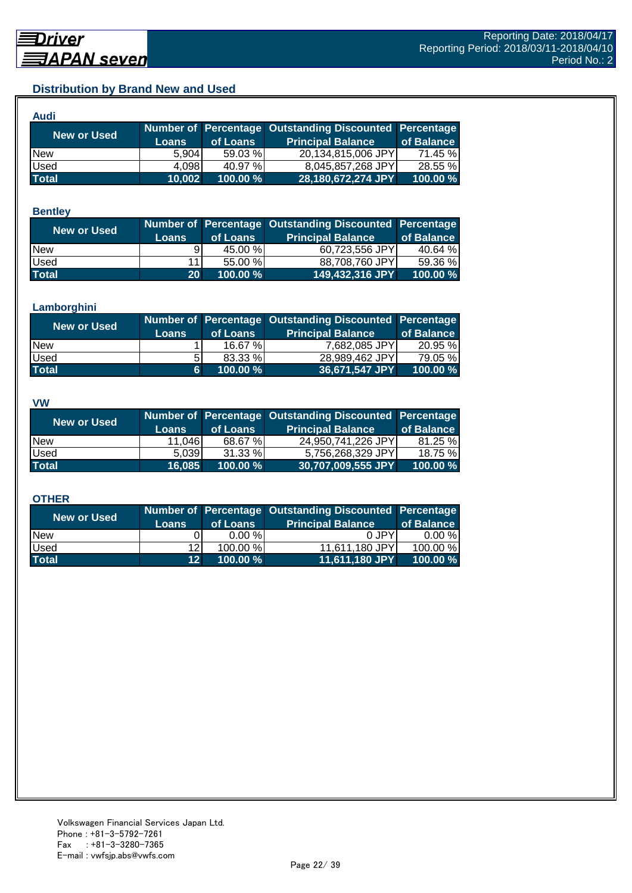## Distribution by Brand New and Used

### Audi

| New or Used | Number of Loans | Percentage of Loans | Outstanding Discounted Principal Balance | Percentage of Balance |
|---|---|---|---|---|
| New | 5,904 | 59.03 % | 20,134,815,006 JPY | 71.45 % |
| Used | 4,098 | 40.97 % | 8,045,857,268 JPY | 28.55 % |
| **Total** | **10,002** | **100.00 %** | **28,180,672,274 JPY** | **100.00 %** |

### Bentley

| New or Used | Number of Loans | Percentage of Loans | Outstanding Discounted Principal Balance | Percentage of Balance |
|---|---|---|---|---|
| New | 9 | 45.00 % | 60,723,556 JPY | 40.64 % |
| Used | 11 | 55.00 % | 88,708,760 JPY | 59.36 % |
| **Total** | **20** | **100.00 %** | **149,432,316 JPY** | **100.00 %** |

### Lamborghini

| New or Used | Number of Loans | Percentage of Loans | Outstanding Discounted Principal Balance | Percentage of Balance |
|---|---|---|---|---|
| New | 1 | 16.67 % | 7,682,085 JPY | 20.95 % |
| Used | 5 | 83.33 % | 28,989,462 JPY | 79.05 % |
| **Total** | **6** | **100.00 %** | **36,671,547 JPY** | **100.00 %** |

### VW

| New or Used | Number of Loans | Percentage of Loans | Outstanding Discounted Principal Balance | Percentage of Balance |
|---|---|---|---|---|
| New | 11,046 | 68.67 % | 24,950,741,226 JPY | 81.25 % |
| Used | 5,039 | 31.33 % | 5,756,268,329 JPY | 18.75 % |
| **Total** | **16,085** | **100.00 %** | **30,707,009,555 JPY** | **100.00 %** |

### OTHER

| New or Used | Number of Loans | Percentage of Loans | Outstanding Discounted Principal Balance | Percentage of Balance |
|---|---|---|---|---|
| New | 0 | 0.00 % | 0 JPY | 0.00 % |
| Used | 12 | 100.00 % | 11,611,180 JPY | 100.00 % |
| **Total** | **12** | **100.00 %** | **11,611,180 JPY** | **100.00 %** |

Volkswagen Financial Services Japan Ltd.
Phone : +81-3-5792-7261
Fax　 : +81-3-3280-7365
E-mail : vwfsjp.abs@vwfs.com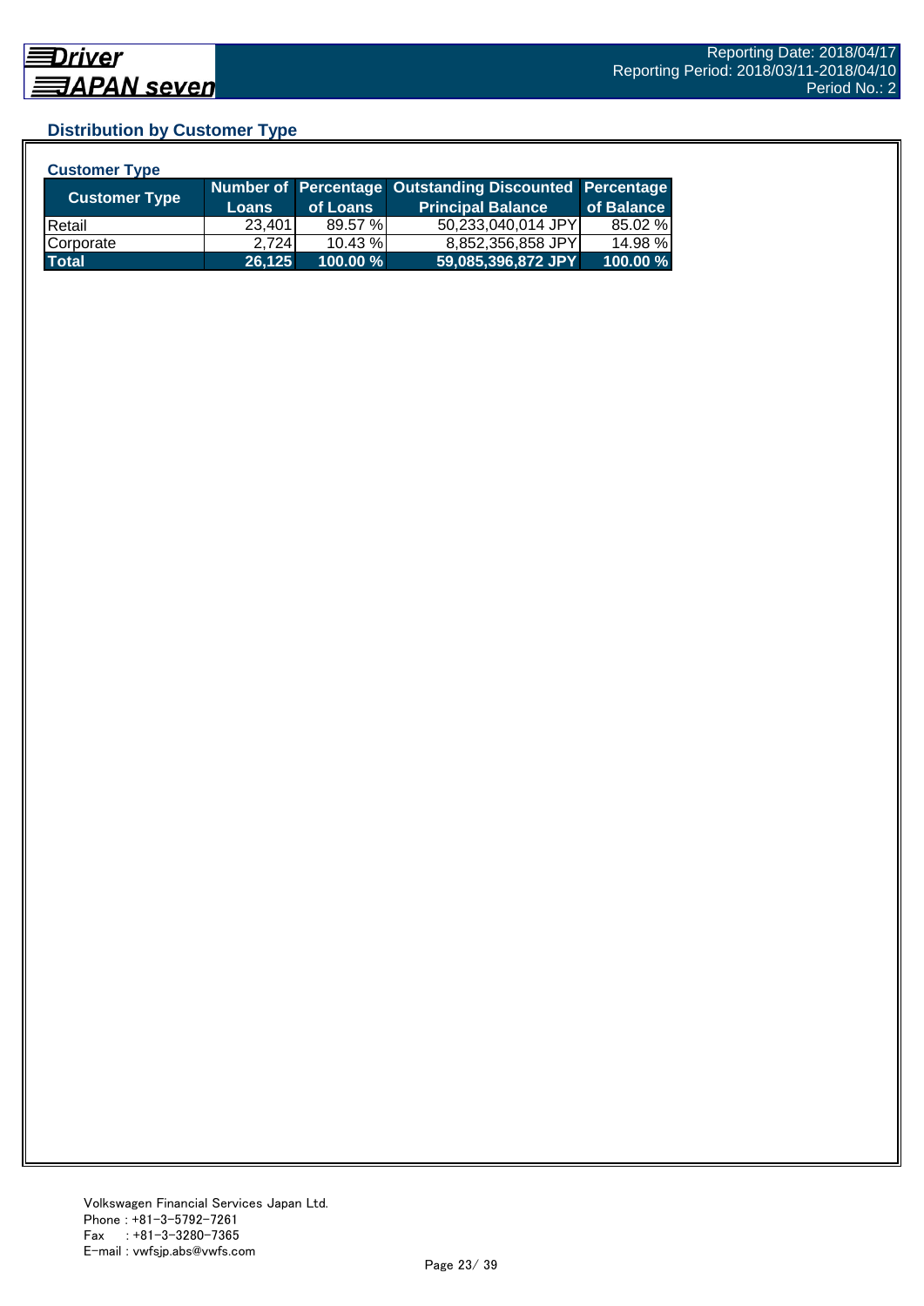## Distribution by Customer Type

### Customer Type

| Customer Type | Number of Loans | Percentage of Loans | Outstanding Discounted Principal Balance | Percentage of Balance |
|---|---|---|---|---|
| Retail | 23,401 | 89.57 % | 50,233,040,014 JPY | 85.02 % |
| Corporate | 2,724 | 10.43 % | 8,852,356,858 JPY | 14.98 % |
| **Total** | **26,125** | **100.00 %** | **59,085,396,872 JPY** | **100.00 %** |

Volkswagen Financial Services Japan Ltd.
Phone : +81-3-5792-7261
Fax : +81-3-3280-7365
E-mail : vwfsjp.abs@vwfs.com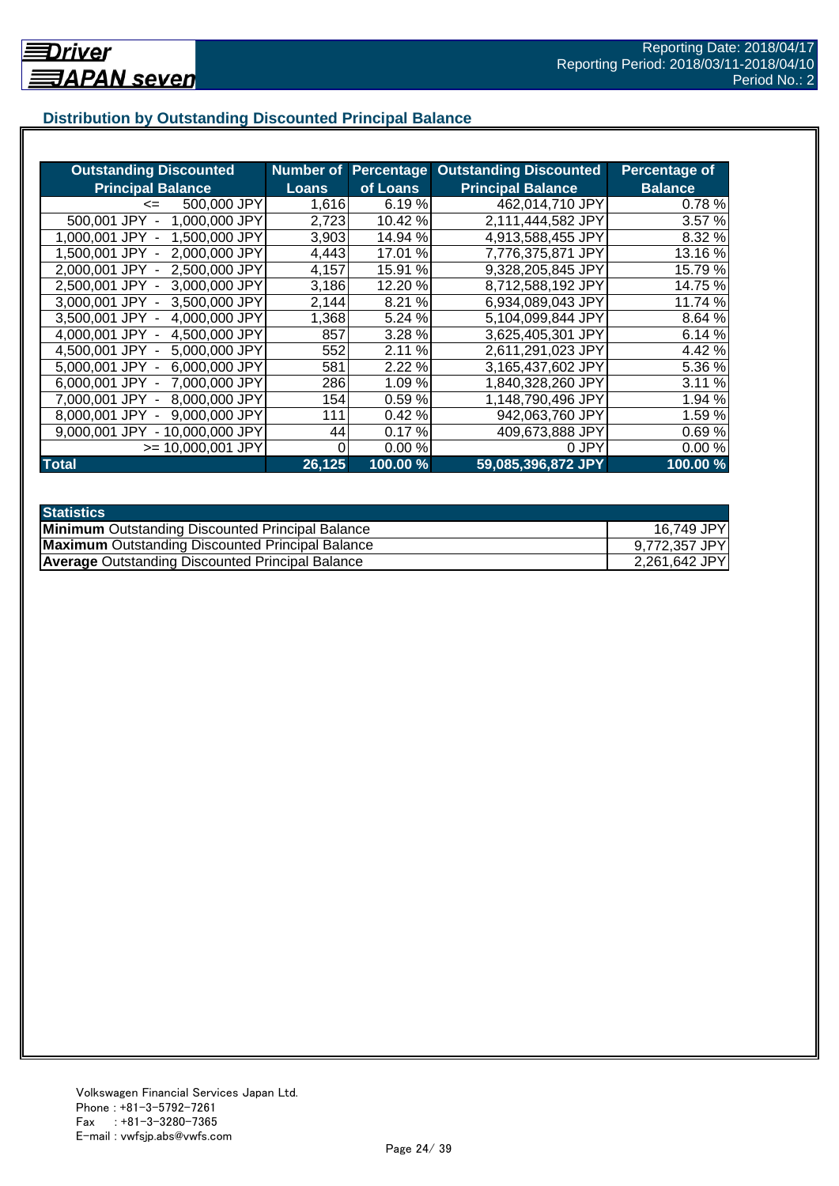## Distribution by Outstanding Discounted Principal Balance

| Outstanding Discounted Principal Balance | Number of Loans | Percentage of Loans | Outstanding Discounted Principal Balance | Percentage of Balance |
|---|---|---|---|---|
| <= 500,000 JPY | 1,616 | 6.19 % | 462,014,710 JPY | 0.78 % |
| 500,001 JPY - 1,000,000 JPY | 2,723 | 10.42 % | 2,111,444,582 JPY | 3.57 % |
| 1,000,001 JPY - 1,500,000 JPY | 3,903 | 14.94 % | 4,913,588,455 JPY | 8.32 % |
| 1,500,001 JPY - 2,000,000 JPY | 4,443 | 17.01 % | 7,776,375,871 JPY | 13.16 % |
| 2,000,001 JPY - 2,500,000 JPY | 4,157 | 15.91 % | 9,328,205,845 JPY | 15.79 % |
| 2,500,001 JPY - 3,000,000 JPY | 3,186 | 12.20 % | 8,712,588,192 JPY | 14.75 % |
| 3,000,001 JPY - 3,500,000 JPY | 2,144 | 8.21 % | 6,934,089,043 JPY | 11.74 % |
| 3,500,001 JPY - 4,000,000 JPY | 1,368 | 5.24 % | 5,104,099,844 JPY | 8.64 % |
| 4,000,001 JPY - 4,500,000 JPY | 857 | 3.28 % | 3,625,405,301 JPY | 6.14 % |
| 4,500,001 JPY - 5,000,000 JPY | 552 | 2.11 % | 2,611,291,023 JPY | 4.42 % |
| 5,000,001 JPY - 6,000,000 JPY | 581 | 2.22 % | 3,165,437,602 JPY | 5.36 % |
| 6,000,001 JPY - 7,000,000 JPY | 286 | 1.09 % | 1,840,328,260 JPY | 3.11 % |
| 7,000,001 JPY - 8,000,000 JPY | 154 | 0.59 % | 1,148,790,496 JPY | 1.94 % |
| 8,000,001 JPY - 9,000,000 JPY | 111 | 0.42 % | 942,063,760 JPY | 1.59 % |
| 9,000,001 JPY - 10,000,000 JPY | 44 | 0.17 % | 409,673,888 JPY | 0.69 % |
| >= 10,000,001 JPY | 0 | 0.00 % | 0 JPY | 0.00 % |
| **Total** | **26,125** | **100.00 %** | **59,085,396,872 JPY** | **100.00 %** |

| Statistics | |
|---|---|
| **Minimum** Outstanding Discounted Principal Balance | 16,749 JPY |
| **Maximum** Outstanding Discounted Principal Balance | 9,772,357 JPY |
| **Average** Outstanding Discounted Principal Balance | 2,261,642 JPY |

Volkswagen Financial Services Japan Ltd.
Phone : +81-3-5792-7261
Fax : +81-3-3280-7365
E-mail : vwfsjp.abs@vwfs.com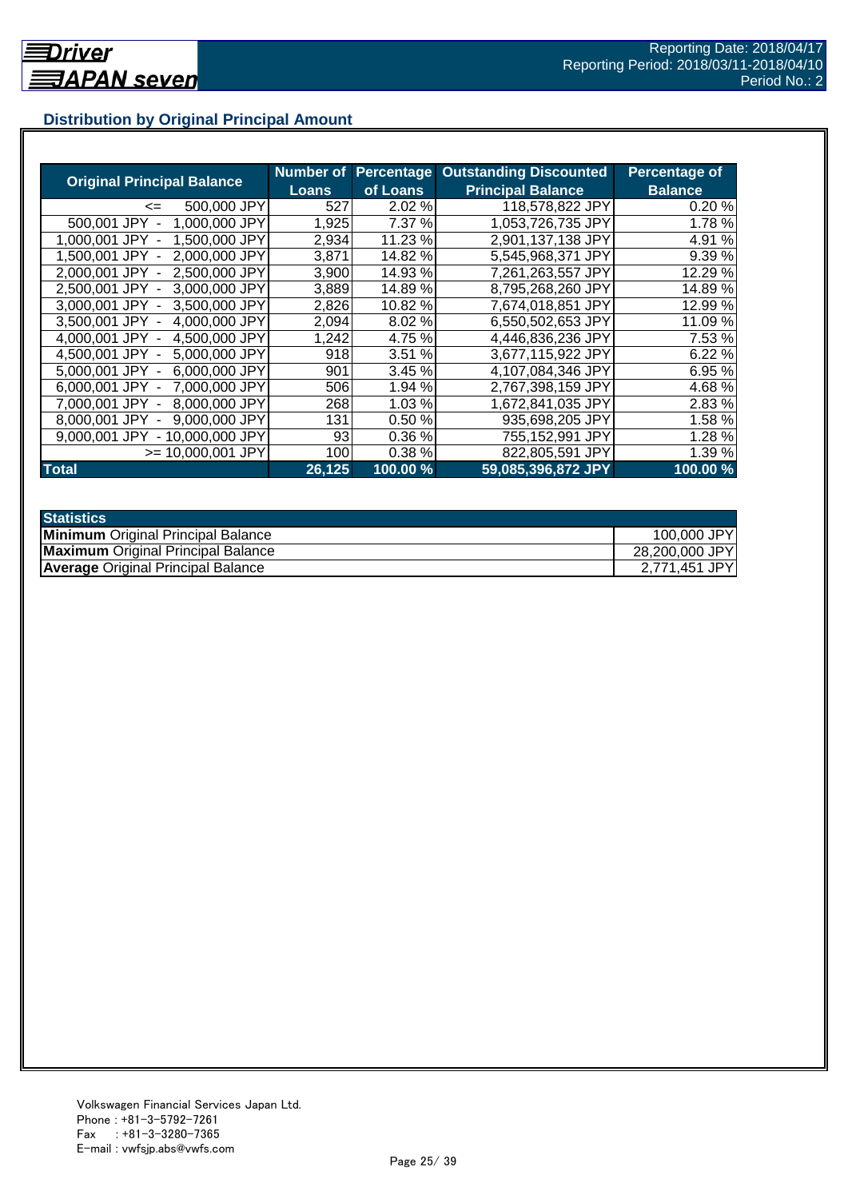Reporting Date: 2018/04/17
Reporting Period: 2018/03/11-2018/04/10
Period No.: 2

## Distribution by Original Principal Amount

| Original Principal Balance | Number of Loans | Percentage of Loans | Outstanding Discounted Principal Balance | Percentage of Balance |
|---|---|---|---|---|
| <= 500,000 JPY | 527 | 2.02 % | 118,578,822 JPY | 0.20 % |
| 500,001 JPY - 1,000,000 JPY | 1,925 | 7.37 % | 1,053,726,735 JPY | 1.78 % |
| 1,000,001 JPY - 1,500,000 JPY | 2,934 | 11.23 % | 2,901,137,138 JPY | 4.91 % |
| 1,500,001 JPY - 2,000,000 JPY | 3,871 | 14.82 % | 5,545,968,371 JPY | 9.39 % |
| 2,000,001 JPY - 2,500,000 JPY | 3,900 | 14.93 % | 7,261,263,557 JPY | 12.29 % |
| 2,500,001 JPY - 3,000,000 JPY | 3,889 | 14.89 % | 8,795,268,260 JPY | 14.89 % |
| 3,000,001 JPY - 3,500,000 JPY | 2,826 | 10.82 % | 7,674,018,851 JPY | 12.99 % |
| 3,500,001 JPY - 4,000,000 JPY | 2,094 | 8.02 % | 6,550,502,653 JPY | 11.09 % |
| 4,000,001 JPY - 4,500,000 JPY | 1,242 | 4.75 % | 4,446,836,236 JPY | 7.53 % |
| 4,500,001 JPY - 5,000,000 JPY | 918 | 3.51 % | 3,677,115,922 JPY | 6.22 % |
| 5,000,001 JPY - 6,000,000 JPY | 901 | 3.45 % | 4,107,084,346 JPY | 6.95 % |
| 6,000,001 JPY - 7,000,000 JPY | 506 | 1.94 % | 2,767,398,159 JPY | 4.68 % |
| 7,000,001 JPY - 8,000,000 JPY | 268 | 1.03 % | 1,672,841,035 JPY | 2.83 % |
| 8,000,001 JPY - 9,000,000 JPY | 131 | 0.50 % | 935,698,205 JPY | 1.58 % |
| 9,000,001 JPY - 10,000,000 JPY | 93 | 0.36 % | 755,152,991 JPY | 1.28 % |
| >= 10,000,001 JPY | 100 | 0.38 % | 822,805,591 JPY | 1.39 % |
| **Total** | **26,125** | **100.00 %** | **59,085,396,872 JPY** | **100.00 %** |

| Statistics | |
|---|---|
| **Minimum** Original Principal Balance | 100,000 JPY |
| **Maximum** Original Principal Balance | 28,200,000 JPY |
| **Average** Original Principal Balance | 2,771,451 JPY |

Volkswagen Financial Services Japan Ltd.
Phone : +81-3-5792-7261
Fax : +81-3-3280-7365
E-mail : vwfsjp.abs@vwfs.com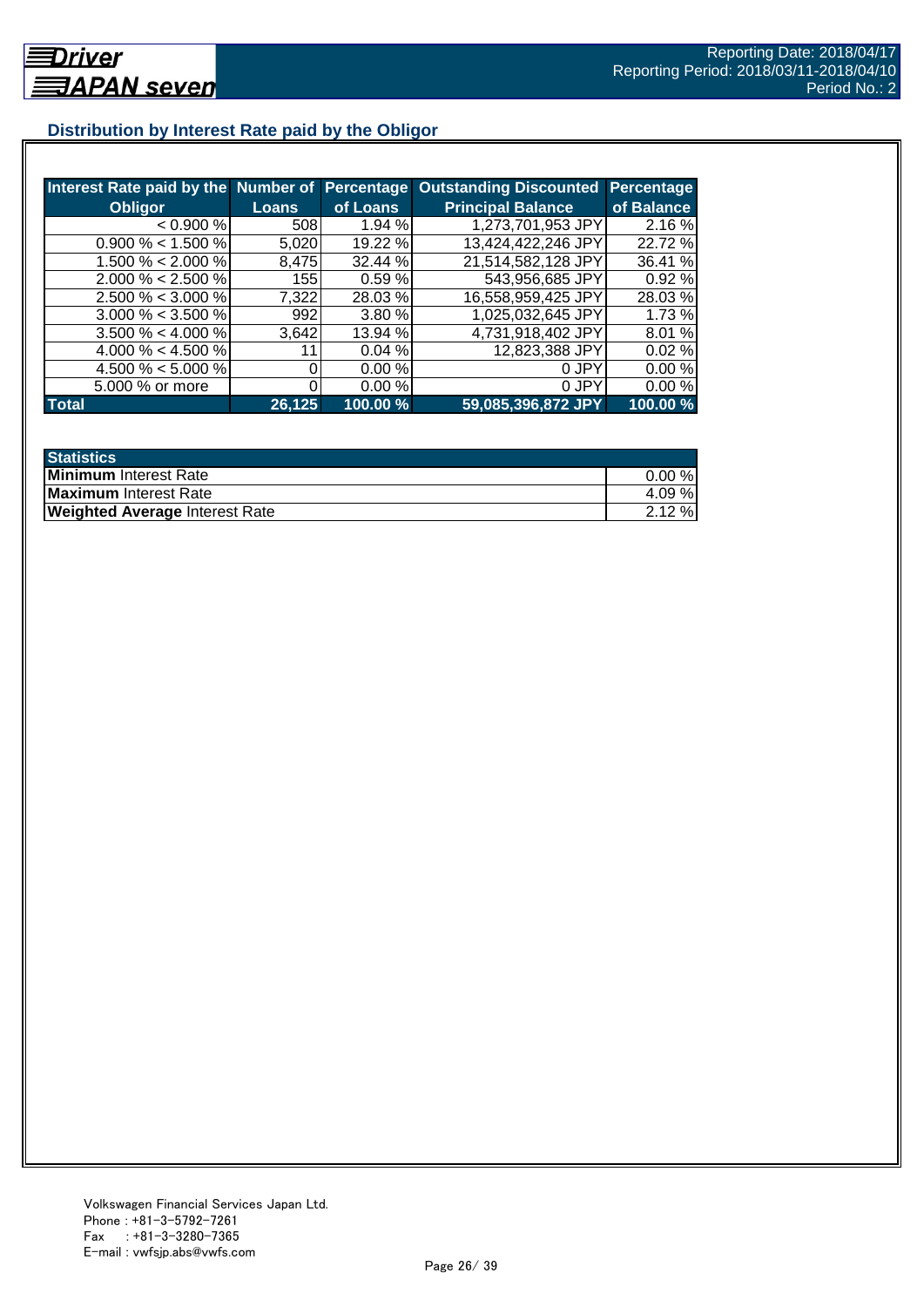## Distribution by Interest Rate paid by the Obligor

| Interest Rate paid by the Obligor | Number of Loans | Percentage of Loans | Outstanding Discounted Principal Balance | Percentage of Balance |
|---|---|---|---|---|
| < 0.900 % | 508 | 1.94 % | 1,273,701,953 JPY | 2.16 % |
| 0.900 % < 1.500 % | 5,020 | 19.22 % | 13,424,422,246 JPY | 22.72 % |
| 1.500 % < 2.000 % | 8,475 | 32.44 % | 21,514,582,128 JPY | 36.41 % |
| 2.000 % < 2.500 % | 155 | 0.59 % | 543,956,685 JPY | 0.92 % |
| 2.500 % < 3.000 % | 7,322 | 28.03 % | 16,558,959,425 JPY | 28.03 % |
| 3.000 % < 3.500 % | 992 | 3.80 % | 1,025,032,645 JPY | 1.73 % |
| 3.500 % < 4.000 % | 3,642 | 13.94 % | 4,731,918,402 JPY | 8.01 % |
| 4.000 % < 4.500 % | 11 | 0.04 % | 12,823,388 JPY | 0.02 % |
| 4.500 % < 5.000 % | 0 | 0.00 % | 0 JPY | 0.00 % |
| 5.000 % or more | 0 | 0.00 % | 0 JPY | 0.00 % |
| **Total** | **26,125** | **100.00 %** | **59,085,396,872 JPY** | **100.00 %** |

| Statistics | |
|---|---|
| **Minimum** Interest Rate | 0.00 % |
| **Maximum** Interest Rate | 4.09 % |
| **Weighted Average** Interest Rate | 2.12 % |

Volkswagen Financial Services Japan Ltd.
Phone : +81-3-5792-7261
Fax : +81-3-3280-7365
E-mail : vwfsjp.abs@vwfs.com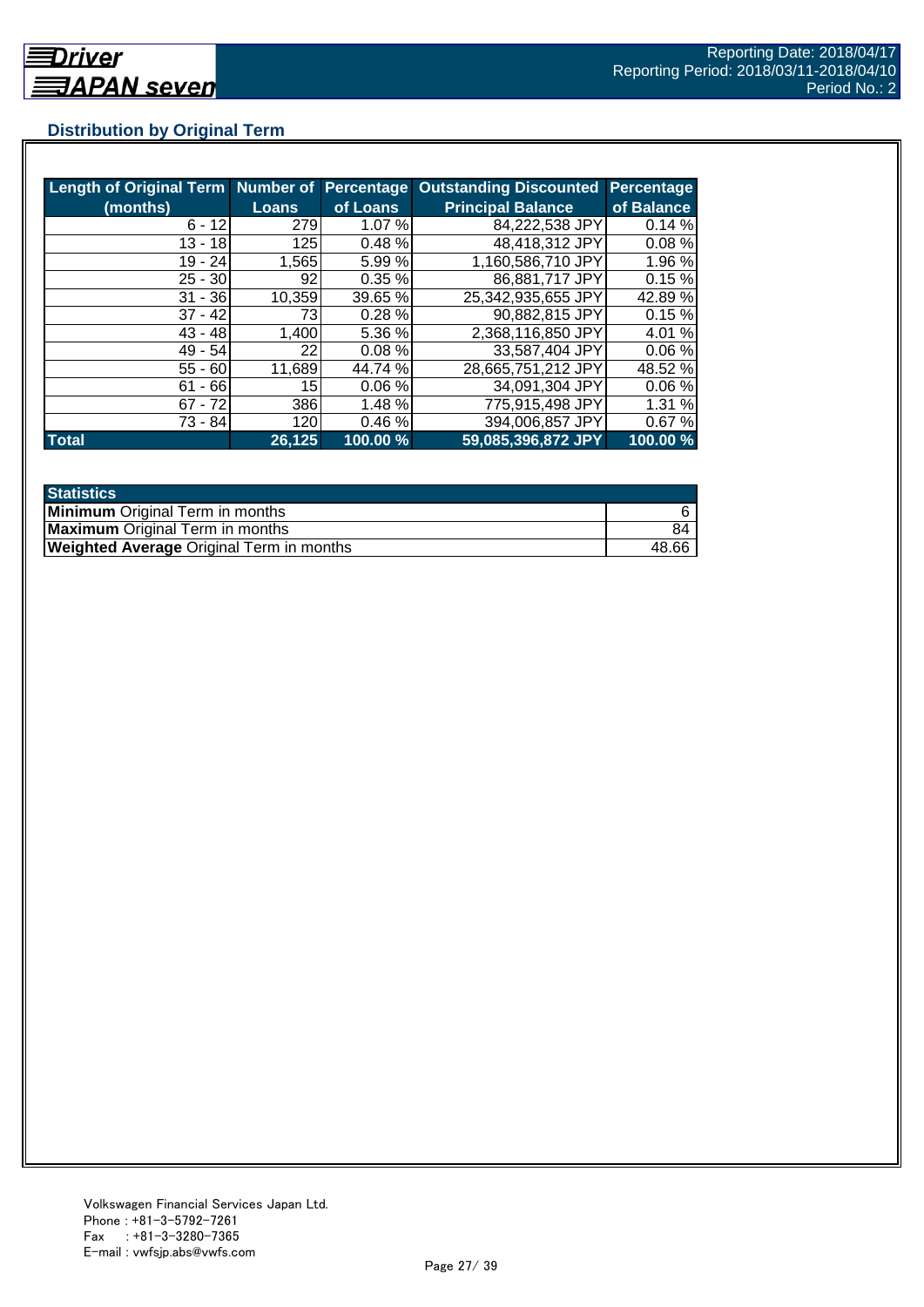## Distribution by Original Term

| Length of Original Term (months) | Number of Loans | Percentage of Loans | Outstanding Discounted Principal Balance | Percentage of Balance |
|---|---|---|---|---|
| 6 - 12 | 279 | 1.07 % | 84,222,538 JPY | 0.14 % |
| 13 - 18 | 125 | 0.48 % | 48,418,312 JPY | 0.08 % |
| 19 - 24 | 1,565 | 5.99 % | 1,160,586,710 JPY | 1.96 % |
| 25 - 30 | 92 | 0.35 % | 86,881,717 JPY | 0.15 % |
| 31 - 36 | 10,359 | 39.65 % | 25,342,935,655 JPY | 42.89 % |
| 37 - 42 | 73 | 0.28 % | 90,882,815 JPY | 0.15 % |
| 43 - 48 | 1,400 | 5.36 % | 2,368,116,850 JPY | 4.01 % |
| 49 - 54 | 22 | 0.08 % | 33,587,404 JPY | 0.06 % |
| 55 - 60 | 11,689 | 44.74 % | 28,665,751,212 JPY | 48.52 % |
| 61 - 66 | 15 | 0.06 % | 34,091,304 JPY | 0.06 % |
| 67 - 72 | 386 | 1.48 % | 775,915,498 JPY | 1.31 % |
| 73 - 84 | 120 | 0.46 % | 394,006,857 JPY | 0.67 % |
| **Total** | **26,125** | **100.00 %** | **59,085,396,872 JPY** | **100.00 %** |

| Statistics | |
|---|---|
| **Minimum** Original Term in months | 6 |
| **Maximum** Original Term in months | 84 |
| **Weighted Average** Original Term in months | 48.66 |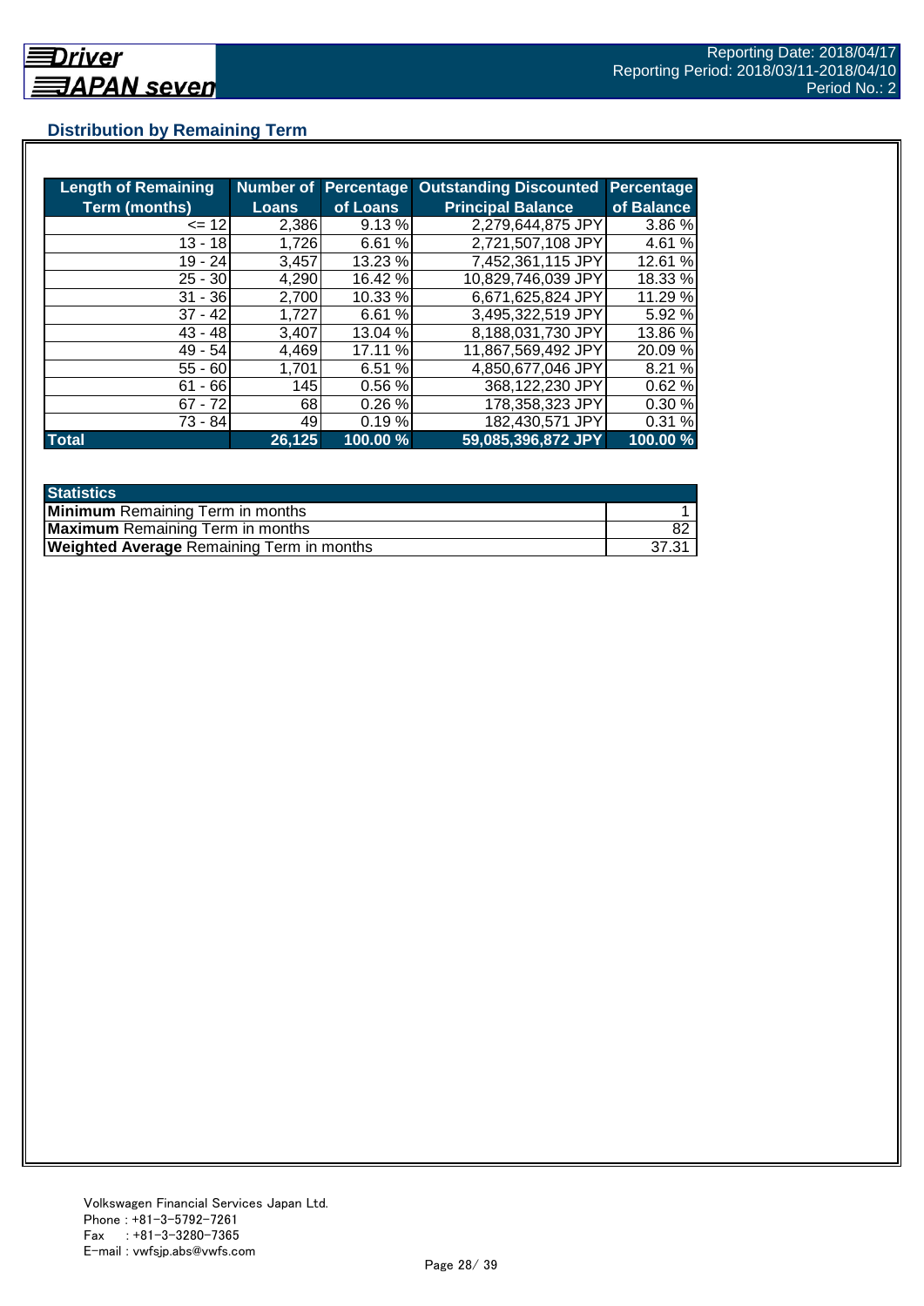## Distribution by Remaining Term

| Length of Remaining Term (months) | Number of Loans | Percentage of Loans | Outstanding Discounted Principal Balance | Percentage of Balance |
|---|---|---|---|---|
| <= 12 | 2,386 | 9.13 % | 2,279,644,875 JPY | 3.86 % |
| 13 - 18 | 1,726 | 6.61 % | 2,721,507,108 JPY | 4.61 % |
| 19 - 24 | 3,457 | 13.23 % | 7,452,361,115 JPY | 12.61 % |
| 25 - 30 | 4,290 | 16.42 % | 10,829,746,039 JPY | 18.33 % |
| 31 - 36 | 2,700 | 10.33 % | 6,671,625,824 JPY | 11.29 % |
| 37 - 42 | 1,727 | 6.61 % | 3,495,322,519 JPY | 5.92 % |
| 43 - 48 | 3,407 | 13.04 % | 8,188,031,730 JPY | 13.86 % |
| 49 - 54 | 4,469 | 17.11 % | 11,867,569,492 JPY | 20.09 % |
| 55 - 60 | 1,701 | 6.51 % | 4,850,677,046 JPY | 8.21 % |
| 61 - 66 | 145 | 0.56 % | 368,122,230 JPY | 0.62 % |
| 67 - 72 | 68 | 0.26 % | 178,358,323 JPY | 0.30 % |
| 73 - 84 | 49 | 0.19 % | 182,430,571 JPY | 0.31 % |
| **Total** | **26,125** | **100.00 %** | **59,085,396,872 JPY** | **100.00 %** |

| Statistics | |
|---|---|
| **Minimum** Remaining Term in months | 1 |
| **Maximum** Remaining Term in months | 82 |
| **Weighted Average** Remaining Term in months | 37.31 |

Volkswagen Financial Services Japan Ltd.
Phone : +81-3-5792-7261
Fax　 : +81-3-3280-7365
E-mail : vwfsjp.abs@vwfs.com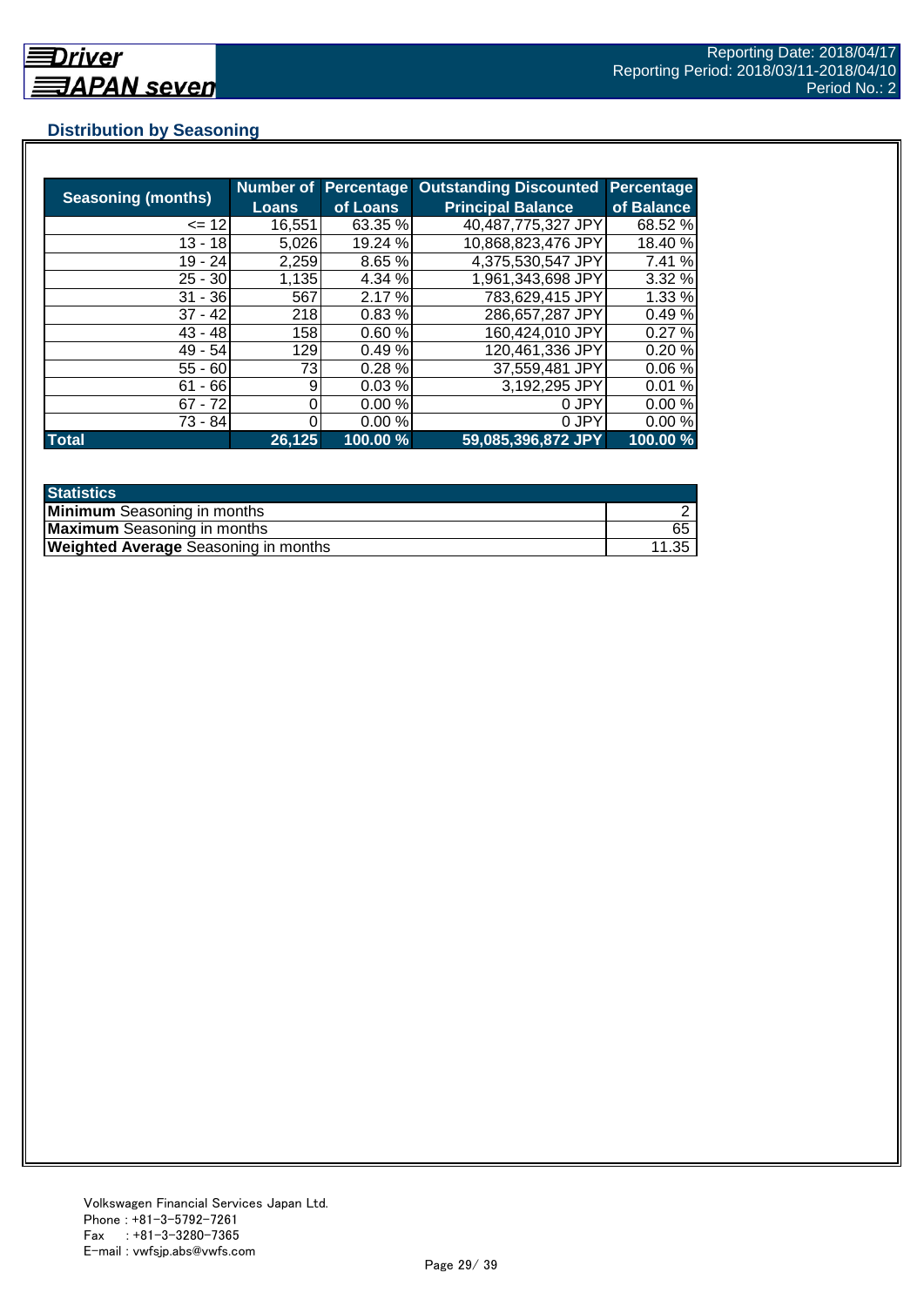## Distribution by Seasoning

| Seasoning (months) | Number of Loans | Percentage of Loans | Outstanding Discounted Principal Balance | Percentage of Balance |
|---|---|---|---|---|
| <= 12 | 16,551 | 63.35 % | 40,487,775,327 JPY | 68.52 % |
| 13 - 18 | 5,026 | 19.24 % | 10,868,823,476 JPY | 18.40 % |
| 19 - 24 | 2,259 | 8.65 % | 4,375,530,547 JPY | 7.41 % |
| 25 - 30 | 1,135 | 4.34 % | 1,961,343,698 JPY | 3.32 % |
| 31 - 36 | 567 | 2.17 % | 783,629,415 JPY | 1.33 % |
| 37 - 42 | 218 | 0.83 % | 286,657,287 JPY | 0.49 % |
| 43 - 48 | 158 | 0.60 % | 160,424,010 JPY | 0.27 % |
| 49 - 54 | 129 | 0.49 % | 120,461,336 JPY | 0.20 % |
| 55 - 60 | 73 | 0.28 % | 37,559,481 JPY | 0.06 % |
| 61 - 66 | 9 | 0.03 % | 3,192,295 JPY | 0.01 % |
| 67 - 72 | 0 | 0.00 % | 0 JPY | 0.00 % |
| 73 - 84 | 0 | 0.00 % | 0 JPY | 0.00 % |
| **Total** | **26,125** | **100.00 %** | **59,085,396,872 JPY** | **100.00 %** |

| Statistics | |
|---|---|
| **Minimum** Seasoning in months | 2 |
| **Maximum** Seasoning in months | 65 |
| **Weighted Average** Seasoning in months | 11.35 |

Volkswagen Financial Services Japan Ltd.
Phone : +81-3-5792-7261
Fax : +81-3-3280-7365
E-mail : vwfsjp.abs@vwfs.com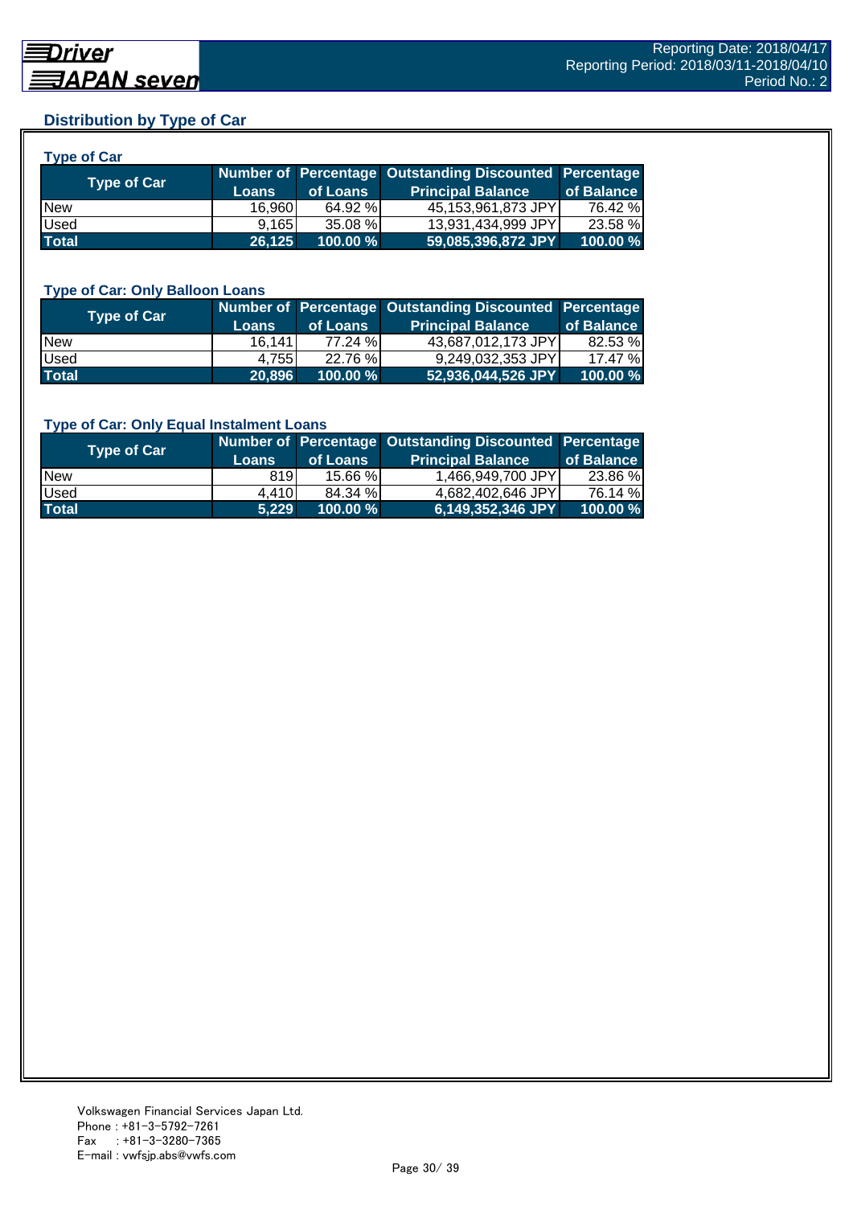## Distribution by Type of Car

### Type of Car

| Type of Car | Number of Loans | Percentage of Loans | Outstanding Discounted Principal Balance | Percentage of Balance |
|---|---|---|---|---|
| New | 16,960 | 64.92 % | 45,153,961,873 JPY | 76.42 % |
| Used | 9,165 | 35.08 % | 13,931,434,999 JPY | 23.58 % |
| **Total** | **26,125** | **100.00 %** | **59,085,396,872 JPY** | **100.00 %** |

### Type of Car: Only Balloon Loans

| Type of Car | Number of Loans | Percentage of Loans | Outstanding Discounted Principal Balance | Percentage of Balance |
|---|---|---|---|---|
| New | 16,141 | 77.24 % | 43,687,012,173 JPY | 82.53 % |
| Used | 4,755 | 22.76 % | 9,249,032,353 JPY | 17.47 % |
| **Total** | **20,896** | **100.00 %** | **52,936,044,526 JPY** | **100.00 %** |

### Type of Car: Only Equal Instalment Loans

| Type of Car | Number of Loans | Percentage of Loans | Outstanding Discounted Principal Balance | Percentage of Balance |
|---|---|---|---|---|
| New | 819 | 15.66 % | 1,466,949,700 JPY | 23.86 % |
| Used | 4,410 | 84.34 % | 4,682,402,646 JPY | 76.14 % |
| **Total** | **5,229** | **100.00 %** | **6,149,352,346 JPY** | **100.00 %** |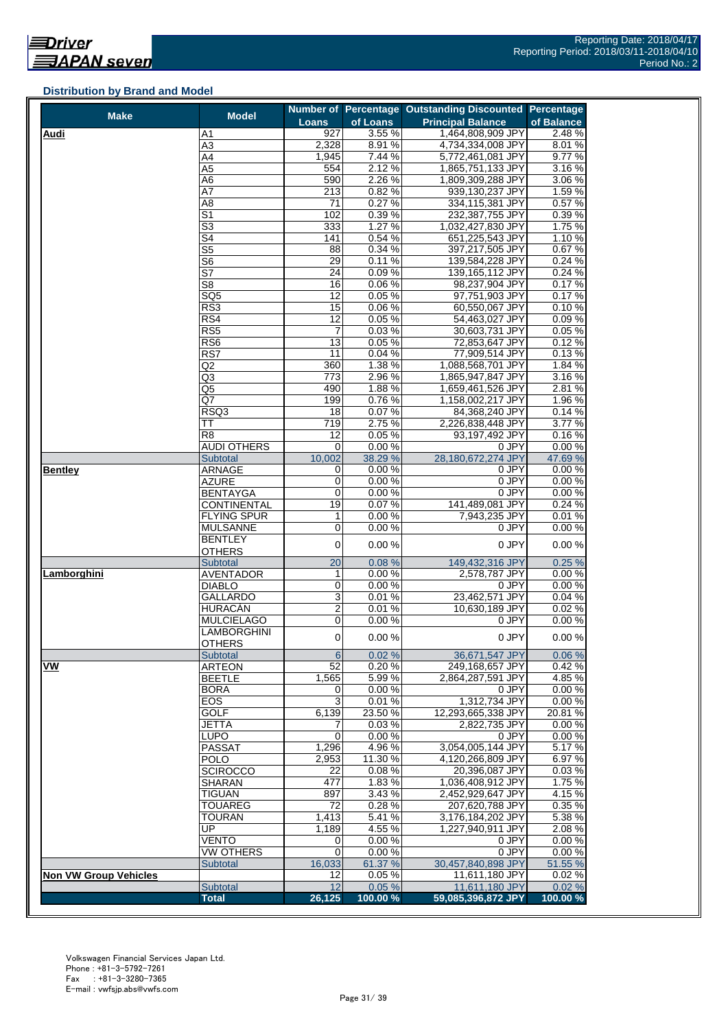Driver JAPAN seven

Reporting Date: 2018/04/17
Reporting Period: 2018/03/11-2018/04/10
Period No.: 2

### Distribution by Brand and Model

| Make | Model | Number of Loans | Percentage of Loans | Outstanding Discounted Principal Balance | Percentage of Balance |
|---|---|---|---|---|---|
| **Audi** | A1 | 927 | 3.55 % | 1,464,808,909 JPY | 2.48 % |
| | A3 | 2,328 | 8.91 % | 4,734,334,008 JPY | 8.01 % |
| | A4 | 1,945 | 7.44 % | 5,772,461,081 JPY | 9.77 % |
| | A5 | 554 | 2.12 % | 1,865,751,133 JPY | 3.16 % |
| | A6 | 590 | 2.26 % | 1,809,309,288 JPY | 3.06 % |
| | A7 | 213 | 0.82 % | 939,130,237 JPY | 1.59 % |
| | A8 | 71 | 0.27 % | 334,115,381 JPY | 0.57 % |
| | S1 | 102 | 0.39 % | 232,387,755 JPY | 0.39 % |
| | S3 | 333 | 1.27 % | 1,032,427,830 JPY | 1.75 % |
| | S4 | 141 | 0.54 % | 651,225,543 JPY | 1.10 % |
| | S5 | 88 | 0.34 % | 397,217,505 JPY | 0.67 % |
| | S6 | 29 | 0.11 % | 139,584,228 JPY | 0.24 % |
| | S7 | 24 | 0.09 % | 139,165,112 JPY | 0.24 % |
| | S8 | 16 | 0.06 % | 98,237,904 JPY | 0.17 % |
| | SQ5 | 12 | 0.05 % | 97,751,903 JPY | 0.17 % |
| | RS3 | 15 | 0.06 % | 60,550,067 JPY | 0.10 % |
| | RS4 | 12 | 0.05 % | 54,463,027 JPY | 0.09 % |
| | RS5 | 7 | 0.03 % | 30,603,731 JPY | 0.05 % |
| | RS6 | 13 | 0.05 % | 72,853,647 JPY | 0.12 % |
| | RS7 | 11 | 0.04 % | 77,909,514 JPY | 0.13 % |
| | Q2 | 360 | 1.38 % | 1,088,568,701 JPY | 1.84 % |
| | Q3 | 773 | 2.96 % | 1,865,947,847 JPY | 3.16 % |
| | Q5 | 490 | 1.88 % | 1,659,461,526 JPY | 2.81 % |
| | Q7 | 199 | 0.76 % | 1,158,002,217 JPY | 1.96 % |
| | RSQ3 | 18 | 0.07 % | 84,368,240 JPY | 0.14 % |
| | TT | 719 | 2.75 % | 2,226,838,448 JPY | 3.77 % |
| | R8 | 12 | 0.05 % | 93,197,492 JPY | 0.16 % |
| | AUDI OTHERS | 0 | 0.00 % | 0 JPY | 0.00 % |
| | Subtotal | 10,002 | 38.29 % | 28,180,672,274 JPY | 47.69 % |
| **Bentley** | ARNAGE | 0 | 0.00 % | 0 JPY | 0.00 % |
| | AZURE | 0 | 0.00 % | 0 JPY | 0.00 % |
| | BENTAYGA | 0 | 0.00 % | 0 JPY | 0.00 % |
| | CONTINENTAL | 19 | 0.07 % | 141,489,081 JPY | 0.24 % |
| | FLYING SPUR | 1 | 0.00 % | 7,943,235 JPY | 0.01 % |
| | MULSANNE | 0 | 0.00 % | 0 JPY | 0.00 % |
| | BENTLEY OTHERS | 0 | 0.00 % | 0 JPY | 0.00 % |
| | Subtotal | 20 | 0.08 % | 149,432,316 JPY | 0.25 % |
| **Lamborghini** | AVENTADOR | 1 | 0.00 % | 2,578,787 JPY | 0.00 % |
| | DIABLO | 0 | 0.00 % | 0 JPY | 0.00 % |
| | GALLARDO | 3 | 0.01 % | 23,462,571 JPY | 0.04 % |
| | HURACAN | 2 | 0.01 % | 10,630,189 JPY | 0.02 % |
| | MULCIELAGO | 0 | 0.00 % | 0 JPY | 0.00 % |
| | LAMBORGHINI OTHERS | 0 | 0.00 % | 0 JPY | 0.00 % |
| | Subtotal | 6 | 0.02 % | 36,671,547 JPY | 0.06 % |
| **VW** | ARTEON | 52 | 0.20 % | 249,168,657 JPY | 0.42 % |
| | BEETLE | 1,565 | 5.99 % | 2,864,287,591 JPY | 4.85 % |
| | BORA | 0 | 0.00 % | 0 JPY | 0.00 % |
| | EOS | 3 | 0.01 % | 1,312,734 JPY | 0.00 % |
| | GOLF | 6,139 | 23.50 % | 12,293,665,338 JPY | 20.81 % |
| | JETTA | 7 | 0.03 % | 2,822,735 JPY | 0.00 % |
| | LUPO | 0 | 0.00 % | 0 JPY | 0.00 % |
| | PASSAT | 1,296 | 4.96 % | 3,054,005,144 JPY | 5.17 % |
| | POLO | 2,953 | 11.30 % | 4,120,266,809 JPY | 6.97 % |
| | SCIROCCO | 22 | 0.08 % | 20,396,087 JPY | 0.03 % |
| | SHARAN | 477 | 1.83 % | 1,036,408,912 JPY | 1.75 % |
| | TIGUAN | 897 | 3.43 % | 2,452,929,647 JPY | 4.15 % |
| | TOUAREG | 72 | 0.28 % | 207,620,788 JPY | 0.35 % |
| | TOURAN | 1,413 | 5.41 % | 3,176,184,202 JPY | 5.38 % |
| | UP | 1,189 | 4.55 % | 1,227,940,911 JPY | 2.08 % |
| | VENTO | 0 | 0.00 % | 0 JPY | 0.00 % |
| | VW OTHERS | 0 | 0.00 % | 0 JPY | 0.00 % |
| | Subtotal | 16,033 | 61.37 % | 30,457,840,898 JPY | 51.55 % |
| **Non VW Group Vehicles** | | 12 | 0.05 % | 11,611,180 JPY | 0.02 % |
| | Subtotal | 12 | 0.05 % | 11,611,180 JPY | 0.02 % |
| | **Total** | **26,125** | **100.00 %** | **59,085,396,872 JPY** | **100.00 %** |

Volkswagen Financial Services Japan Ltd.
Phone : +81-3-5792-7261
Fax : +81-3-3280-7365
E-mail : vwfsjp.abs@vwfs.com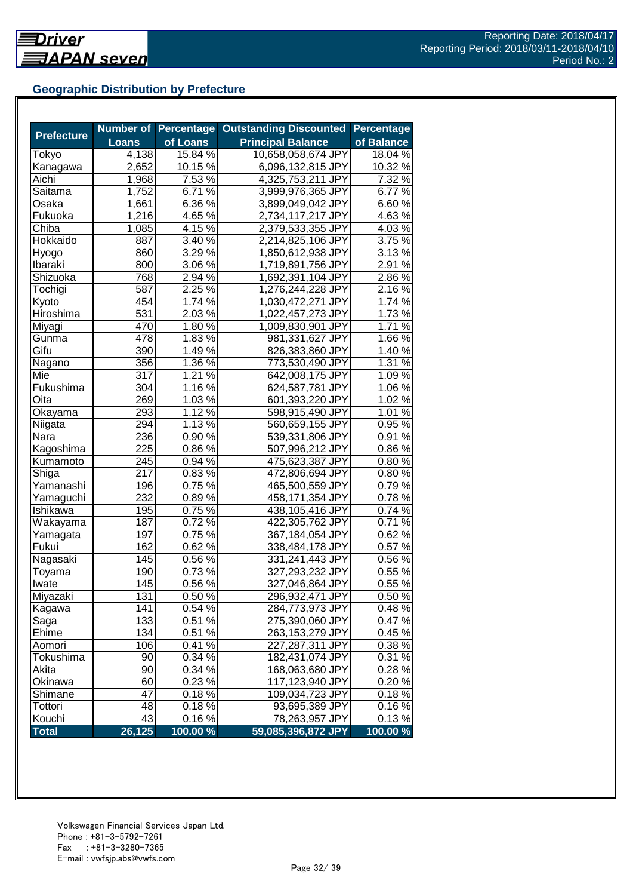Reporting Date: 2018/04/17
Reporting Period: 2018/03/11-2018/04/10
Period No.: 2

## Geographic Distribution by Prefecture

| Prefecture | Number of Loans | Percentage of Loans | Outstanding Discounted Principal Balance | Percentage of Balance |
|---|---|---|---|---|
| Tokyo | 4,138 | 15.84 % | 10,658,058,674 JPY | 18.04 % |
| Kanagawa | 2,652 | 10.15 % | 6,096,132,815 JPY | 10.32 % |
| Aichi | 1,968 | 7.53 % | 4,325,753,211 JPY | 7.32 % |
| Saitama | 1,752 | 6.71 % | 3,999,976,365 JPY | 6.77 % |
| Osaka | 1,661 | 6.36 % | 3,899,049,042 JPY | 6.60 % |
| Fukuoka | 1,216 | 4.65 % | 2,734,117,217 JPY | 4.63 % |
| Chiba | 1,085 | 4.15 % | 2,379,533,355 JPY | 4.03 % |
| Hokkaido | 887 | 3.40 % | 2,214,825,106 JPY | 3.75 % |
| Hyogo | 860 | 3.29 % | 1,850,612,938 JPY | 3.13 % |
| Ibaraki | 800 | 3.06 % | 1,719,891,756 JPY | 2.91 % |
| Shizuoka | 768 | 2.94 % | 1,692,391,104 JPY | 2.86 % |
| Tochigi | 587 | 2.25 % | 1,276,244,228 JPY | 2.16 % |
| Kyoto | 454 | 1.74 % | 1,030,472,271 JPY | 1.74 % |
| Hiroshima | 531 | 2.03 % | 1,022,457,273 JPY | 1.73 % |
| Miyagi | 470 | 1.80 % | 1,009,830,901 JPY | 1.71 % |
| Gunma | 478 | 1.83 % | 981,331,627 JPY | 1.66 % |
| Gifu | 390 | 1.49 % | 826,383,860 JPY | 1.40 % |
| Nagano | 356 | 1.36 % | 773,530,490 JPY | 1.31 % |
| Mie | 317 | 1.21 % | 642,008,175 JPY | 1.09 % |
| Fukushima | 304 | 1.16 % | 624,587,781 JPY | 1.06 % |
| Oita | 269 | 1.03 % | 601,393,220 JPY | 1.02 % |
| Okayama | 293 | 1.12 % | 598,915,490 JPY | 1.01 % |
| Niigata | 294 | 1.13 % | 560,659,155 JPY | 0.95 % |
| Nara | 236 | 0.90 % | 539,331,806 JPY | 0.91 % |
| Kagoshima | 225 | 0.86 % | 507,996,212 JPY | 0.86 % |
| Kumamoto | 245 | 0.94 % | 475,623,387 JPY | 0.80 % |
| Shiga | 217 | 0.83 % | 472,806,694 JPY | 0.80 % |
| Yamanashi | 196 | 0.75 % | 465,500,559 JPY | 0.79 % |
| Yamaguchi | 232 | 0.89 % | 458,171,354 JPY | 0.78 % |
| Ishikawa | 195 | 0.75 % | 438,105,416 JPY | 0.74 % |
| Wakayama | 187 | 0.72 % | 422,305,762 JPY | 0.71 % |
| Yamagata | 197 | 0.75 % | 367,184,054 JPY | 0.62 % |
| Fukui | 162 | 0.62 % | 338,484,178 JPY | 0.57 % |
| Nagasaki | 145 | 0.56 % | 331,241,443 JPY | 0.56 % |
| Toyama | 190 | 0.73 % | 327,293,232 JPY | 0.55 % |
| Iwate | 145 | 0.56 % | 327,046,864 JPY | 0.55 % |
| Miyazaki | 131 | 0.50 % | 296,932,471 JPY | 0.50 % |
| Kagawa | 141 | 0.54 % | 284,773,973 JPY | 0.48 % |
| Saga | 133 | 0.51 % | 275,390,060 JPY | 0.47 % |
| Ehime | 134 | 0.51 % | 263,153,279 JPY | 0.45 % |
| Aomori | 106 | 0.41 % | 227,287,311 JPY | 0.38 % |
| Tokushima | 90 | 0.34 % | 182,431,074 JPY | 0.31 % |
| Akita | 90 | 0.34 % | 168,063,680 JPY | 0.28 % |
| Okinawa | 60 | 0.23 % | 117,123,940 JPY | 0.20 % |
| Shimane | 47 | 0.18 % | 109,034,723 JPY | 0.18 % |
| Tottori | 48 | 0.18 % | 93,695,389 JPY | 0.16 % |
| Kouchi | 43 | 0.16 % | 78,263,957 JPY | 0.13 % |
| **Total** | **26,125** | **100.00 %** | **59,085,396,872 JPY** | **100.00 %** |

Volkswagen Financial Services Japan Ltd.
Phone : +81-3-5792-7261
Fax : +81-3-3280-7365
E-mail : vwfsjp.abs@vwfs.com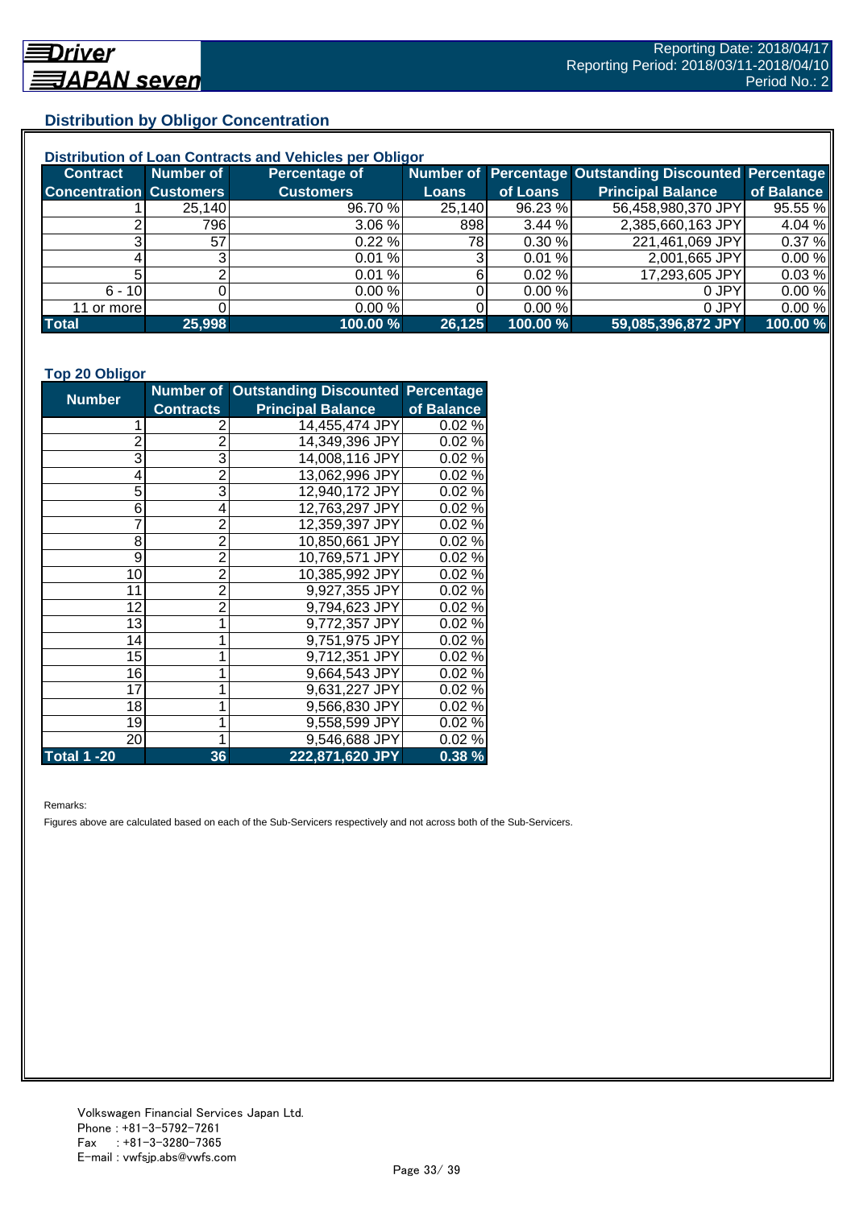## Distribution by Obligor Concentration

### Distribution of Loan Contracts and Vehicles per Obligor

| Contract Concentration | Number of Customers | Percentage of Customers | Number of Loans | Percentage of Loans | Outstanding Discounted Principal Balance | Percentage of Balance |
|---|---|---|---|---|---|---|
| 1 | 25,140 | 96.70 % | 25,140 | 96.23 % | 56,458,980,370 JPY | 95.55 % |
| 2 | 796 | 3.06 % | 898 | 3.44 % | 2,385,660,163 JPY | 4.04 % |
| 3 | 57 | 0.22 % | 78 | 0.30 % | 221,461,069 JPY | 0.37 % |
| 4 | 3 | 0.01 % | 3 | 0.01 % | 2,001,665 JPY | 0.00 % |
| 5 | 2 | 0.01 % | 6 | 0.02 % | 17,293,605 JPY | 0.03 % |
| 6 - 10 | 0 | 0.00 % | 0 | 0.00 % | 0 JPY | 0.00 % |
| 11 or more | 0 | 0.00 % | 0 | 0.00 % | 0 JPY | 0.00 % |
| **Total** | **25,998** | **100.00 %** | **26,125** | **100.00 %** | **59,085,396,872 JPY** | **100.00 %** |

### Top 20 Obligor

| Number | Number of Contracts | Outstanding Discounted Principal Balance | Percentage of Balance |
|---|---|---|---|
| 1 | 2 | 14,455,474 JPY | 0.02 % |
| 2 | 2 | 14,349,396 JPY | 0.02 % |
| 3 | 3 | 14,008,116 JPY | 0.02 % |
| 4 | 2 | 13,062,996 JPY | 0.02 % |
| 5 | 3 | 12,940,172 JPY | 0.02 % |
| 6 | 4 | 12,763,297 JPY | 0.02 % |
| 7 | 2 | 12,359,397 JPY | 0.02 % |
| 8 | 2 | 10,850,661 JPY | 0.02 % |
| 9 | 2 | 10,769,571 JPY | 0.02 % |
| 10 | 2 | 10,385,992 JPY | 0.02 % |
| 11 | 2 | 9,927,355 JPY | 0.02 % |
| 12 | 2 | 9,794,623 JPY | 0.02 % |
| 13 | 1 | 9,772,357 JPY | 0.02 % |
| 14 | 1 | 9,751,975 JPY | 0.02 % |
| 15 | 1 | 9,712,351 JPY | 0.02 % |
| 16 | 1 | 9,664,543 JPY | 0.02 % |
| 17 | 1 | 9,631,227 JPY | 0.02 % |
| 18 | 1 | 9,566,830 JPY | 0.02 % |
| 19 | 1 | 9,558,599 JPY | 0.02 % |
| 20 | 1 | 9,546,688 JPY | 0.02 % |
| **Total 1 -20** | **36** | **222,871,620 JPY** | **0.38 %** |

Remarks:

Figures above are calculated based on each of the Sub-Servicers respectively and not across both of the Sub-Servicers.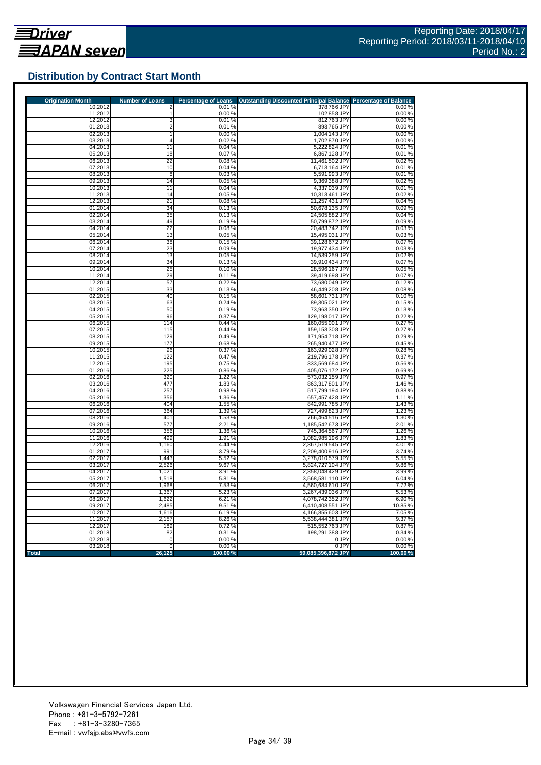Driver JAPAN seven

Reporting Date: 2018/04/17
Reporting Period: 2018/03/11-2018/04/10
Period No.: 2

## Distribution by Contract Start Month

| Origination Month | Number of Loans | Percentage of Loans | Outstanding Discounted Principal Balance | Percentage of Balance |
|---|---|---|---|---|
| 10.2012 | 2 | 0.01 % | 378,766 JPY | 0.00 % |
| 11.2012 | 1 | 0.00 % | 102,858 JPY | 0.00 % |
| 12.2012 | 3 | 0.01 % | 812,763 JPY | 0.00 % |
| 01.2013 | 2 | 0.01 % | 893,765 JPY | 0.00 % |
| 02.2013 | 1 | 0.00 % | 1,004,143 JPY | 0.00 % |
| 03.2013 | 4 | 0.02 % | 1,702,870 JPY | 0.00 % |
| 04.2013 | 11 | 0.04 % | 5,222,824 JPY | 0.01 % |
| 05.2013 | 18 | 0.07 % | 6,867,128 JPY | 0.01 % |
| 06.2013 | 22 | 0.08 % | 11,461,502 JPY | 0.02 % |
| 07.2013 | 10 | 0.04 % | 6,713,164 JPY | 0.01 % |
| 08.2013 | 8 | 0.03 % | 5,591,993 JPY | 0.01 % |
| 09.2013 | 14 | 0.05 % | 9,369,388 JPY | 0.02 % |
| 10.2013 | 11 | 0.04 % | 4,337,039 JPY | 0.01 % |
| 11.2013 | 14 | 0.05 % | 10,313,461 JPY | 0.02 % |
| 12.2013 | 21 | 0.08 % | 21,257,431 JPY | 0.04 % |
| 01.2014 | 34 | 0.13 % | 50,678,135 JPY | 0.09 % |
| 02.2014 | 35 | 0.13 % | 24,505,882 JPY | 0.04 % |
| 03.2014 | 49 | 0.19 % | 50,799,872 JPY | 0.09 % |
| 04.2014 | 22 | 0.08 % | 20,483,742 JPY | 0.03 % |
| 05.2014 | 13 | 0.05 % | 15,495,031 JPY | 0.03 % |
| 06.2014 | 38 | 0.15 % | 39,128,672 JPY | 0.07 % |
| 07.2014 | 23 | 0.09 % | 19,977,434 JPY | 0.03 % |
| 08.2014 | 13 | 0.05 % | 14,539,259 JPY | 0.02 % |
| 09.2014 | 34 | 0.13 % | 39,910,434 JPY | 0.07 % |
| 10.2014 | 25 | 0.10 % | 28,596,167 JPY | 0.05 % |
| 11.2014 | 29 | 0.11 % | 39,419,698 JPY | 0.07 % |
| 12.2014 | 57 | 0.22 % | 73,680,049 JPY | 0.12 % |
| 01.2015 | 33 | 0.13 % | 46,449,208 JPY | 0.08 % |
| 02.2015 | 40 | 0.15 % | 58,601,731 JPY | 0.10 % |
| 03.2015 | 63 | 0.24 % | 89,305,021 JPY | 0.15 % |
| 04.2015 | 50 | 0.19 % | 73,963,350 JPY | 0.13 % |
| 05.2015 | 96 | 0.37 % | 129,198,017 JPY | 0.22 % |
| 06.2015 | 114 | 0.44 % | 160,055,001 JPY | 0.27 % |
| 07.2015 | 115 | 0.44 % | 159,153,308 JPY | 0.27 % |
| 08.2015 | 129 | 0.49 % | 171,954,718 JPY | 0.29 % |
| 09.2015 | 177 | 0.68 % | 265,940,477 JPY | 0.45 % |
| 10.2015 | 96 | 0.37 % | 163,929,028 JPY | 0.28 % |
| 11.2015 | 122 | 0.47 % | 219,796,178 JPY | 0.37 % |
| 12.2015 | 195 | 0.75 % | 333,569,684 JPY | 0.56 % |
| 01.2016 | 225 | 0.86 % | 405,076,172 JPY | 0.69 % |
| 02.2016 | 320 | 1.22 % | 573,032,159 JPY | 0.97 % |
| 03.2016 | 477 | 1.83 % | 863,317,801 JPY | 1.46 % |
| 04.2016 | 257 | 0.98 % | 517,799,194 JPY | 0.88 % |
| 05.2016 | 356 | 1.36 % | 657,457,428 JPY | 1.11 % |
| 06.2016 | 404 | 1.55 % | 842,991,785 JPY | 1.43 % |
| 07.2016 | 364 | 1.39 % | 727,499,823 JPY | 1.23 % |
| 08.2016 | 401 | 1.53 % | 766,464,516 JPY | 1.30 % |
| 09.2016 | 577 | 2.21 % | 1,185,542,673 JPY | 2.01 % |
| 10.2016 | 356 | 1.36 % | 745,364,567 JPY | 1.26 % |
| 11.2016 | 499 | 1.91 % | 1,082,985,196 JPY | 1.83 % |
| 12.2016 | 1,160 | 4.44 % | 2,367,519,545 JPY | 4.01 % |
| 01.2017 | 991 | 3.79 % | 2,209,400,916 JPY | 3.74 % |
| 02.2017 | 1,443 | 5.52 % | 3,278,010,579 JPY | 5.55 % |
| 03.2017 | 2,526 | 9.67 % | 5,824,727,104 JPY | 9.86 % |
| 04.2017 | 1,021 | 3.91 % | 2,358,048,429 JPY | 3.99 % |
| 05.2017 | 1,518 | 5.81 % | 3,568,581,110 JPY | 6.04 % |
| 06.2017 | 1,968 | 7.53 % | 4,560,684,610 JPY | 7.72 % |
| 07.2017 | 1,367 | 5.23 % | 3,267,439,036 JPY | 5.53 % |
| 08.2017 | 1,622 | 6.21 % | 4,078,742,352 JPY | 6.90 % |
| 09.2017 | 2,485 | 9.51 % | 6,410,408,551 JPY | 10.85 % |
| 10.2017 | 1,616 | 6.19 % | 4,166,855,603 JPY | 7.05 % |
| 11.2017 | 2,157 | 8.26 % | 5,538,444,381 JPY | 9.37 % |
| 12.2017 | 189 | 0.72 % | 515,552,763 JPY | 0.87 % |
| 01.2018 | 82 | 0.31 % | 198,291,388 JPY | 0.34 % |
| 02.2018 | 0 | 0.00 % | 0 JPY | 0.00 % |
| 03.2018 | 0 | 0.00 % | 0 JPY | 0.00 % |
| **Total** | **26,125** | **100.00 %** | **59,085,396,872 JPY** | **100.00 %** |

Volkswagen Financial Services Japan Ltd.
Phone : +81-3-5792-7261
Fax : +81-3-3280-7365
E-mail : vwfsjp.abs@vwfs.com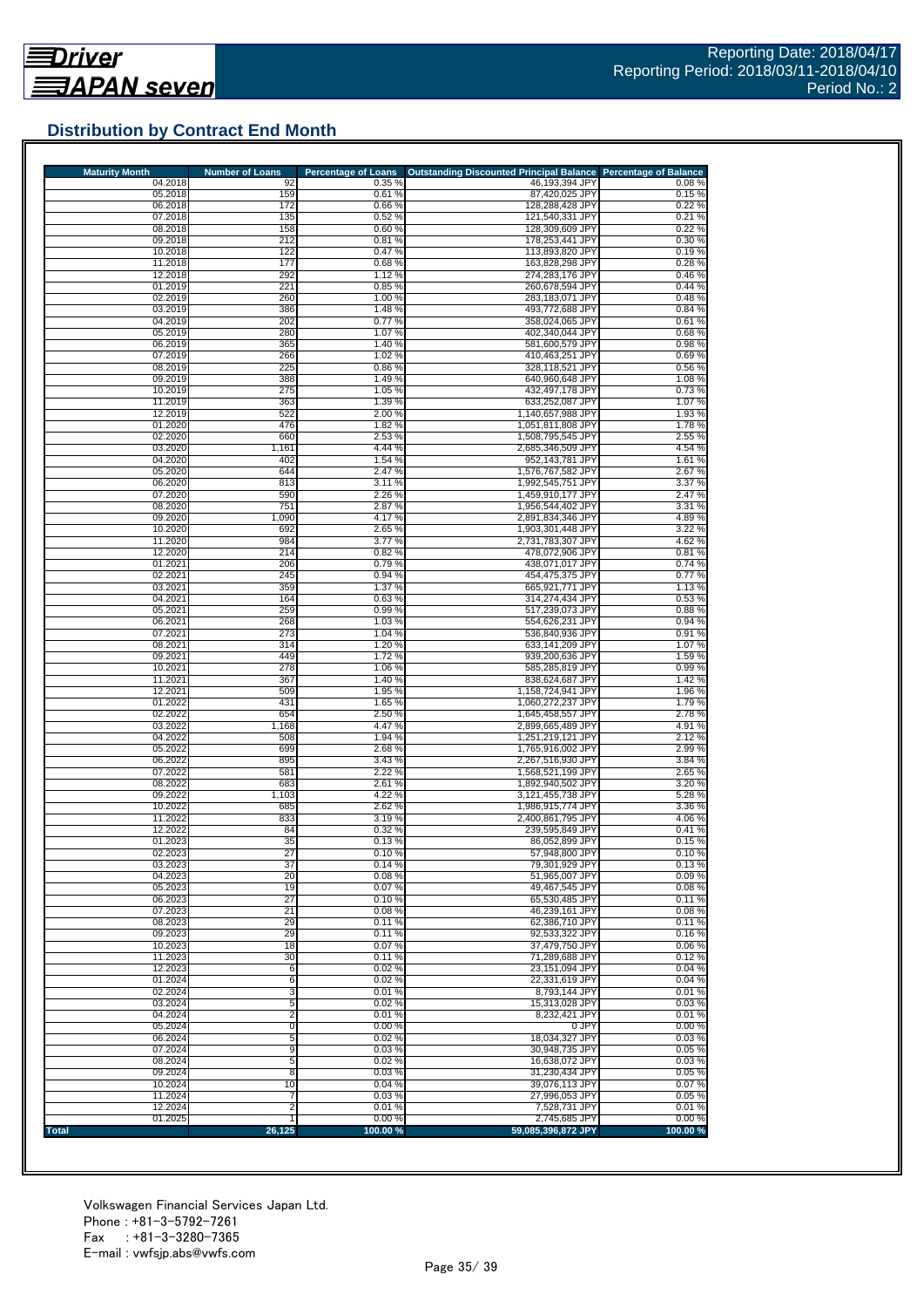## Distribution by Contract End Month

| Maturity Month | Number of Loans | Percentage of Loans | Outstanding Discounted Principal Balance | Percentage of Balance |
|---|---|---|---|---|
| 04.2018 | 92 | 0.35 % | 46,193,394 JPY | 0.08 % |
| 05.2018 | 159 | 0.61 % | 87,420,025 JPY | 0.15 % |
| 06.2018 | 172 | 0.66 % | 128,288,428 JPY | 0.22 % |
| 07.2018 | 135 | 0.52 % | 121,540,331 JPY | 0.21 % |
| 08.2018 | 158 | 0.60 % | 128,309,609 JPY | 0.22 % |
| 09.2018 | 212 | 0.81 % | 178,253,441 JPY | 0.30 % |
| 10.2018 | 122 | 0.47 % | 113,893,820 JPY | 0.19 % |
| 11.2018 | 177 | 0.68 % | 163,828,298 JPY | 0.28 % |
| 12.2018 | 292 | 1.12 % | 274,283,176 JPY | 0.46 % |
| 01.2019 | 221 | 0.85 % | 260,678,594 JPY | 0.44 % |
| 02.2019 | 260 | 1.00 % | 283,183,071 JPY | 0.48 % |
| 03.2019 | 386 | 1.48 % | 493,772,688 JPY | 0.84 % |
| 04.2019 | 202 | 0.77 % | 358,024,065 JPY | 0.61 % |
| 05.2019 | 280 | 1.07 % | 402,340,044 JPY | 0.68 % |
| 06.2019 | 365 | 1.40 % | 581,600,579 JPY | 0.98 % |
| 07.2019 | 266 | 1.02 % | 410,463,251 JPY | 0.69 % |
| 08.2019 | 225 | 0.86 % | 328,118,521 JPY | 0.56 % |
| 09.2019 | 388 | 1.49 % | 640,960,648 JPY | 1.08 % |
| 10.2019 | 275 | 1.05 % | 432,497,178 JPY | 0.73 % |
| 11.2019 | 363 | 1.39 % | 633,252,087 JPY | 1.07 % |
| 12.2019 | 522 | 2.00 % | 1,140,657,988 JPY | 1.93 % |
| 01.2020 | 476 | 1.82 % | 1,051,811,808 JPY | 1.78 % |
| 02.2020 | 660 | 2.53 % | 1,508,795,545 JPY | 2.55 % |
| 03.2020 | 1,161 | 4.44 % | 2,685,346,509 JPY | 4.54 % |
| 04.2020 | 402 | 1.54 % | 952,143,781 JPY | 1.61 % |
| 05.2020 | 644 | 2.47 % | 1,576,767,582 JPY | 2.67 % |
| 06.2020 | 813 | 3.11 % | 1,992,545,751 JPY | 3.37 % |
| 07.2020 | 590 | 2.26 % | 1,459,910,177 JPY | 2.47 % |
| 08.2020 | 751 | 2.87 % | 1,956,544,402 JPY | 3.31 % |
| 09.2020 | 1,090 | 4.17 % | 2,891,834,346 JPY | 4.89 % |
| 10.2020 | 692 | 2.65 % | 1,903,301,448 JPY | 3.22 % |
| 11.2020 | 984 | 3.77 % | 2,731,783,307 JPY | 4.62 % |
| 12.2020 | 214 | 0.82 % | 478,072,906 JPY | 0.81 % |
| 01.2021 | 206 | 0.79 % | 438,071,017 JPY | 0.74 % |
| 02.2021 | 245 | 0.94 % | 454,475,375 JPY | 0.77 % |
| 03.2021 | 359 | 1.37 % | 665,921,771 JPY | 1.13 % |
| 04.2021 | 164 | 0.63 % | 314,274,434 JPY | 0.53 % |
| 05.2021 | 259 | 0.99 % | 517,239,073 JPY | 0.88 % |
| 06.2021 | 268 | 1.03 % | 554,626,231 JPY | 0.94 % |
| 07.2021 | 273 | 1.04 % | 536,840,936 JPY | 0.91 % |
| 08.2021 | 314 | 1.20 % | 633,141,209 JPY | 1.07 % |
| 09.2021 | 449 | 1.72 % | 939,200,636 JPY | 1.59 % |
| 10.2021 | 278 | 1.06 % | 585,285,819 JPY | 0.99 % |
| 11.2021 | 367 | 1.40 % | 838,624,687 JPY | 1.42 % |
| 12.2021 | 509 | 1.95 % | 1,158,724,941 JPY | 1.96 % |
| 01.2022 | 431 | 1.65 % | 1,060,272,237 JPY | 1.79 % |
| 02.2022 | 654 | 2.50 % | 1,645,458,557 JPY | 2.78 % |
| 03.2022 | 1,168 | 4.47 % | 2,899,665,489 JPY | 4.91 % |
| 04.2022 | 508 | 1.94 % | 1,251,219,121 JPY | 2.12 % |
| 05.2022 | 699 | 2.68 % | 1,765,916,002 JPY | 2.99 % |
| 06.2022 | 895 | 3.43 % | 2,267,516,930 JPY | 3.84 % |
| 07.2022 | 581 | 2.22 % | 1,568,521,199 JPY | 2.65 % |
| 08.2022 | 683 | 2.61 % | 1,892,940,502 JPY | 3.20 % |
| 09.2022 | 1,103 | 4.22 % | 3,121,455,738 JPY | 5.28 % |
| 10.2022 | 685 | 2.62 % | 1,986,915,774 JPY | 3.36 % |
| 11.2022 | 833 | 3.19 % | 2,400,861,795 JPY | 4.06 % |
| 12.2022 | 84 | 0.32 % | 239,595,849 JPY | 0.41 % |
| 01.2023 | 35 | 0.13 % | 86,052,899 JPY | 0.15 % |
| 02.2023 | 27 | 0.10 % | 57,948,800 JPY | 0.10 % |
| 03.2023 | 37 | 0.14 % | 79,301,929 JPY | 0.13 % |
| 04.2023 | 20 | 0.08 % | 51,965,007 JPY | 0.09 % |
| 05.2023 | 19 | 0.07 % | 49,467,545 JPY | 0.08 % |
| 06.2023 | 27 | 0.10 % | 65,530,485 JPY | 0.11 % |
| 07.2023 | 21 | 0.08 % | 46,239,161 JPY | 0.08 % |
| 08.2023 | 29 | 0.11 % | 62,386,710 JPY | 0.11 % |
| 09.2023 | 29 | 0.11 % | 92,533,322 JPY | 0.16 % |
| 10.2023 | 18 | 0.07 % | 37,479,750 JPY | 0.06 % |
| 11.2023 | 30 | 0.11 % | 71,289,688 JPY | 0.12 % |
| 12.2023 | 6 | 0.02 % | 23,151,094 JPY | 0.04 % |
| 01.2024 | 6 | 0.02 % | 22,331,619 JPY | 0.04 % |
| 02.2024 | 3 | 0.01 % | 8,793,144 JPY | 0.01 % |
| 03.2024 | 5 | 0.02 % | 15,313,028 JPY | 0.03 % |
| 04.2024 | 2 | 0.01 % | 8,232,421 JPY | 0.01 % |
| 05.2024 | 0 | 0.00 % | 0 JPY | 0.00 % |
| 06.2024 | 5 | 0.02 % | 18,034,327 JPY | 0.03 % |
| 07.2024 | 9 | 0.03 % | 30,948,735 JPY | 0.05 % |
| 08.2024 | 5 | 0.02 % | 16,638,072 JPY | 0.03 % |
| 09.2024 | 8 | 0.03 % | 31,230,434 JPY | 0.05 % |
| 10.2024 | 10 | 0.04 % | 39,076,113 JPY | 0.07 % |
| 11.2024 | 7 | 0.03 % | 27,996,053 JPY | 0.05 % |
| 12.2024 | 2 | 0.01 % | 7,528,731 JPY | 0.01 % |
| 01.2025 | 1 | 0.00 % | 2,745,685 JPY | 0.00 % |
| **Total** | **26,125** | **100.00 %** | **59,085,396,872 JPY** | **100.00 %** |

Volkswagen Financial Services Japan Ltd.
Phone : +81-3-5792-7261
Fax : +81-3-3280-7365
E-mail : vwfsjp.abs@vwfs.com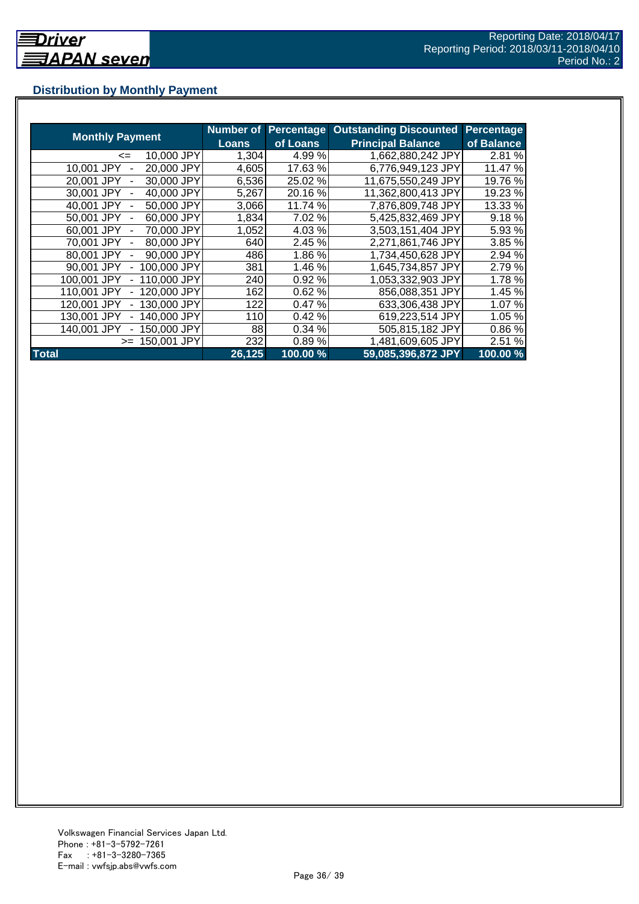## Distribution by Monthly Payment

| Monthly Payment | Number of Loans | Percentage of Loans | Outstanding Discounted Principal Balance | Percentage of Balance |
|---|---|---|---|---|
| <= 10,000 JPY | 1,304 | 4.99 % | 1,662,880,242 JPY | 2.81 % |
| 10,001 JPY - 20,000 JPY | 4,605 | 17.63 % | 6,776,949,123 JPY | 11.47 % |
| 20,001 JPY - 30,000 JPY | 6,536 | 25.02 % | 11,675,550,249 JPY | 19.76 % |
| 30,001 JPY - 40,000 JPY | 5,267 | 20.16 % | 11,362,800,413 JPY | 19.23 % |
| 40,001 JPY - 50,000 JPY | 3,066 | 11.74 % | 7,876,809,748 JPY | 13.33 % |
| 50,001 JPY - 60,000 JPY | 1,834 | 7.02 % | 5,425,832,469 JPY | 9.18 % |
| 60,001 JPY - 70,000 JPY | 1,052 | 4.03 % | 3,503,151,404 JPY | 5.93 % |
| 70,001 JPY - 80,000 JPY | 640 | 2.45 % | 2,271,861,746 JPY | 3.85 % |
| 80,001 JPY - 90,000 JPY | 486 | 1.86 % | 1,734,450,628 JPY | 2.94 % |
| 90,001 JPY - 100,000 JPY | 381 | 1.46 % | 1,645,734,857 JPY | 2.79 % |
| 100,001 JPY - 110,000 JPY | 240 | 0.92 % | 1,053,332,903 JPY | 1.78 % |
| 110,001 JPY - 120,000 JPY | 162 | 0.62 % | 856,088,351 JPY | 1.45 % |
| 120,001 JPY - 130,000 JPY | 122 | 0.47 % | 633,306,438 JPY | 1.07 % |
| 130,001 JPY - 140,000 JPY | 110 | 0.42 % | 619,223,514 JPY | 1.05 % |
| 140,001 JPY - 150,000 JPY | 88 | 0.34 % | 505,815,182 JPY | 0.86 % |
| >= 150,001 JPY | 232 | 0.89 % | 1,481,609,605 JPY | 2.51 % |
| **Total** | **26,125** | **100.00 %** | **59,085,396,872 JPY** | **100.00 %** |

Volkswagen Financial Services Japan Ltd.
Phone : +81-3-5792-7261
Fax : +81-3-3280-7365
E-mail : vwfsjp.abs@vwfs.com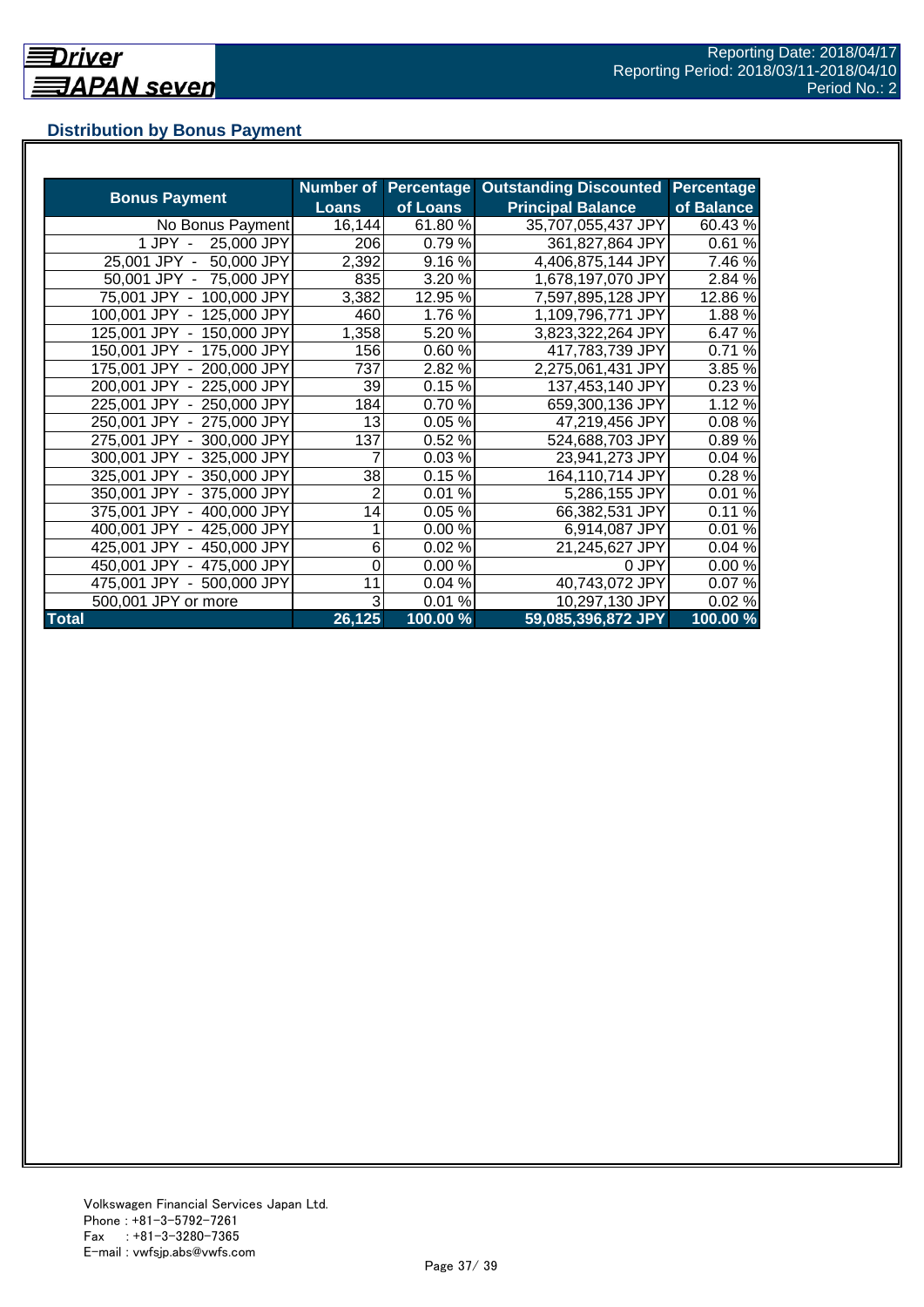## Distribution by Bonus Payment

| Bonus Payment | Number of Loans | Percentage of Loans | Outstanding Discounted Principal Balance | Percentage of Balance |
|---|---|---|---|---|
| No Bonus Payment | 16,144 | 61.80 % | 35,707,055,437 JPY | 60.43 % |
| 1 JPY - 25,000 JPY | 206 | 0.79 % | 361,827,864 JPY | 0.61 % |
| 25,001 JPY - 50,000 JPY | 2,392 | 9.16 % | 4,406,875,144 JPY | 7.46 % |
| 50,001 JPY - 75,000 JPY | 835 | 3.20 % | 1,678,197,070 JPY | 2.84 % |
| 75,001 JPY - 100,000 JPY | 3,382 | 12.95 % | 7,597,895,128 JPY | 12.86 % |
| 100,001 JPY - 125,000 JPY | 460 | 1.76 % | 1,109,796,771 JPY | 1.88 % |
| 125,001 JPY - 150,000 JPY | 1,358 | 5.20 % | 3,823,322,264 JPY | 6.47 % |
| 150,001 JPY - 175,000 JPY | 156 | 0.60 % | 417,783,739 JPY | 0.71 % |
| 175,001 JPY - 200,000 JPY | 737 | 2.82 % | 2,275,061,431 JPY | 3.85 % |
| 200,001 JPY - 225,000 JPY | 39 | 0.15 % | 137,453,140 JPY | 0.23 % |
| 225,001 JPY - 250,000 JPY | 184 | 0.70 % | 659,300,136 JPY | 1.12 % |
| 250,001 JPY - 275,000 JPY | 13 | 0.05 % | 47,219,456 JPY | 0.08 % |
| 275,001 JPY - 300,000 JPY | 137 | 0.52 % | 524,688,703 JPY | 0.89 % |
| 300,001 JPY - 325,000 JPY | 7 | 0.03 % | 23,941,273 JPY | 0.04 % |
| 325,001 JPY - 350,000 JPY | 38 | 0.15 % | 164,110,714 JPY | 0.28 % |
| 350,001 JPY - 375,000 JPY | 2 | 0.01 % | 5,286,155 JPY | 0.01 % |
| 375,001 JPY - 400,000 JPY | 14 | 0.05 % | 66,382,531 JPY | 0.11 % |
| 400,001 JPY - 425,000 JPY | 1 | 0.00 % | 6,914,087 JPY | 0.01 % |
| 425,001 JPY - 450,000 JPY | 6 | 0.02 % | 21,245,627 JPY | 0.04 % |
| 450,001 JPY - 475,000 JPY | 0 | 0.00 % | 0 JPY | 0.00 % |
| 475,001 JPY - 500,000 JPY | 11 | 0.04 % | 40,743,072 JPY | 0.07 % |
| 500,001 JPY or more | 3 | 0.01 % | 10,297,130 JPY | 0.02 % |
| **Total** | **26,125** | **100.00 %** | **59,085,396,872 JPY** | **100.00 %** |

Volkswagen Financial Services Japan Ltd.
Phone : +81-3-5792-7261
Fax : +81-3-3280-7365
E-mail : vwfsjp.abs@vwfs.com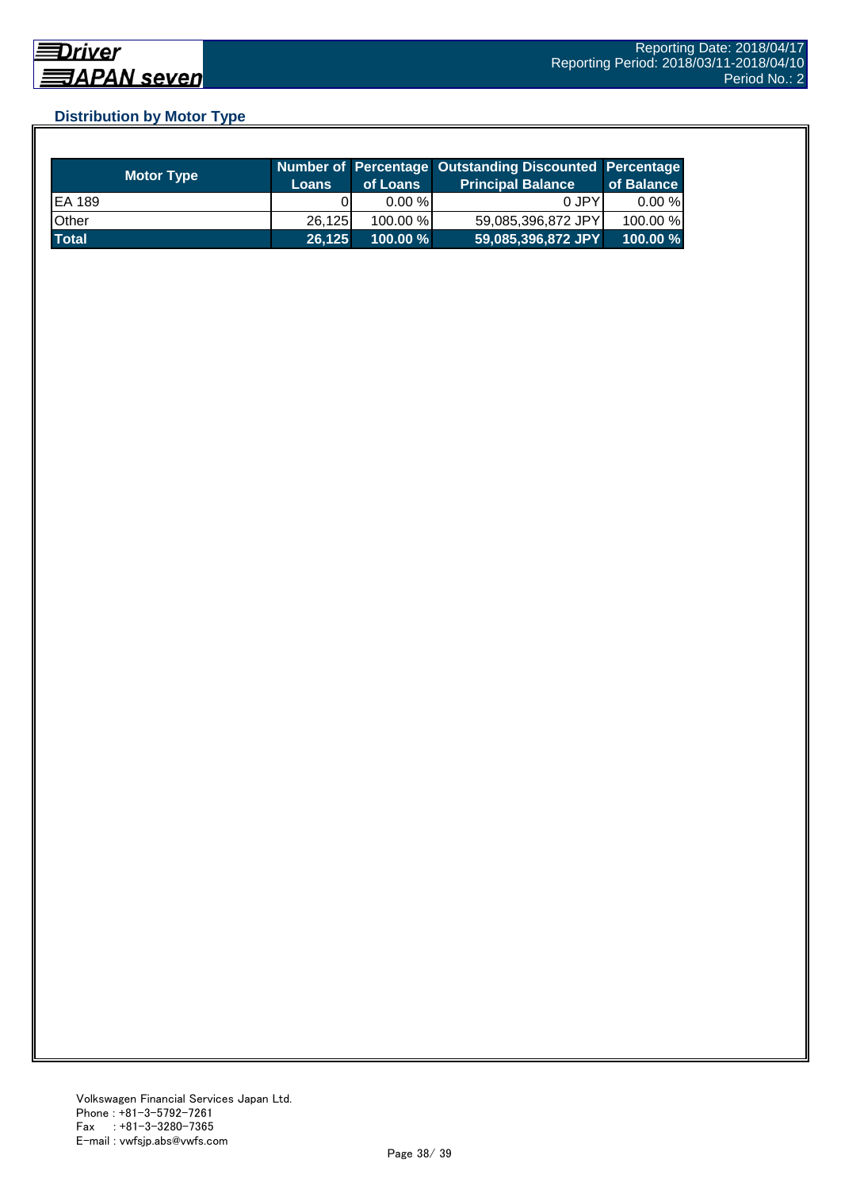## Distribution by Motor Type

| Motor Type | Number of Loans | Percentage of Loans | Outstanding Discounted Principal Balance | Percentage of Balance |
|---|---|---|---|---|
| EA 189 | 0 | 0.00 % | 0 JPY | 0.00 % |
| Other | 26,125 | 100.00 % | 59,085,396,872 JPY | 100.00 % |
| **Total** | **26,125** | **100.00 %** | **59,085,396,872 JPY** | **100.00 %** |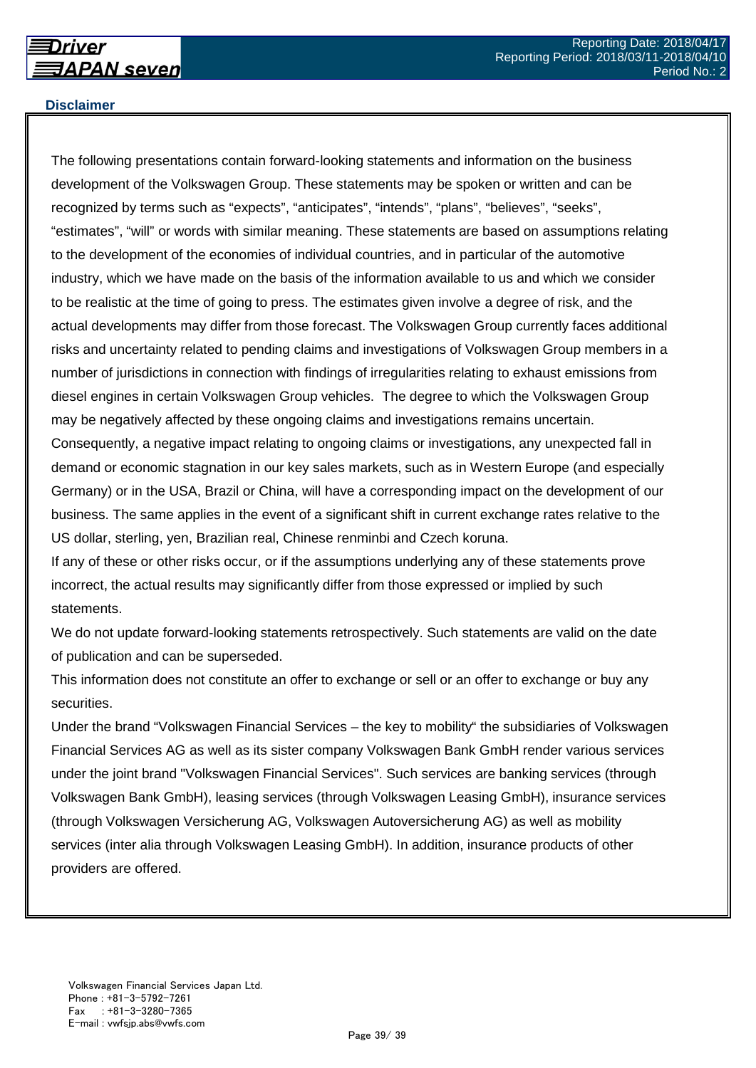## Disclaimer

The following presentations contain forward-looking statements and information on the business development of the Volkswagen Group. These statements may be spoken or written and can be recognized by terms such as "expects", "anticipates", "intends", "plans", "believes", "seeks", "estimates", "will" or words with similar meaning. These statements are based on assumptions relating to the development of the economies of individual countries, and in particular of the automotive industry, which we have made on the basis of the information available to us and which we consider to be realistic at the time of going to press. The estimates given involve a degree of risk, and the actual developments may differ from those forecast. The Volkswagen Group currently faces additional risks and uncertainty related to pending claims and investigations of Volkswagen Group members in a number of jurisdictions in connection with findings of irregularities relating to exhaust emissions from diesel engines in certain Volkswagen Group vehicles. The degree to which the Volkswagen Group may be negatively affected by these ongoing claims and investigations remains uncertain.
Consequently, a negative impact relating to ongoing claims or investigations, any unexpected fall in demand or economic stagnation in our key sales markets, such as in Western Europe (and especially Germany) or in the USA, Brazil or China, will have a corresponding impact on the development of our business. The same applies in the event of a significant shift in current exchange rates relative to the US dollar, sterling, yen, Brazilian real, Chinese renminbi and Czech koruna.
If any of these or other risks occur, or if the assumptions underlying any of these statements prove incorrect, the actual results may significantly differ from those expressed or implied by such statements.
We do not update forward-looking statements retrospectively. Such statements are valid on the date of publication and can be superseded.
This information does not constitute an offer to exchange or sell or an offer to exchange or buy any securities.
Under the brand "Volkswagen Financial Services – the key to mobility" the subsidiaries of Volkswagen Financial Services AG as well as its sister company Volkswagen Bank GmbH render various services under the joint brand "Volkswagen Financial Services". Such services are banking services (through Volkswagen Bank GmbH), leasing services (through Volkswagen Leasing GmbH), insurance services (through Volkswagen Versicherung AG, Volkswagen Autoversicherung AG) as well as mobility services (inter alia through Volkswagen Leasing GmbH). In addition, insurance products of other providers are offered.

Volkswagen Financial Services Japan Ltd.
Phone : +81-3-5792-7261
Fax : +81-3-3280-7365
E-mail : vwfsjp.abs@vwfs.com